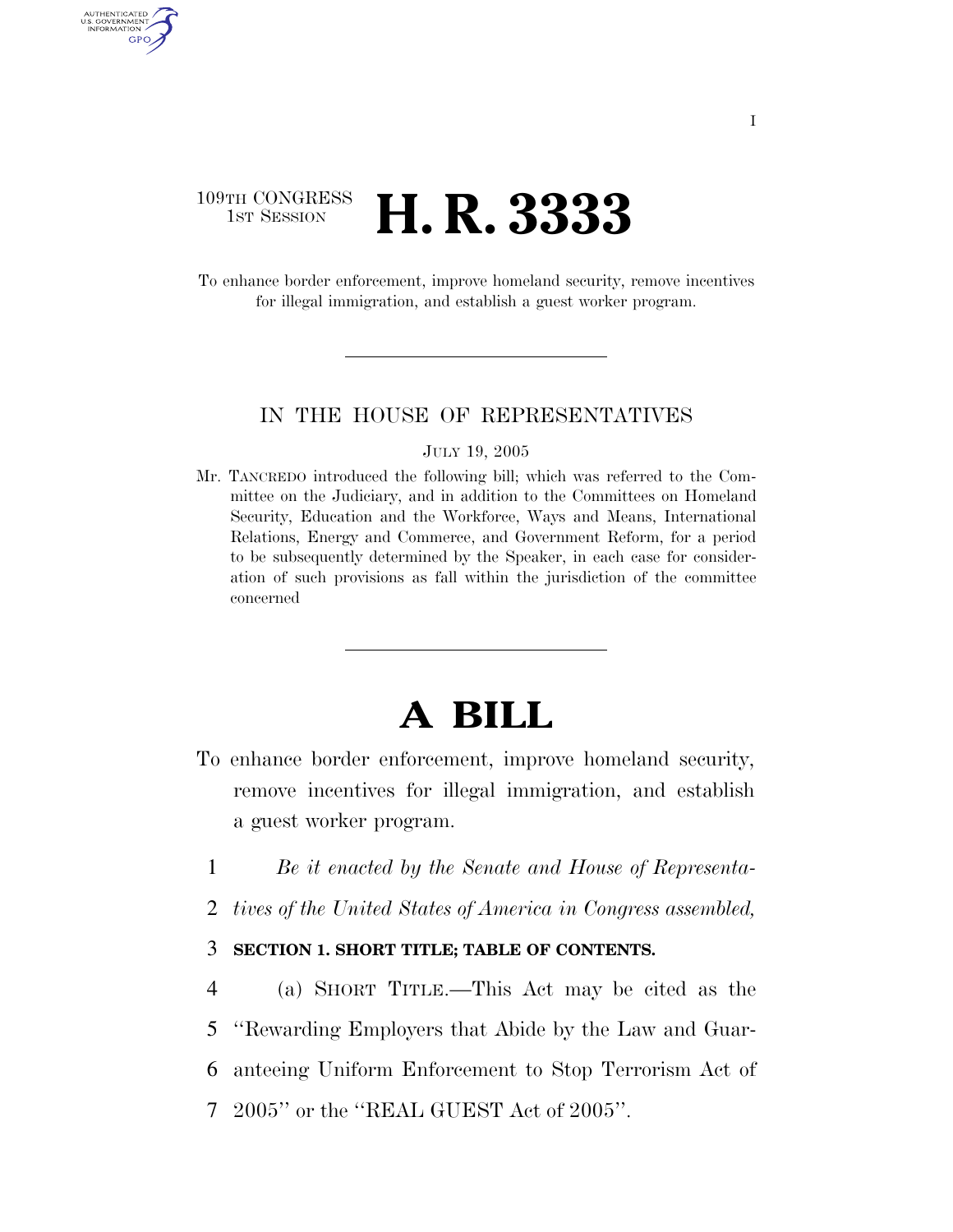109TH CONGRESS
1ST SESSION

# H. R. 3333

To enhance border enforcement, improve homeland security, remove incentives for illegal immigration, and establish a guest worker program.

IN THE HOUSE OF REPRESENTATIVES

JULY 19, 2005

Mr. TANCREDO introduced the following bill; which was referred to the Committee on the Judiciary, and in addition to the Committees on Homeland Security, Education and the Workforce, Ways and Means, International Relations, Energy and Commerce, and Government Reform, for a period to be subsequently determined by the Speaker, in each case for consideration of such provisions as fall within the jurisdiction of the committee concerned

# A BILL

To enhance border enforcement, improve homeland security, remove incentives for illegal immigration, and establish a guest worker program.

1 *Be it enacted by the Senate and House of Representa-*
2 *tives of the United States of America in Congress assembled,*

3 **SECTION 1. SHORT TITLE; TABLE OF CONTENTS.**

4 (a) SHORT TITLE.—This Act may be cited as the
5 ''Rewarding Employers that Abide by the Law and Guar-
6 anteeing Uniform Enforcement to Stop Terrorism Act of
7 2005'' or the ''REAL GUEST Act of 2005''.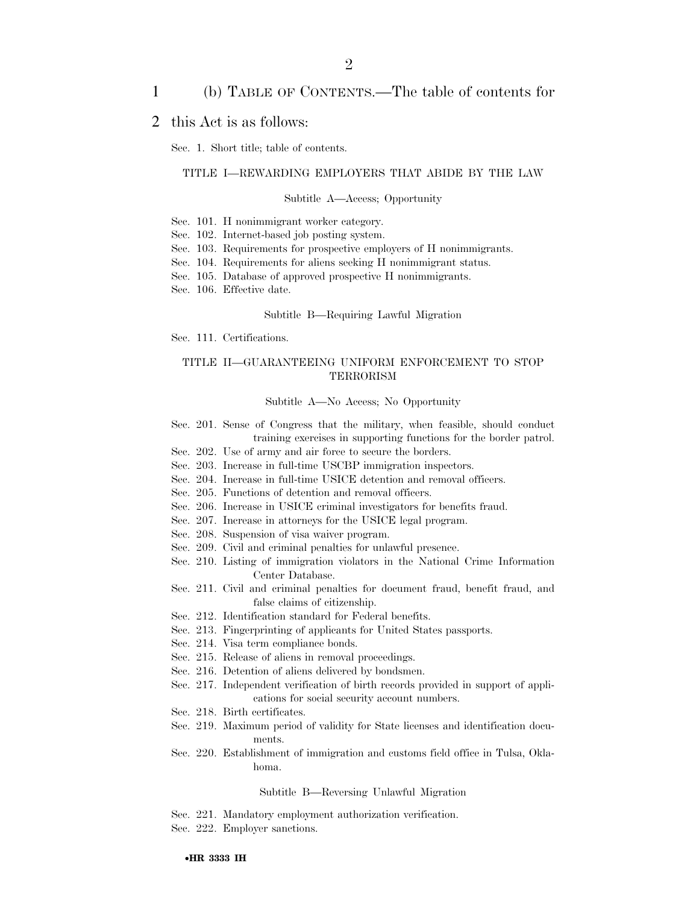(b) TABLE OF CONTENTS.—The table of contents for this Act is as follows:

Sec. 1. Short title; table of contents.

TITLE I—REWARDING EMPLOYERS THAT ABIDE BY THE LAW

Subtitle A—Access; Opportunity

Sec. 101. H nonimmigrant worker category.
Sec. 102. Internet-based job posting system.
Sec. 103. Requirements for prospective employers of H nonimmigrants.
Sec. 104. Requirements for aliens seeking H nonimmigrant status.
Sec. 105. Database of approved prospective H nonimmigrants.
Sec. 106. Effective date.

Subtitle B—Requiring Lawful Migration

Sec. 111. Certifications.

TITLE II—GUARANTEEING UNIFORM ENFORCEMENT TO STOP TERRORISM

Subtitle A—No Access; No Opportunity

Sec. 201. Sense of Congress that the military, when feasible, should conduct training exercises in supporting functions for the border patrol.
Sec. 202. Use of army and air force to secure the borders.
Sec. 203. Increase in full-time USCBP immigration inspectors.
Sec. 204. Increase in full-time USICE detention and removal officers.
Sec. 205. Functions of detention and removal officers.
Sec. 206. Increase in USICE criminal investigators for benefits fraud.
Sec. 207. Increase in attorneys for the USICE legal program.
Sec. 208. Suspension of visa waiver program.
Sec. 209. Civil and criminal penalties for unlawful presence.
Sec. 210. Listing of immigration violators in the National Crime Information Center Database.
Sec. 211. Civil and criminal penalties for document fraud, benefit fraud, and false claims of citizenship.
Sec. 212. Identification standard for Federal benefits.
Sec. 213. Fingerprinting of applicants for United States passports.
Sec. 214. Visa term compliance bonds.
Sec. 215. Release of aliens in removal proceedings.
Sec. 216. Detention of aliens delivered by bondsmen.
Sec. 217. Independent verification of birth records provided in support of applications for social security account numbers.
Sec. 218. Birth certificates.
Sec. 219. Maximum period of validity for State licenses and identification documents.
Sec. 220. Establishment of immigration and customs field office in Tulsa, Oklahoma.

Subtitle B—Reversing Unlawful Migration

Sec. 221. Mandatory employment authorization verification.
Sec. 222. Employer sanctions.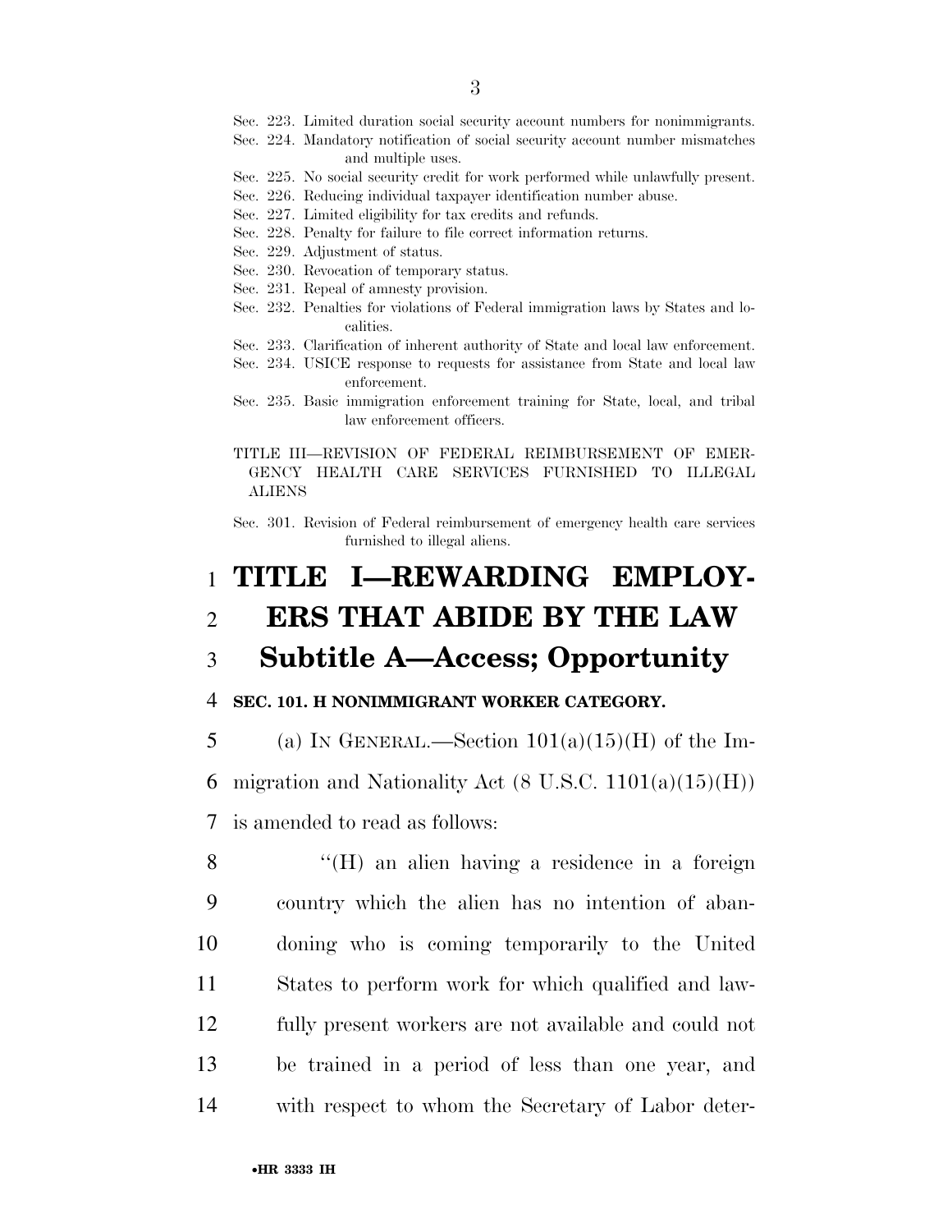Sec. 223. Limited duration social security account numbers for nonimmigrants.
Sec. 224. Mandatory notification of social security account number mismatches and multiple uses.
Sec. 225. No social security credit for work performed while unlawfully present.
Sec. 226. Reducing individual taxpayer identification number abuse.
Sec. 227. Limited eligibility for tax credits and refunds.
Sec. 228. Penalty for failure to file correct information returns.
Sec. 229. Adjustment of status.
Sec. 230. Revocation of temporary status.
Sec. 231. Repeal of amnesty provision.
Sec. 232. Penalties for violations of Federal immigration laws by States and localities.
Sec. 233. Clarification of inherent authority of State and local law enforcement.
Sec. 234. USICE response to requests for assistance from State and local law enforcement.
Sec. 235. Basic immigration enforcement training for State, local, and tribal law enforcement officers.

TITLE III—REVISION OF FEDERAL REIMBURSEMENT OF EMERGENCY HEALTH CARE SERVICES FURNISHED TO ILLEGAL ALIENS

Sec. 301. Revision of Federal reimbursement of emergency health care services furnished to illegal aliens.

# TITLE I—REWARDING EMPLOYERS THAT ABIDE BY THE LAW

## Subtitle A—Access; Opportunity

**SEC. 101. H NONIMMIGRANT WORKER CATEGORY.**

(a) IN GENERAL.—Section 101(a)(15)(H) of the Immigration and Nationality Act (8 U.S.C. 1101(a)(15)(H)) is amended to read as follows:

"(H) an alien having a residence in a foreign country which the alien has no intention of abandoning who is coming temporarily to the United States to perform work for which qualified and lawfully present workers are not available and could not be trained in a period of less than one year, and with respect to whom the Secretary of Labor deter-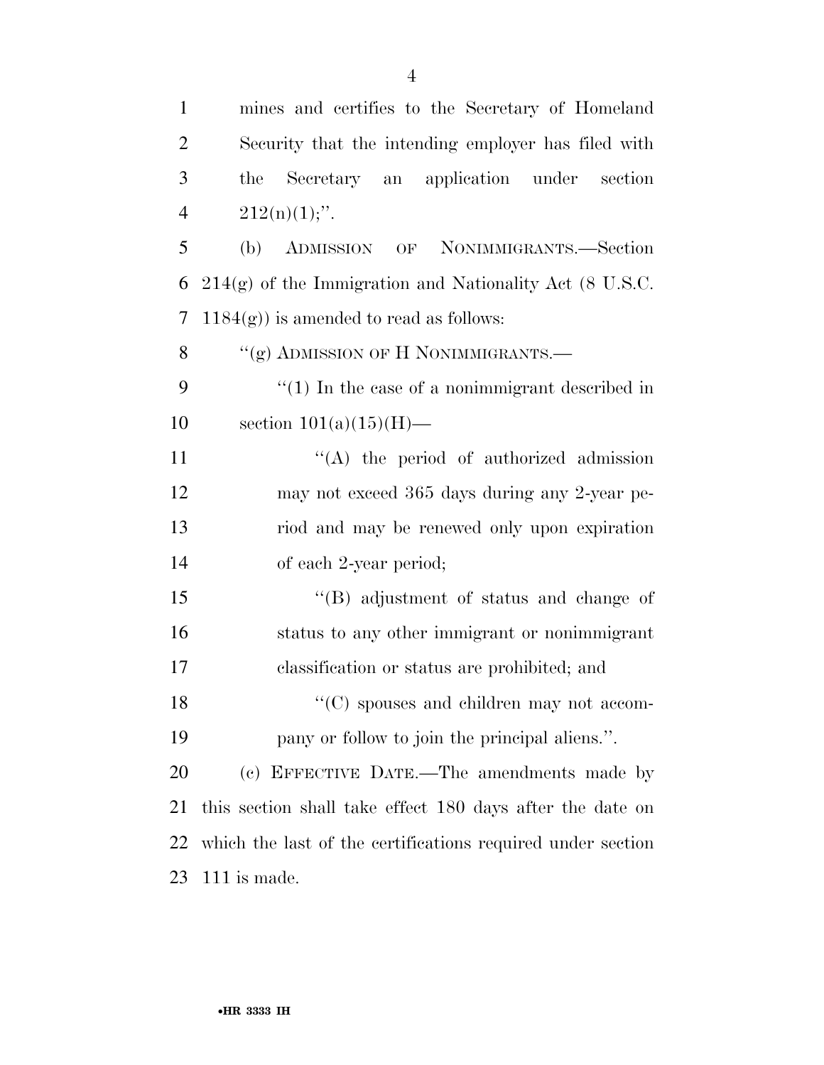mines and certifies to the Secretary of Homeland Security that the intending employer has filed with the Secretary an application under section 212(n)(1);''.

(b) ADMISSION OF NONIMMIGRANTS.—Section 214(g) of the Immigration and Nationality Act (8 U.S.C. 1184(g)) is amended to read as follows:

''(g) ADMISSION OF H NONIMMIGRANTS.—

''(1) In the case of a nonimmigrant described in section 101(a)(15)(H)—

''(A) the period of authorized admission may not exceed 365 days during any 2-year period and may be renewed only upon expiration of each 2-year period;

''(B) adjustment of status and change of status to any other immigrant or nonimmigrant classification or status are prohibited; and

''(C) spouses and children may not accompany or follow to join the principal aliens.''.

(c) EFFECTIVE DATE.—The amendments made by this section shall take effect 180 days after the date on which the last of the certifications required under section 111 is made.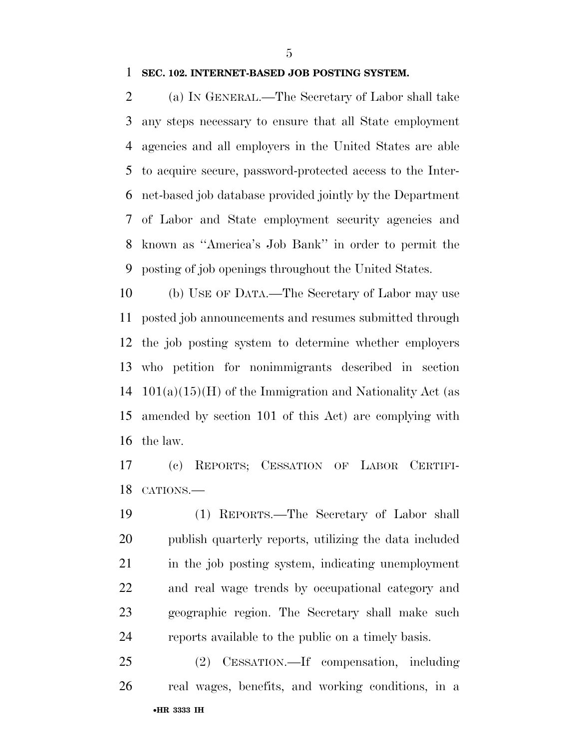**SEC. 102. INTERNET-BASED JOB POSTING SYSTEM.**

(a) IN GENERAL.—The Secretary of Labor shall take any steps necessary to ensure that all State employment agencies and all employers in the United States are able to acquire secure, password-protected access to the Internet-based job database provided jointly by the Department of Labor and State employment security agencies and known as ''America's Job Bank'' in order to permit the posting of job openings throughout the United States.

(b) USE OF DATA.—The Secretary of Labor may use posted job announcements and resumes submitted through the job posting system to determine whether employers who petition for nonimmigrants described in section 101(a)(15)(H) of the Immigration and Nationality Act (as amended by section 101 of this Act) are complying with the law.

(c) REPORTS; CESSATION OF LABOR CERTIFICATIONS.—

(1) REPORTS.—The Secretary of Labor shall publish quarterly reports, utilizing the data included in the job posting system, indicating unemployment and real wage trends by occupational category and geographic region. The Secretary shall make such reports available to the public on a timely basis.

(2) CESSATION.—If compensation, including real wages, benefits, and working conditions, in a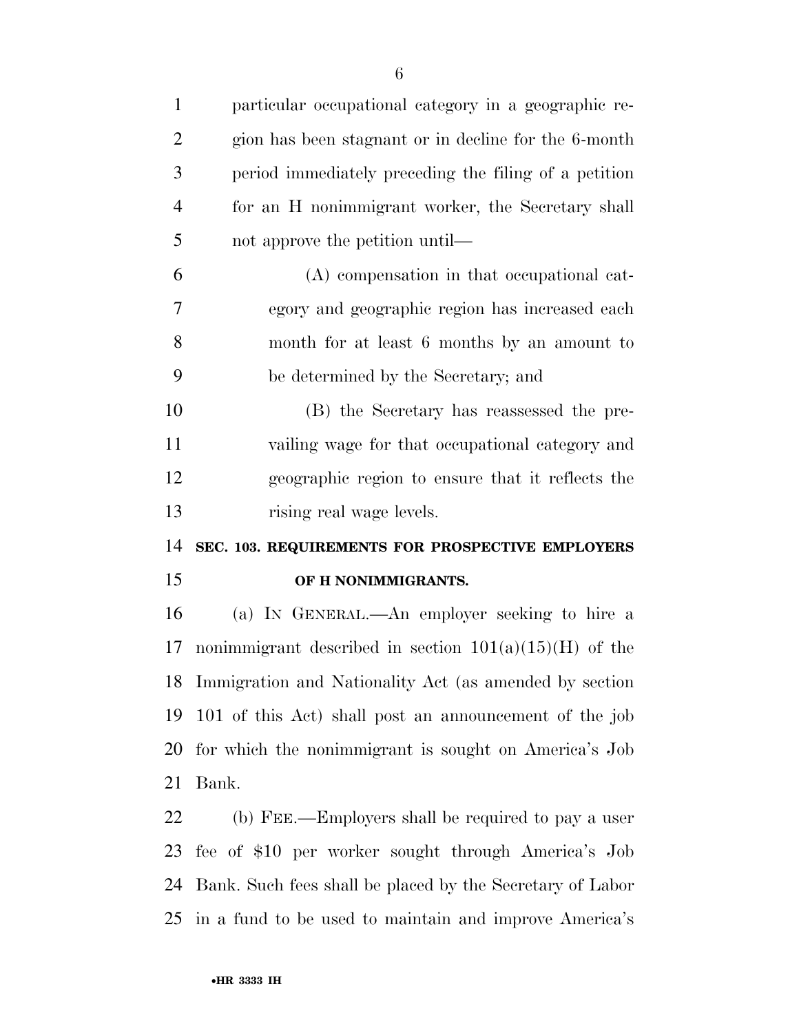particular occupational category in a geographic region has been stagnant or in decline for the 6-month period immediately preceding the filing of a petition for an H nonimmigrant worker, the Secretary shall not approve the petition until—

(A) compensation in that occupational category and geographic region has increased each month for at least 6 months by an amount to be determined by the Secretary; and

(B) the Secretary has reassessed the prevailing wage for that occupational category and geographic region to ensure that it reflects the rising real wage levels.

## SEC. 103. REQUIREMENTS FOR PROSPECTIVE EMPLOYERS OF H NONIMMIGRANTS.

(a) IN GENERAL.—An employer seeking to hire a nonimmigrant described in section 101(a)(15)(H) of the Immigration and Nationality Act (as amended by section 101 of this Act) shall post an announcement of the job for which the nonimmigrant is sought on America's Job Bank.

(b) FEE.—Employers shall be required to pay a user fee of $10 per worker sought through America's Job Bank. Such fees shall be placed by the Secretary of Labor in a fund to be used to maintain and improve America's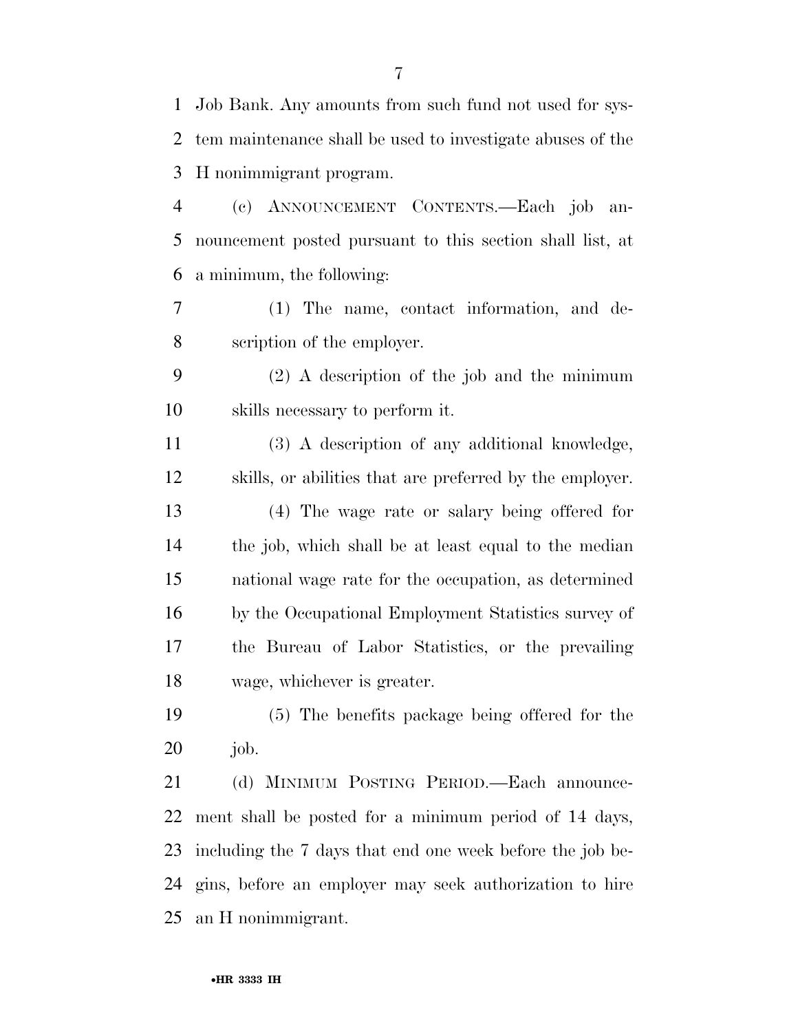Job Bank. Any amounts from such fund not used for system maintenance shall be used to investigate abuses of the H nonimmigrant program.

(c) ANNOUNCEMENT CONTENTS.—Each job announcement posted pursuant to this section shall list, at a minimum, the following:

(1) The name, contact information, and description of the employer.

(2) A description of the job and the minimum skills necessary to perform it.

(3) A description of any additional knowledge, skills, or abilities that are preferred by the employer.

(4) The wage rate or salary being offered for the job, which shall be at least equal to the median national wage rate for the occupation, as determined by the Occupational Employment Statistics survey of the Bureau of Labor Statistics, or the prevailing wage, whichever is greater.

(5) The benefits package being offered for the job.

(d) MINIMUM POSTING PERIOD.—Each announcement shall be posted for a minimum period of 14 days, including the 7 days that end one week before the job begins, before an employer may seek authorization to hire an H nonimmigrant.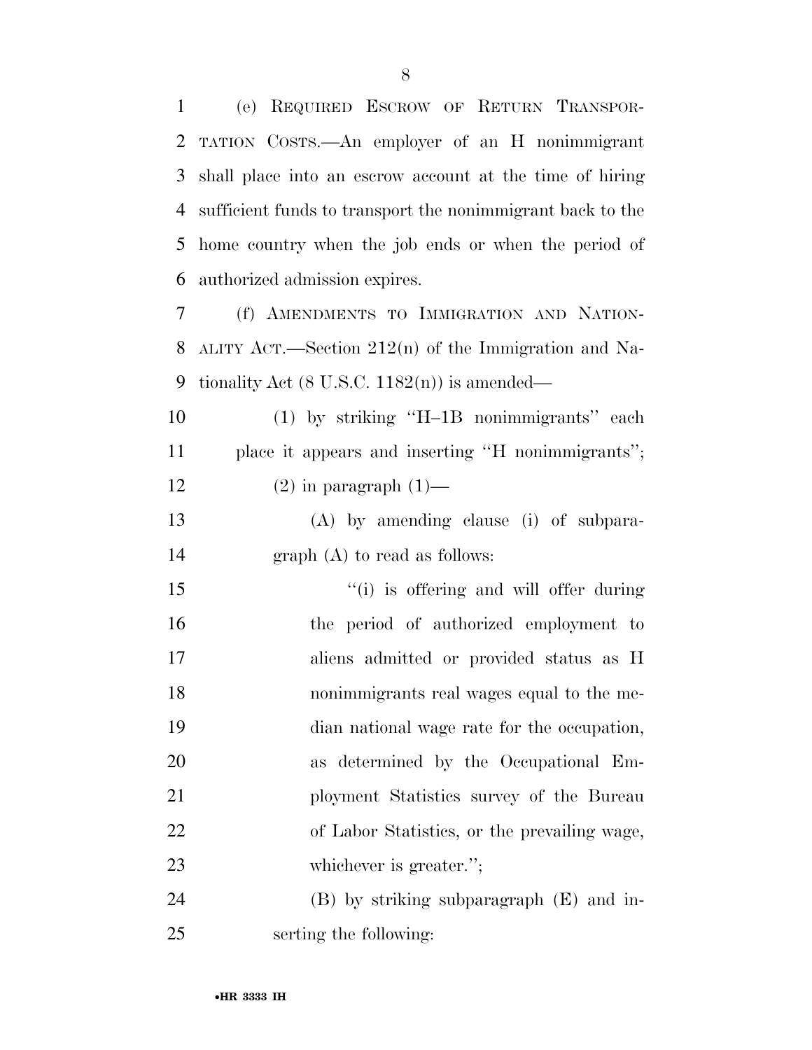(e) REQUIRED ESCROW OF RETURN TRANSPORTATION COSTS.—An employer of an H nonimmigrant shall place into an escrow account at the time of hiring sufficient funds to transport the nonimmigrant back to the home country when the job ends or when the period of authorized admission expires.

(f) AMENDMENTS TO IMMIGRATION AND NATIONALITY ACT.—Section 212(n) of the Immigration and Nationality Act (8 U.S.C. 1182(n)) is amended—

(1) by striking ''H–1B nonimmigrants'' each place it appears and inserting ''H nonimmigrants'';

(2) in paragraph (1)—

(A) by amending clause (i) of subparagraph (A) to read as follows:

''(i) is offering and will offer during the period of authorized employment to aliens admitted or provided status as H nonimmigrants real wages equal to the median national wage rate for the occupation, as determined by the Occupational Employment Statistics survey of the Bureau of Labor Statistics, or the prevailing wage, whichever is greater.'';

(B) by striking subparagraph (E) and inserting the following: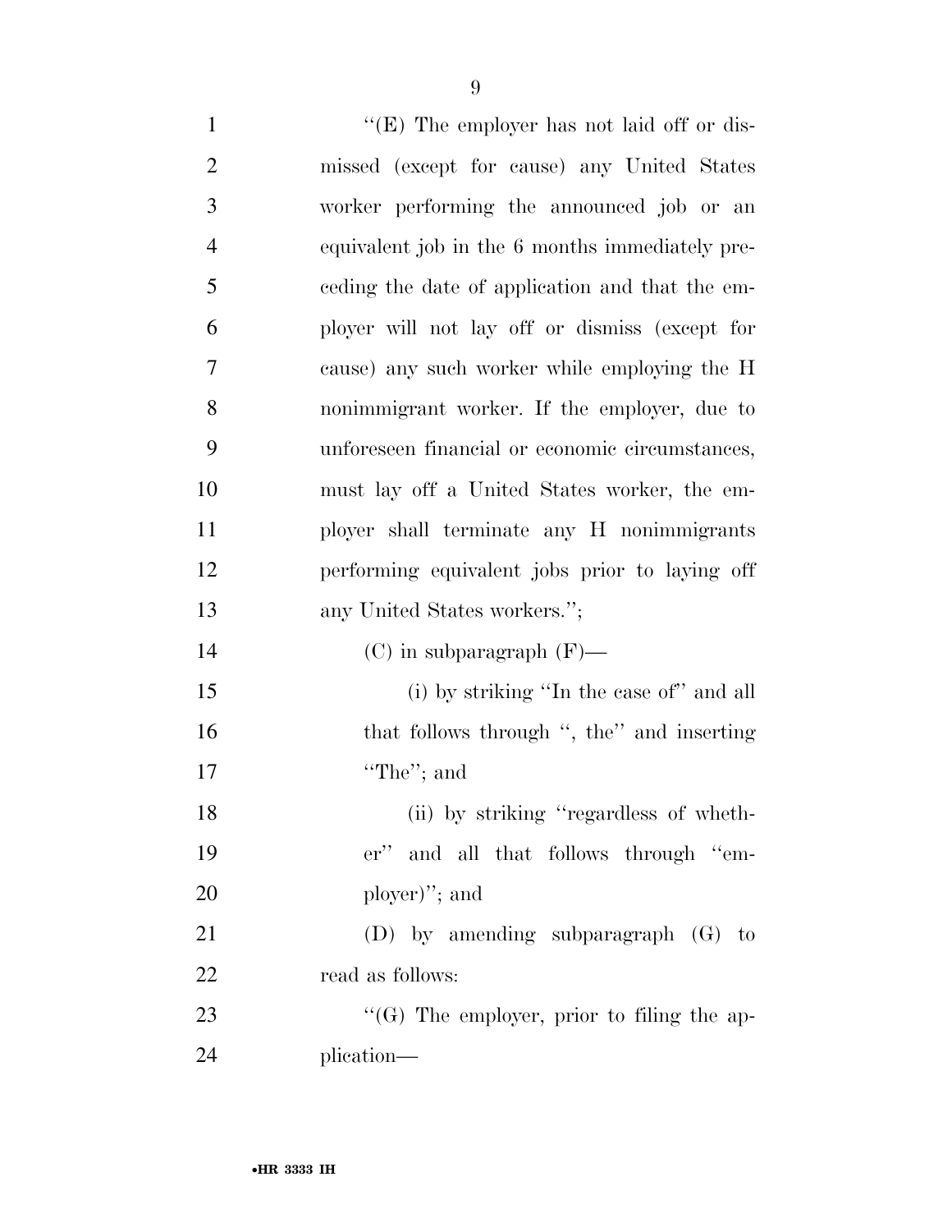"(E) The employer has not laid off or dismissed (except for cause) any United States worker performing the announced job or an equivalent job in the 6 months immediately preceding the date of application and that the employer will not lay off or dismiss (except for cause) any such worker while employing the H nonimmigrant worker. If the employer, due to unforeseen financial or economic circumstances, must lay off a United States worker, the employer shall terminate any H nonimmigrants performing equivalent jobs prior to laying off any United States workers.";

(C) in subparagraph (F)—

(i) by striking "In the case of" and all that follows through ", the" and inserting "The"; and

(ii) by striking "regardless of whether" and all that follows through "employer)"; and

(D) by amending subparagraph (G) to read as follows:

"(G) The employer, prior to filing the application—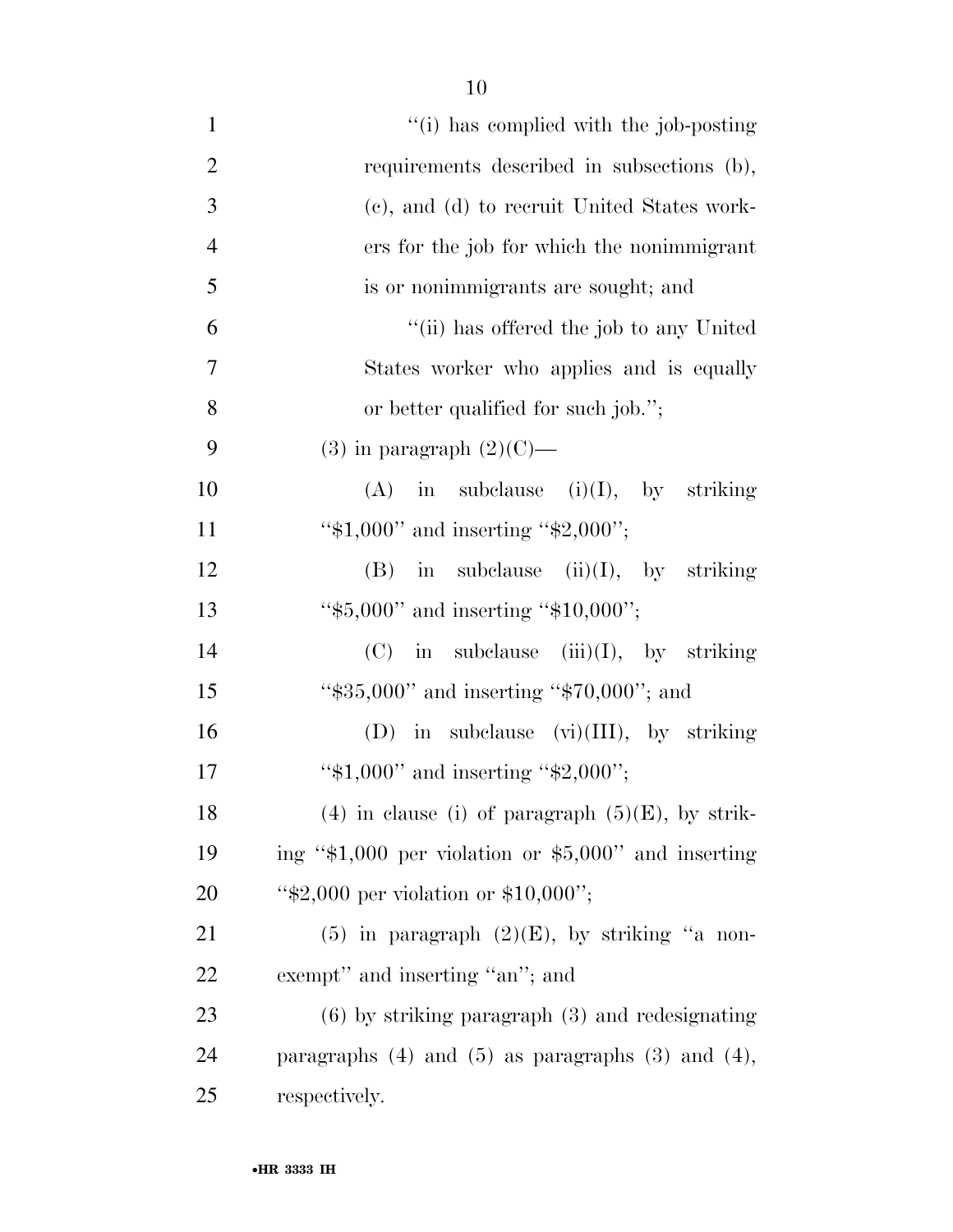''(i) has complied with the job-posting requirements described in subsections (b), (c), and (d) to recruit United States workers for the job for which the nonimmigrant is or nonimmigrants are sought; and

''(ii) has offered the job to any United States worker who applies and is equally or better qualified for such job.'';

(3) in paragraph (2)(C)—

(A) in subclause (i)(I), by striking ''$1,000'' and inserting ''$2,000'';

(B) in subclause (ii)(I), by striking ''$5,000'' and inserting ''$10,000'';

(C) in subclause (iii)(I), by striking ''$35,000'' and inserting ''$70,000''; and

(D) in subclause (vi)(III), by striking ''$1,000'' and inserting ''$2,000'';

(4) in clause (i) of paragraph (5)(E), by striking ''$1,000 per violation or $5,000'' and inserting ''$2,000 per violation or $10,000'';

(5) in paragraph (2)(E), by striking ''a non-exempt'' and inserting ''an''; and

(6) by striking paragraph (3) and redesignating paragraphs (4) and (5) as paragraphs (3) and (4), respectively.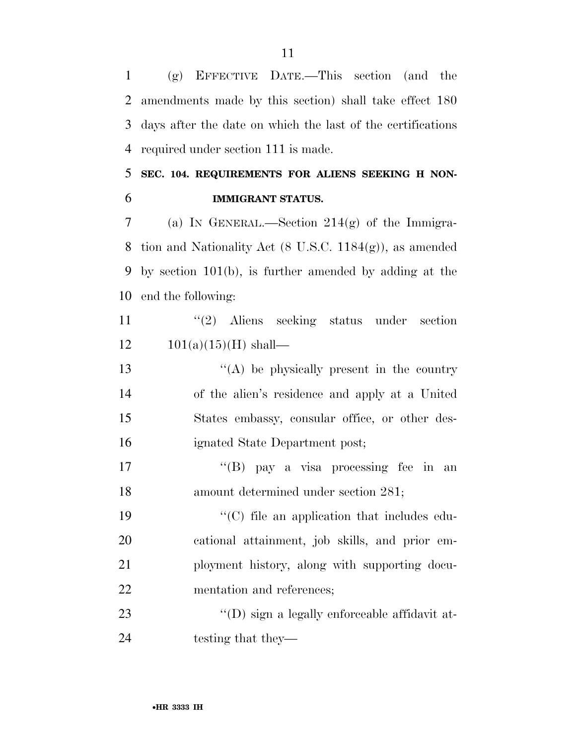(g) EFFECTIVE DATE.—This section (and the amendments made by this section) shall take effect 180 days after the date on which the last of the certifications required under section 111 is made.

## SEC. 104. REQUIREMENTS FOR ALIENS SEEKING H NON-IMMIGRANT STATUS.

(a) IN GENERAL.—Section 214(g) of the Immigration and Nationality Act (8 U.S.C. 1184(g)), as amended by section 101(b), is further amended by adding at the end the following:

"(2) Aliens seeking status under section 101(a)(15)(H) shall—

"(A) be physically present in the country of the alien's residence and apply at a United States embassy, consular office, or other designated State Department post;

"(B) pay a visa processing fee in an amount determined under section 281;

"(C) file an application that includes educational attainment, job skills, and prior employment history, along with supporting documentation and references;

"(D) sign a legally enforceable affidavit attesting that they—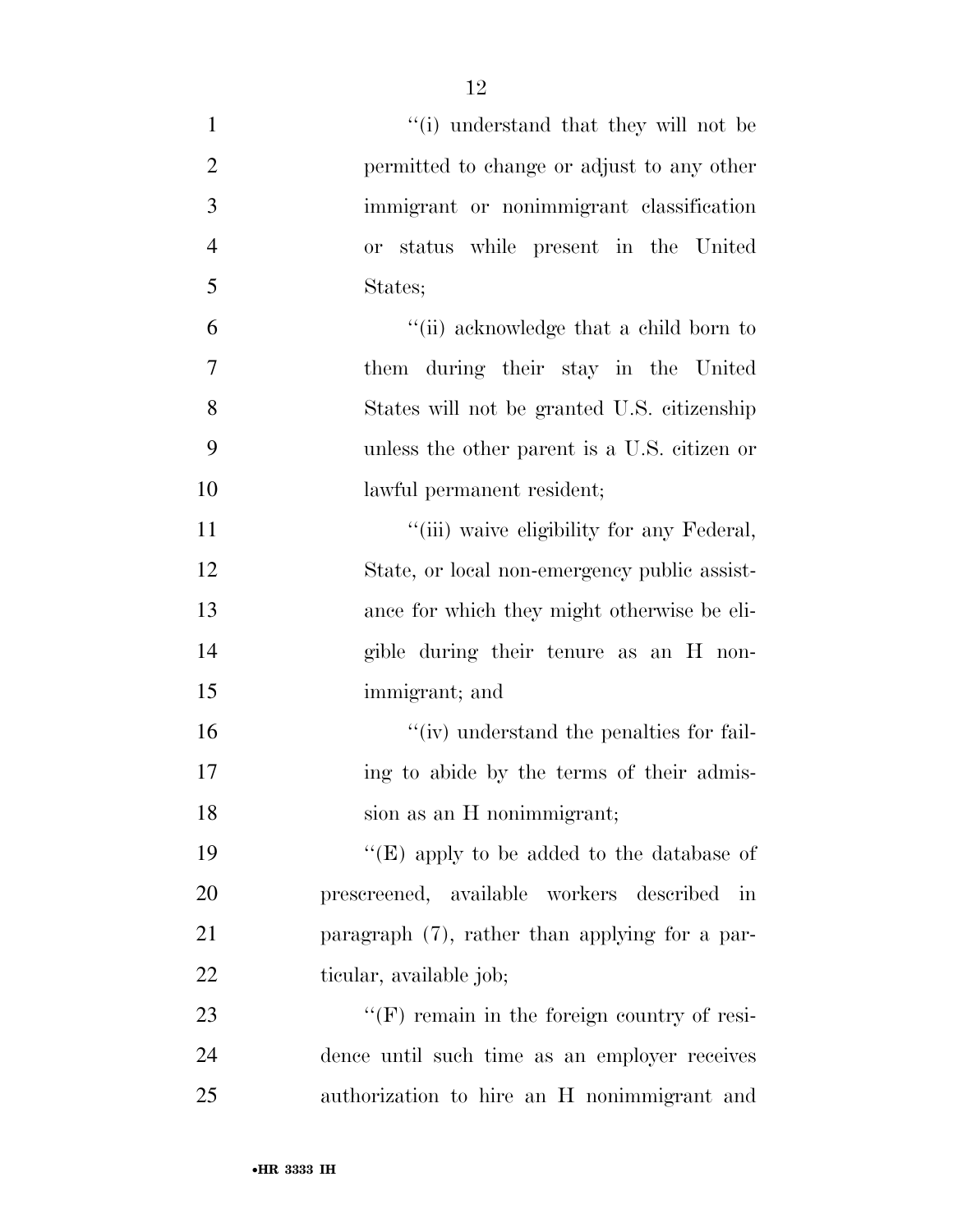"(i) understand that they will not be permitted to change or adjust to any other immigrant or nonimmigrant classification or status while present in the United States;

"(ii) acknowledge that a child born to them during their stay in the United States will not be granted U.S. citizenship unless the other parent is a U.S. citizen or lawful permanent resident;

"(iii) waive eligibility for any Federal, State, or local non-emergency public assistance for which they might otherwise be eligible during their tenure as an H nonimmigrant; and

"(iv) understand the penalties for failing to abide by the terms of their admission as an H nonimmigrant;

"(E) apply to be added to the database of prescreened, available workers described in paragraph (7), rather than applying for a particular, available job;

"(F) remain in the foreign country of residence until such time as an employer receives authorization to hire an H nonimmigrant and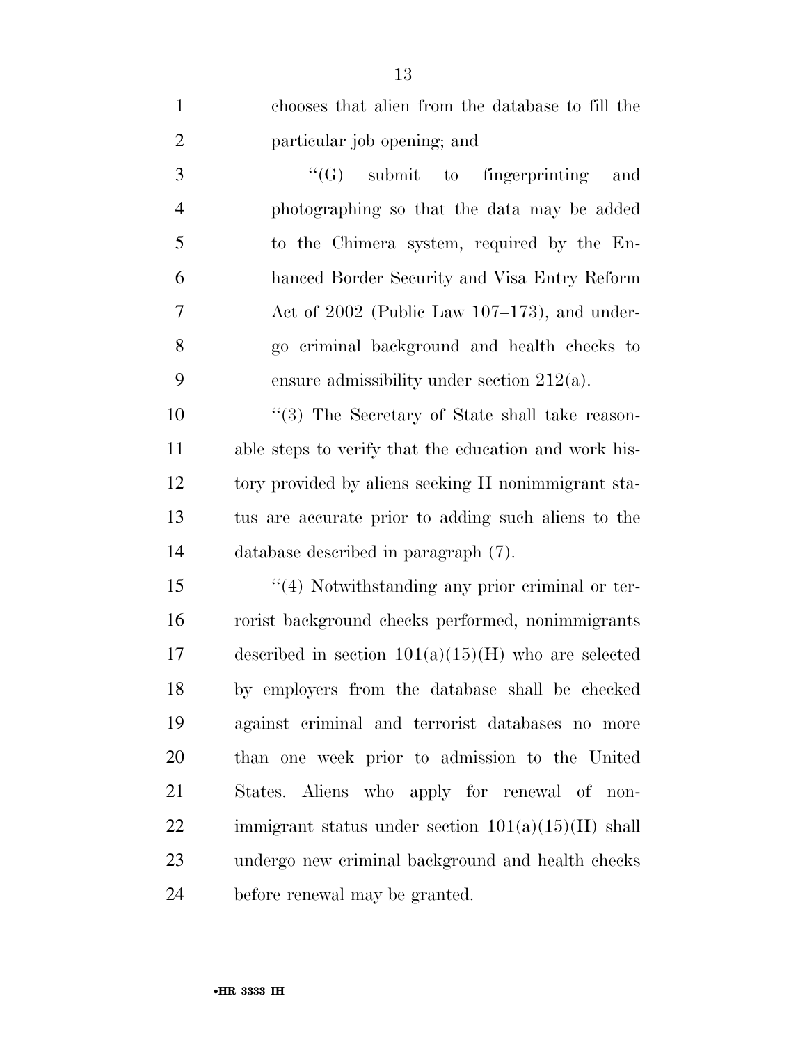chooses that alien from the database to fill the particular job opening; and

"(G) submit to fingerprinting and photographing so that the data may be added to the Chimera system, required by the Enhanced Border Security and Visa Entry Reform Act of 2002 (Public Law 107–173), and undergo criminal background and health checks to ensure admissibility under section 212(a).

"(3) The Secretary of State shall take reasonable steps to verify that the education and work history provided by aliens seeking H nonimmigrant status are accurate prior to adding such aliens to the database described in paragraph (7).

"(4) Notwithstanding any prior criminal or terrorist background checks performed, nonimmigrants described in section 101(a)(15)(H) who are selected by employers from the database shall be checked against criminal and terrorist databases no more than one week prior to admission to the United States. Aliens who apply for renewal of nonimmigrant status under section 101(a)(15)(H) shall undergo new criminal background and health checks before renewal may be granted.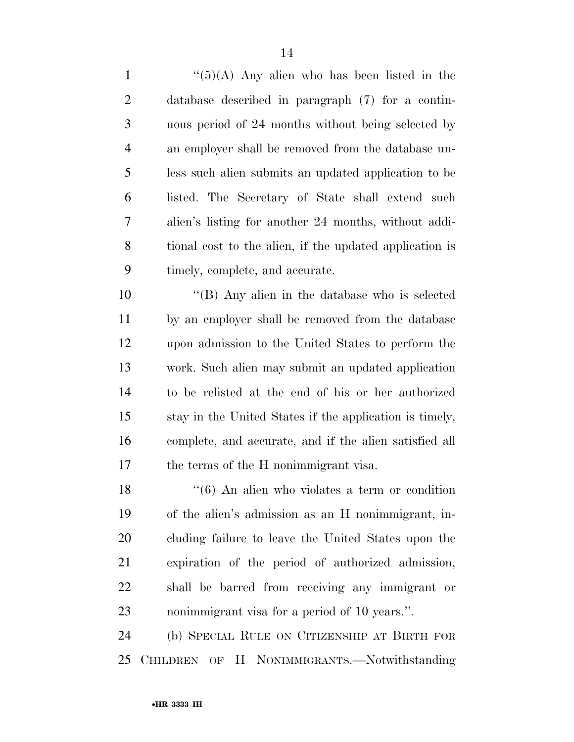''(5)(A) Any alien who has been listed in the database described in paragraph (7) for a continuous period of 24 months without being selected by an employer shall be removed from the database unless such alien submits an updated application to be listed. The Secretary of State shall extend such alien's listing for another 24 months, without additional cost to the alien, if the updated application is timely, complete, and accurate.

''(B) Any alien in the database who is selected by an employer shall be removed from the database upon admission to the United States to perform the work. Such alien may submit an updated application to be relisted at the end of his or her authorized stay in the United States if the application is timely, complete, and accurate, and if the alien satisfied all the terms of the H nonimmigrant visa.

''(6) An alien who violates a term or condition of the alien's admission as an H nonimmigrant, including failure to leave the United States upon the expiration of the period of authorized admission, shall be barred from receiving any immigrant or nonimmigrant visa for a period of 10 years.''.

(b) SPECIAL RULE ON CITIZENSHIP AT BIRTH FOR CHILDREN OF H NONIMMIGRANTS.—Notwithstanding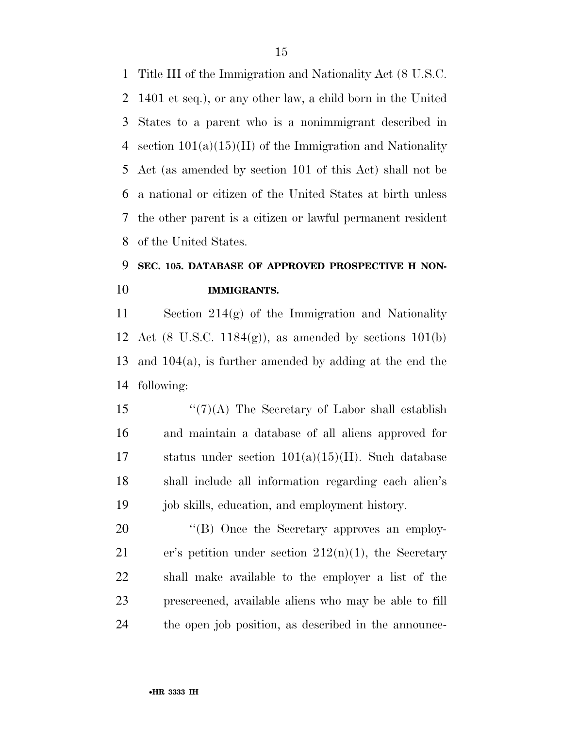Title III of the Immigration and Nationality Act (8 U.S.C. 1401 et seq.), or any other law, a child born in the United States to a parent who is a nonimmigrant described in section 101(a)(15)(H) of the Immigration and Nationality Act (as amended by section 101 of this Act) shall not be a national or citizen of the United States at birth unless the other parent is a citizen or lawful permanent resident of the United States.

### SEC. 105. DATABASE OF APPROVED PROSPECTIVE H NONIMMIGRANTS.

Section 214(g) of the Immigration and Nationality Act (8 U.S.C. 1184(g)), as amended by sections 101(b) and 104(a), is further amended by adding at the end the following:

"(7)(A) The Secretary of Labor shall establish and maintain a database of all aliens approved for status under section 101(a)(15)(H). Such database shall include all information regarding each alien's job skills, education, and employment history.

"(B) Once the Secretary approves an employer's petition under section 212(n)(1), the Secretary shall make available to the employer a list of the prescreened, available aliens who may be able to fill the open job position, as described in the announce-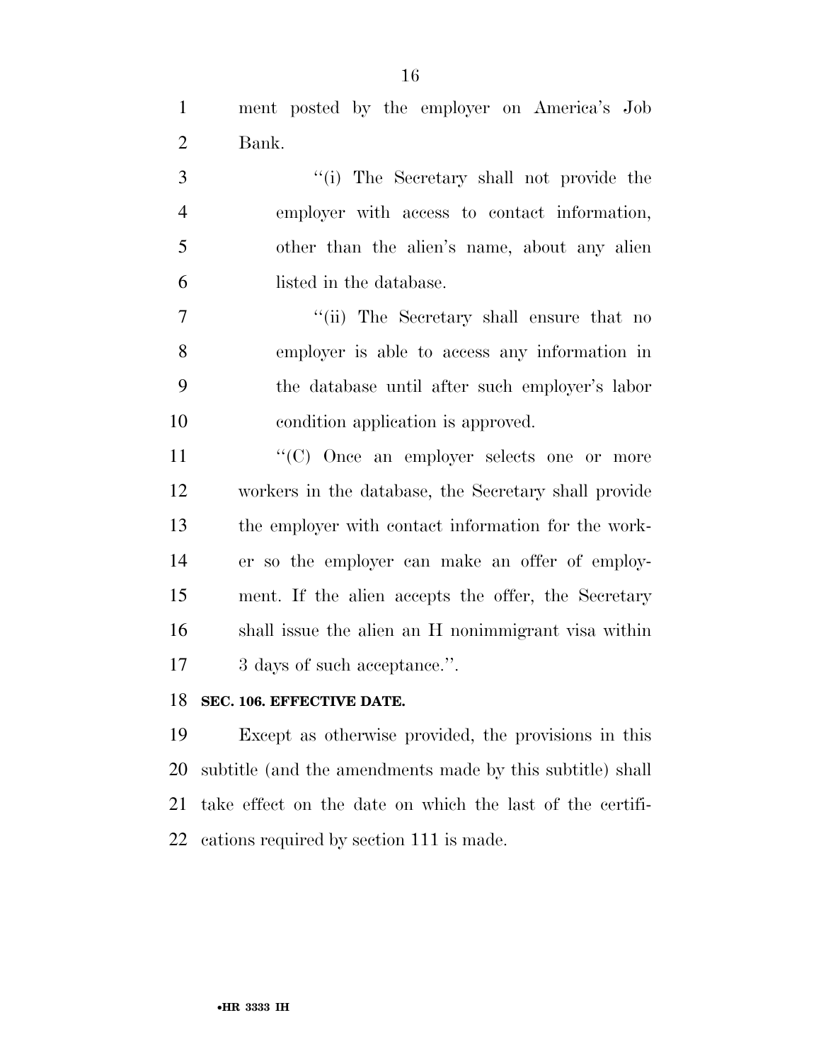ment posted by the employer on America's Job Bank.

"(i) The Secretary shall not provide the employer with access to contact information, other than the alien's name, about any alien listed in the database.

"(ii) The Secretary shall ensure that no employer is able to access any information in the database until after such employer's labor condition application is approved.

"(C) Once an employer selects one or more workers in the database, the Secretary shall provide the employer with contact information for the worker so the employer can make an offer of employment. If the alien accepts the offer, the Secretary shall issue the alien an H nonimmigrant visa within 3 days of such acceptance.".

**SEC. 106. EFFECTIVE DATE.**

Except as otherwise provided, the provisions in this subtitle (and the amendments made by this subtitle) shall take effect on the date on which the last of the certifications required by section 111 is made.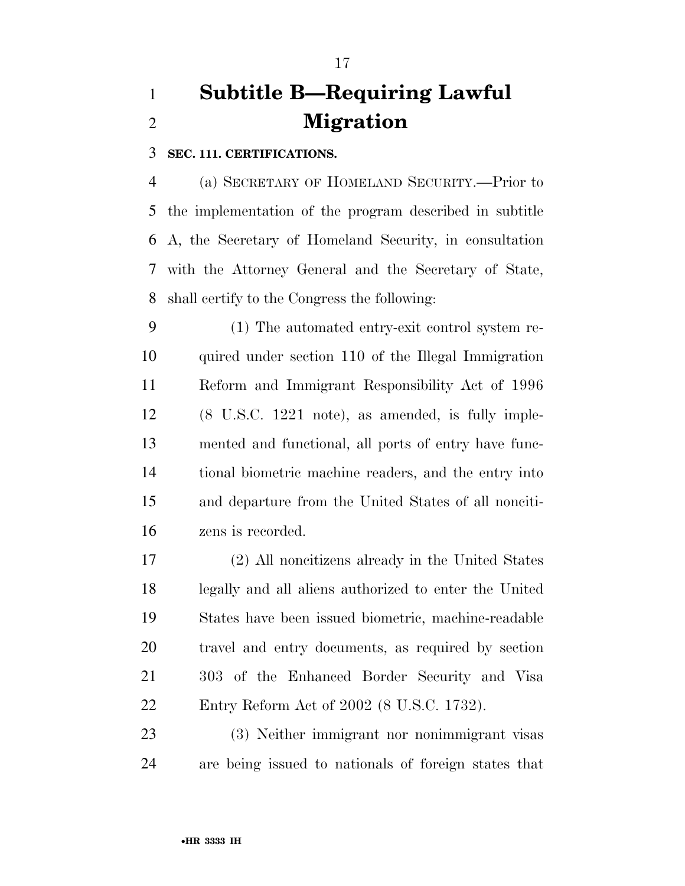# Subtitle B—Requiring Lawful Migration

**SEC. 111. CERTIFICATIONS.**

(a) SECRETARY OF HOMELAND SECURITY.—Prior to the implementation of the program described in subtitle A, the Secretary of Homeland Security, in consultation with the Attorney General and the Secretary of State, shall certify to the Congress the following:

(1) The automated entry-exit control system required under section 110 of the Illegal Immigration Reform and Immigrant Responsibility Act of 1996 (8 U.S.C. 1221 note), as amended, is fully implemented and functional, all ports of entry have functional biometric machine readers, and the entry into and departure from the United States of all noncitizens is recorded.

(2) All noncitizens already in the United States legally and all aliens authorized to enter the United States have been issued biometric, machine-readable travel and entry documents, as required by section 303 of the Enhanced Border Security and Visa Entry Reform Act of 2002 (8 U.S.C. 1732).

(3) Neither immigrant nor nonimmigrant visas are being issued to nationals of foreign states that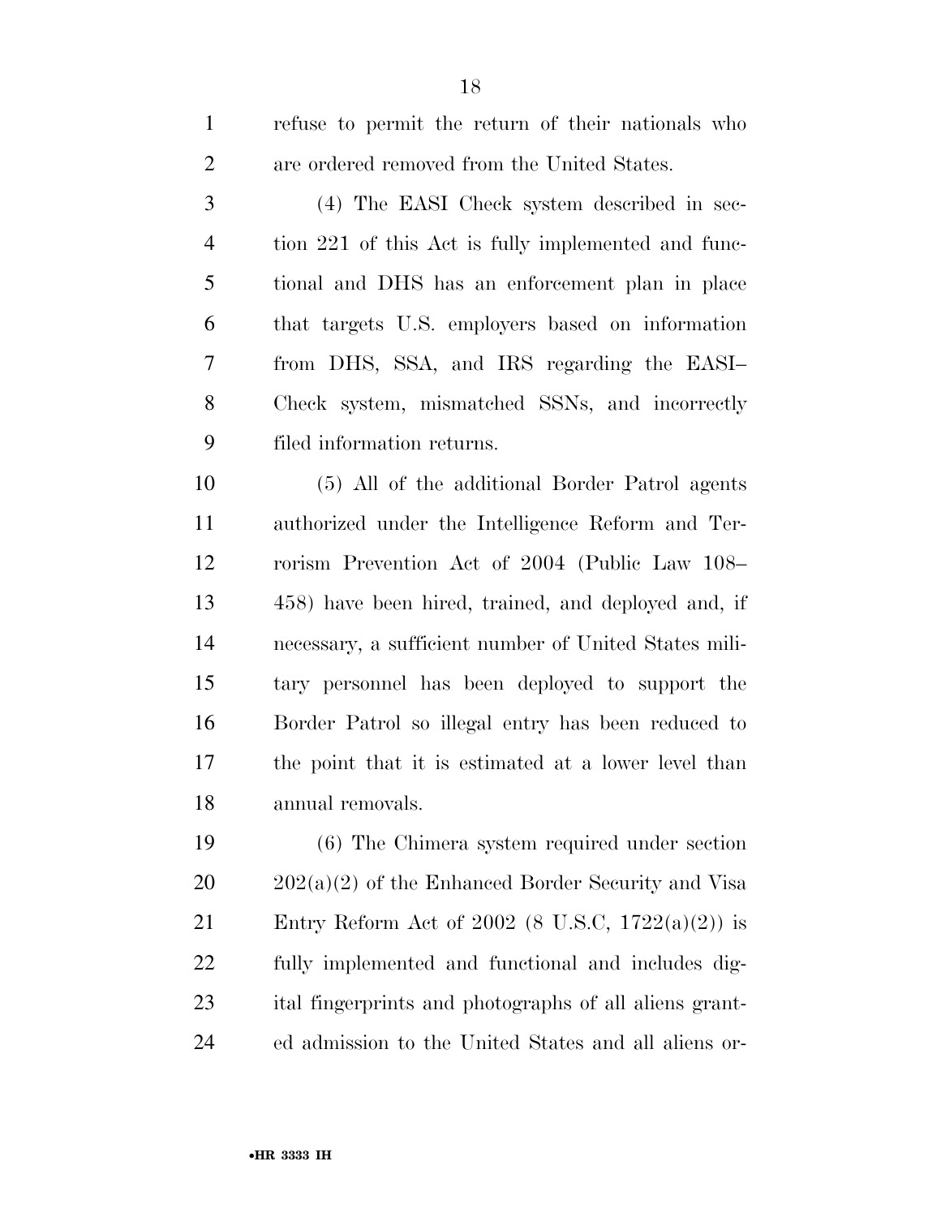refuse to permit the return of their nationals who are ordered removed from the United States.

(4) The EASI Check system described in section 221 of this Act is fully implemented and functional and DHS has an enforcement plan in place that targets U.S. employers based on information from DHS, SSA, and IRS regarding the EASI–Check system, mismatched SSNs, and incorrectly filed information returns.

(5) All of the additional Border Patrol agents authorized under the Intelligence Reform and Terrorism Prevention Act of 2004 (Public Law 108–458) have been hired, trained, and deployed and, if necessary, a sufficient number of United States military personnel has been deployed to support the Border Patrol so illegal entry has been reduced to the point that it is estimated at a lower level than annual removals.

(6) The Chimera system required under section 202(a)(2) of the Enhanced Border Security and Visa Entry Reform Act of 2002 (8 U.S.C, 1722(a)(2)) is fully implemented and functional and includes digital fingerprints and photographs of all aliens granted admission to the United States and all aliens or-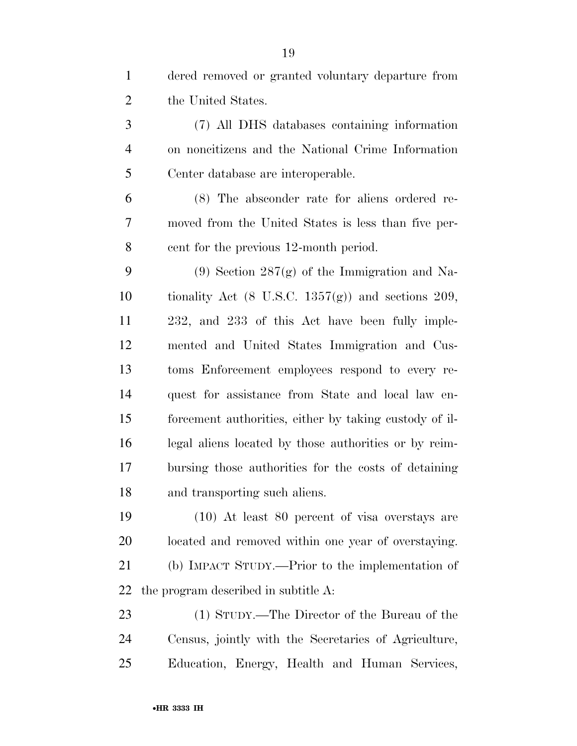dered removed or granted voluntary departure from the United States.

(7) All DHS databases containing information on noncitizens and the National Crime Information Center database are interoperable.

(8) The absconder rate for aliens ordered removed from the United States is less than five percent for the previous 12-month period.

(9) Section 287(g) of the Immigration and Nationality Act (8 U.S.C. 1357(g)) and sections 209, 232, and 233 of this Act have been fully implemented and United States Immigration and Customs Enforcement employees respond to every request for assistance from State and local law enforcement authorities, either by taking custody of illegal aliens located by those authorities or by reimbursing those authorities for the costs of detaining and transporting such aliens.

(10) At least 80 percent of visa overstays are located and removed within one year of overstaying.

(b) IMPACT STUDY.—Prior to the implementation of the program described in subtitle A:

(1) STUDY.—The Director of the Bureau of the Census, jointly with the Secretaries of Agriculture, Education, Energy, Health and Human Services,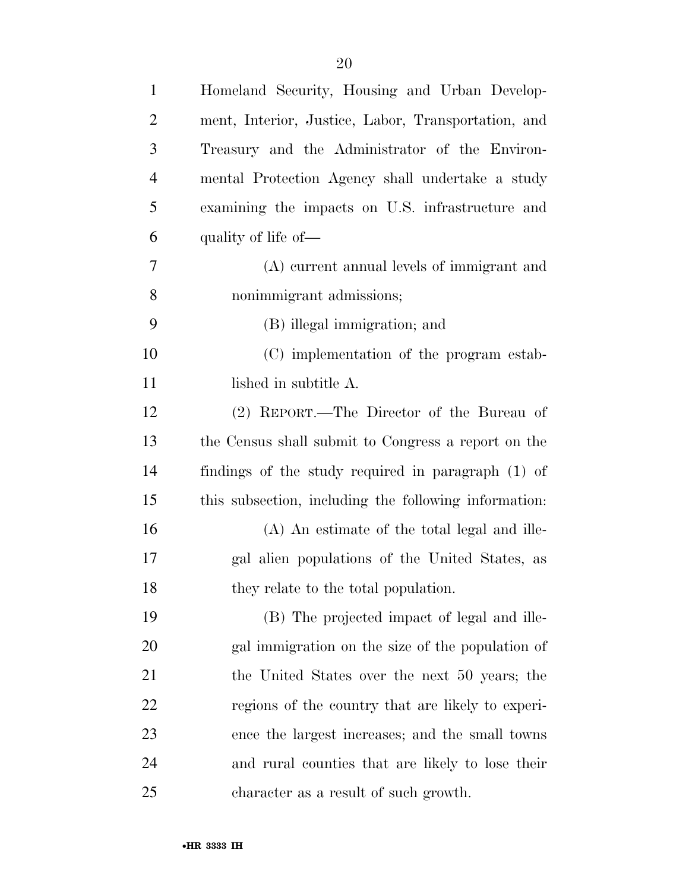Homeland Security, Housing and Urban Development, Interior, Justice, Labor, Transportation, and Treasury and the Administrator of the Environmental Protection Agency shall undertake a study examining the impacts on U.S. infrastructure and quality of life of—

(A) current annual levels of immigrant and nonimmigrant admissions;

(B) illegal immigration; and

(C) implementation of the program established in subtitle A.

(2) REPORT.—The Director of the Bureau of the Census shall submit to Congress a report on the findings of the study required in paragraph (1) of this subsection, including the following information:

(A) An estimate of the total legal and illegal alien populations of the United States, as they relate to the total population.

(B) The projected impact of legal and illegal immigration on the size of the population of the United States over the next 50 years; the regions of the country that are likely to experience the largest increases; and the small towns and rural counties that are likely to lose their character as a result of such growth.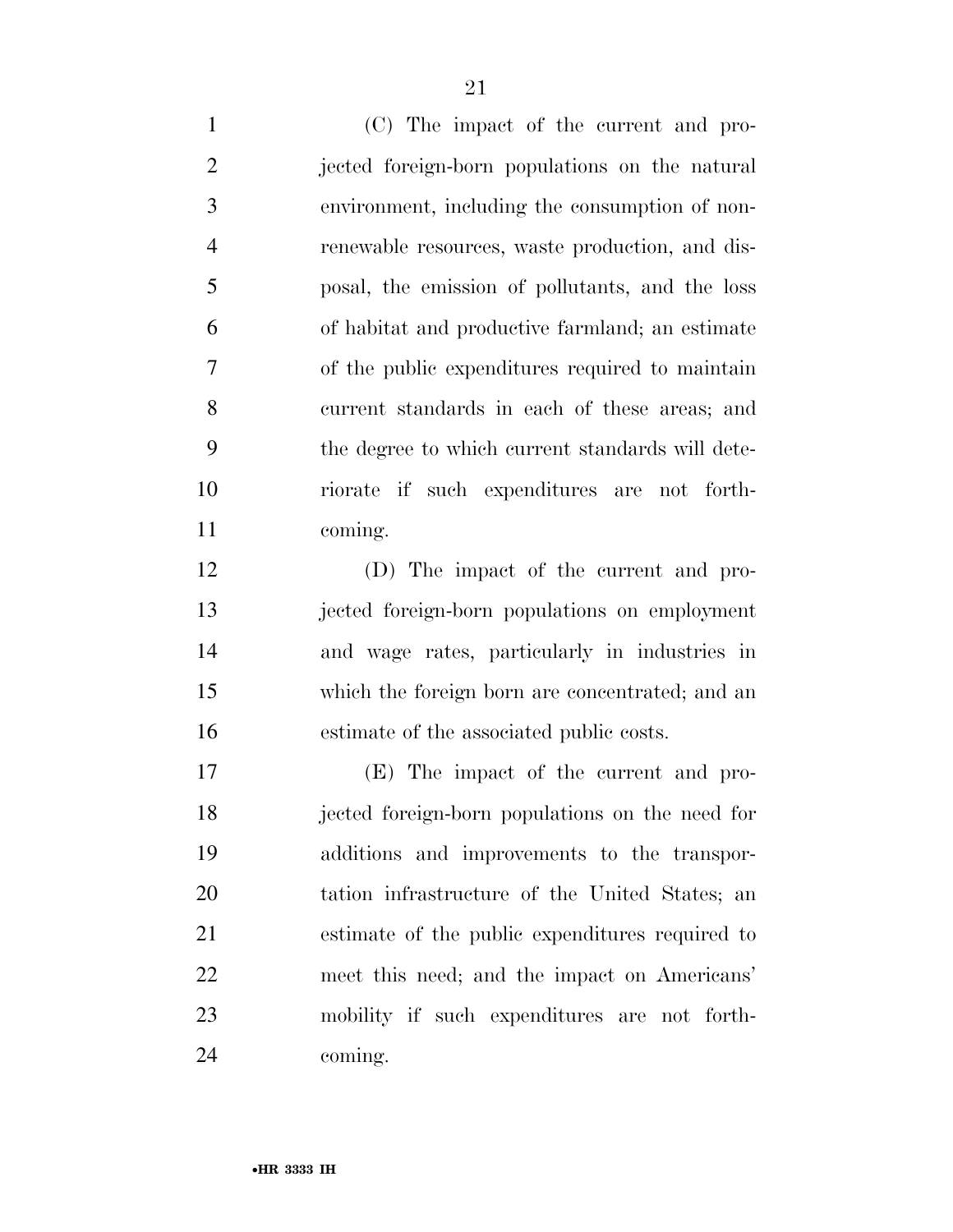(C) The impact of the current and projected foreign-born populations on the natural environment, including the consumption of nonrenewable resources, waste production, and disposal, the emission of pollutants, and the loss of habitat and productive farmland; an estimate of the public expenditures required to maintain current standards in each of these areas; and the degree to which current standards will deteriorate if such expenditures are not forthcoming.

(D) The impact of the current and projected foreign-born populations on employment and wage rates, particularly in industries in which the foreign born are concentrated; and an estimate of the associated public costs.

(E) The impact of the current and projected foreign-born populations on the need for additions and improvements to the transportation infrastructure of the United States; an estimate of the public expenditures required to meet this need; and the impact on Americans' mobility if such expenditures are not forthcoming.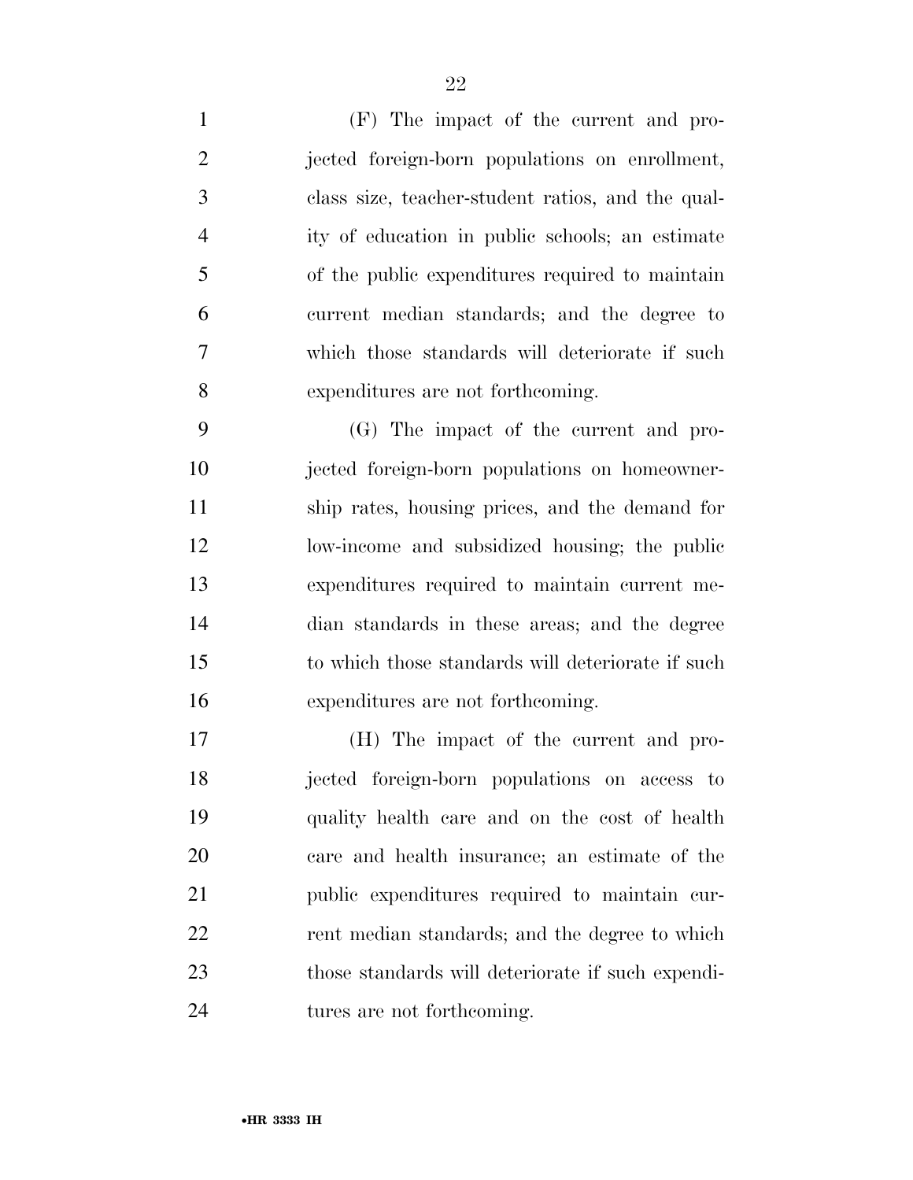(F) The impact of the current and projected foreign-born populations on enrollment, class size, teacher-student ratios, and the quality of education in public schools; an estimate of the public expenditures required to maintain current median standards; and the degree to which those standards will deteriorate if such expenditures are not forthcoming.

(G) The impact of the current and projected foreign-born populations on homeownership rates, housing prices, and the demand for low-income and subsidized housing; the public expenditures required to maintain current median standards in these areas; and the degree to which those standards will deteriorate if such expenditures are not forthcoming.

(H) The impact of the current and projected foreign-born populations on access to quality health care and on the cost of health care and health insurance; an estimate of the public expenditures required to maintain current median standards; and the degree to which those standards will deteriorate if such expenditures are not forthcoming.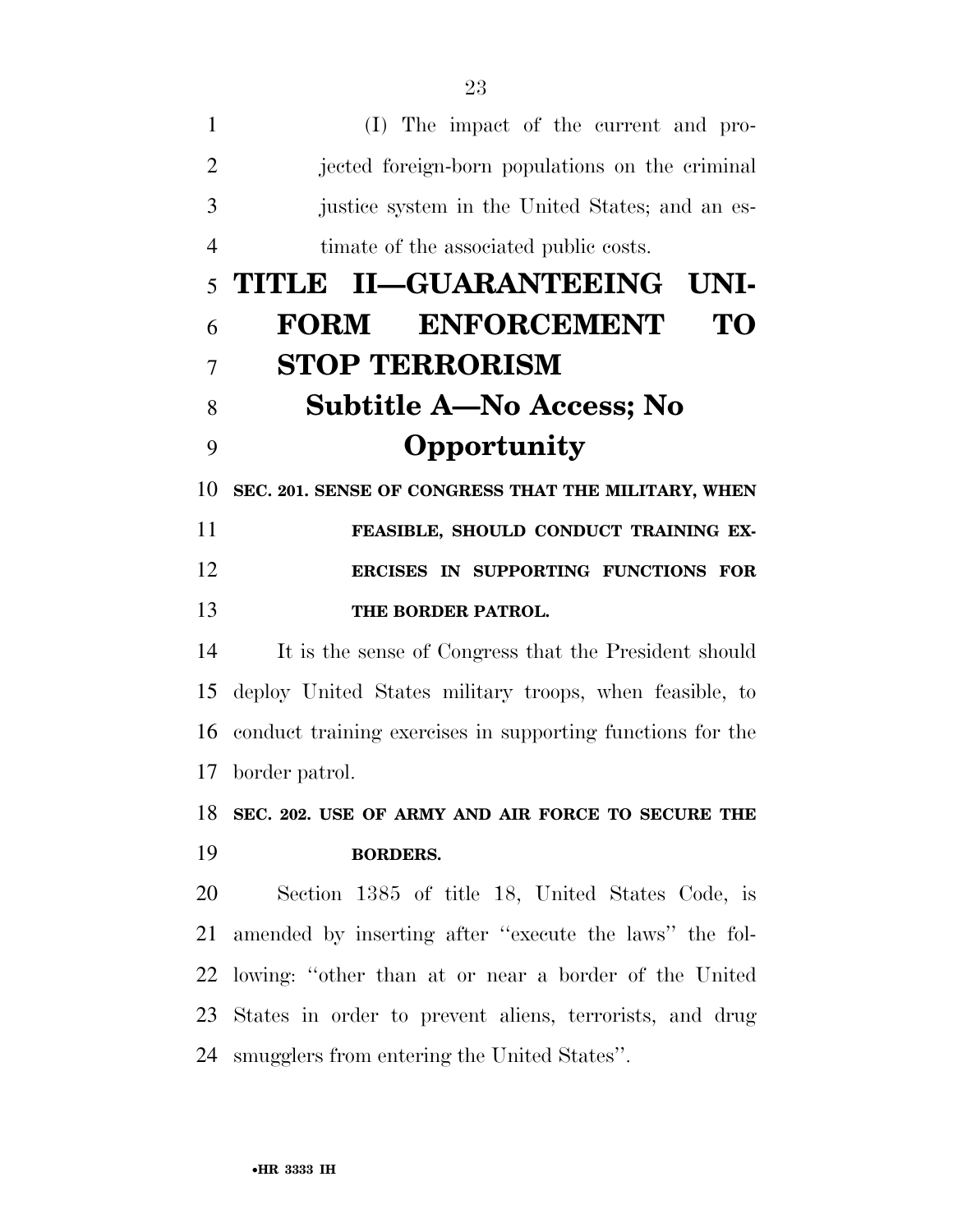(I) The impact of the current and projected foreign-born populations on the criminal justice system in the United States; and an estimate of the associated public costs.

# TITLE II—GUARANTEEING UNIFORM ENFORCEMENT TO STOP TERRORISM

## Subtitle A—No Access; No Opportunity

### SEC. 201. SENSE OF CONGRESS THAT THE MILITARY, WHEN FEASIBLE, SHOULD CONDUCT TRAINING EXERCISES IN SUPPORTING FUNCTIONS FOR THE BORDER PATROL.

It is the sense of Congress that the President should deploy United States military troops, when feasible, to conduct training exercises in supporting functions for the border patrol.

### SEC. 202. USE OF ARMY AND AIR FORCE TO SECURE THE BORDERS.

Section 1385 of title 18, United States Code, is amended by inserting after "execute the laws" the following: "other than at or near a border of the United States in order to prevent aliens, terrorists, and drug smugglers from entering the United States".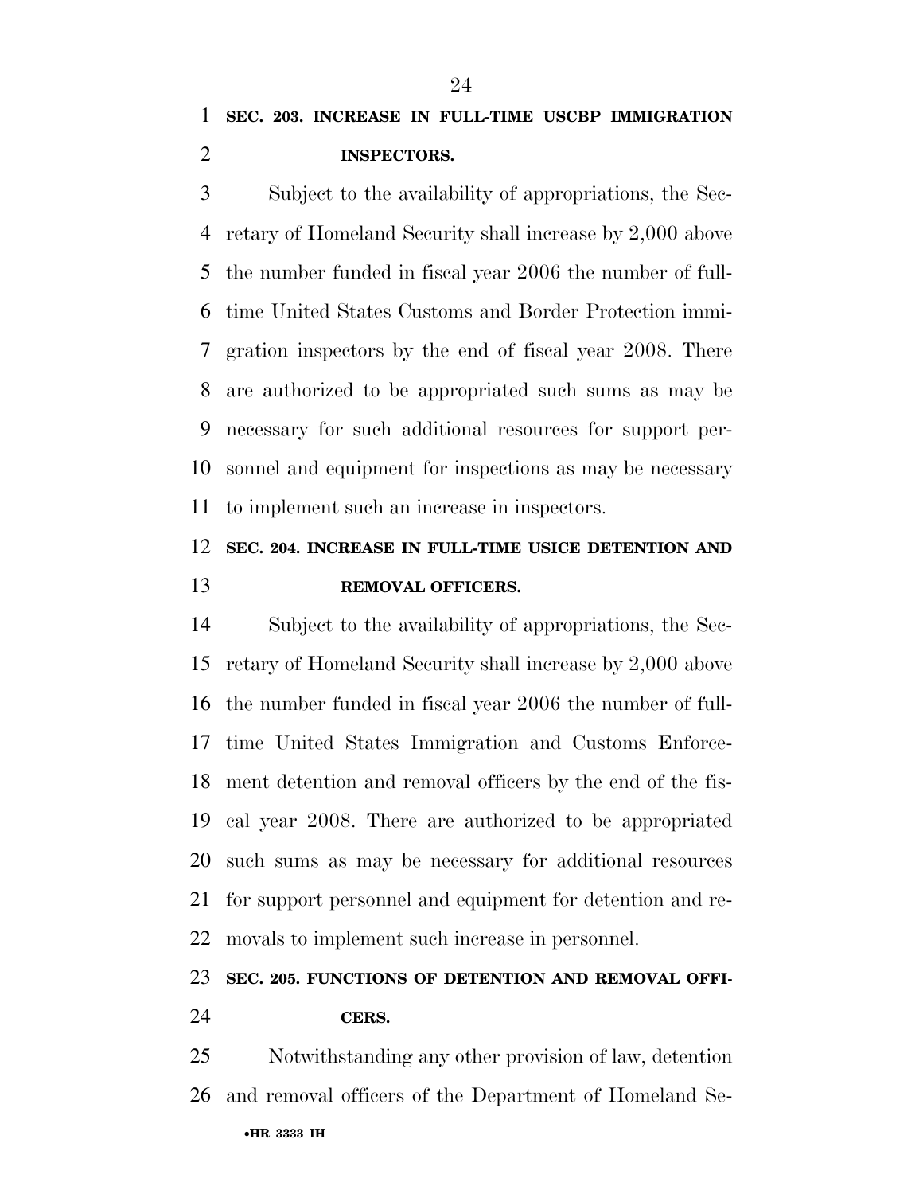**SEC. 203. INCREASE IN FULL-TIME USCBP IMMIGRATION INSPECTORS.**

Subject to the availability of appropriations, the Secretary of Homeland Security shall increase by 2,000 above the number funded in fiscal year 2006 the number of full-time United States Customs and Border Protection immigration inspectors by the end of fiscal year 2008. There are authorized to be appropriated such sums as may be necessary for such additional resources for support personnel and equipment for inspections as may be necessary to implement such an increase in inspectors.

**SEC. 204. INCREASE IN FULL-TIME USICE DETENTION AND REMOVAL OFFICERS.**

Subject to the availability of appropriations, the Secretary of Homeland Security shall increase by 2,000 above the number funded in fiscal year 2006 the number of full-time United States Immigration and Customs Enforcement detention and removal officers by the end of the fiscal year 2008. There are authorized to be appropriated such sums as may be necessary for additional resources for support personnel and equipment for detention and removals to implement such increase in personnel.

**SEC. 205. FUNCTIONS OF DETENTION AND REMOVAL OFFICERS.**

Notwithstanding any other provision of law, detention and removal officers of the Department of Homeland Se-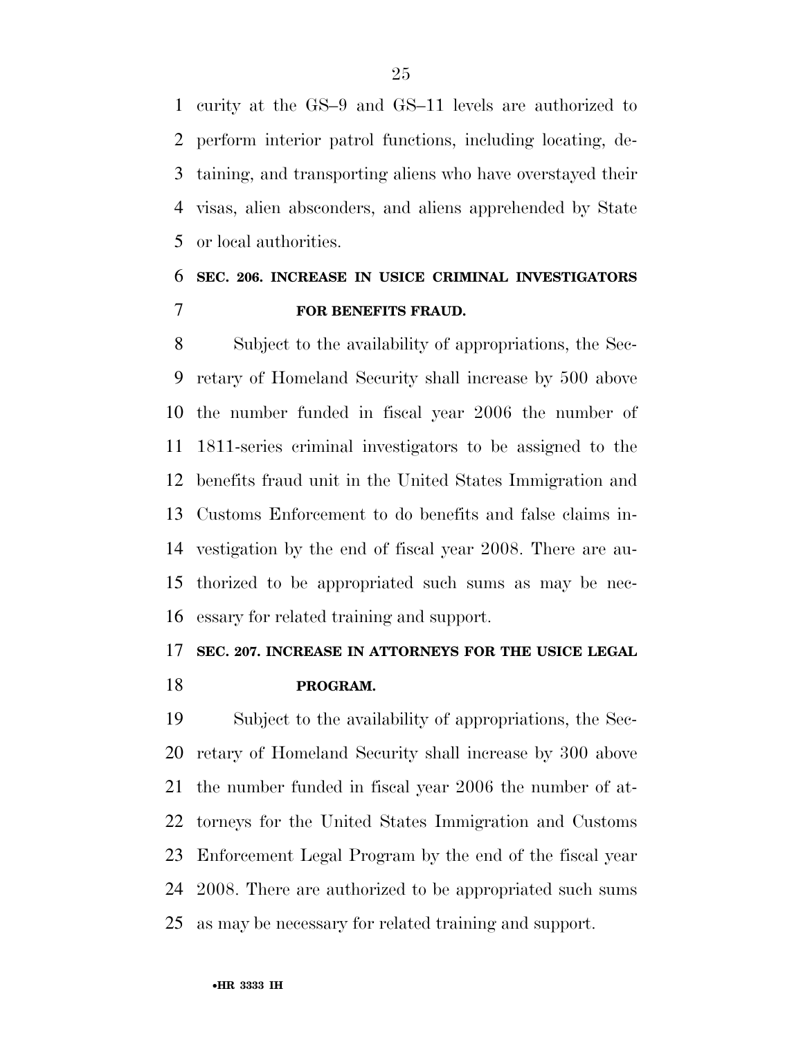curity at the GS–9 and GS–11 levels are authorized to perform interior patrol functions, including locating, detaining, and transporting aliens who have overstayed their visas, alien absconders, and aliens apprehended by State or local authorities.

### SEC. 206. INCREASE IN USICE CRIMINAL INVESTIGATORS FOR BENEFITS FRAUD.

Subject to the availability of appropriations, the Secretary of Homeland Security shall increase by 500 above the number funded in fiscal year 2006 the number of 1811-series criminal investigators to be assigned to the benefits fraud unit in the United States Immigration and Customs Enforcement to do benefits and false claims investigation by the end of fiscal year 2008. There are authorized to be appropriated such sums as may be necessary for related training and support.

### SEC. 207. INCREASE IN ATTORNEYS FOR THE USICE LEGAL PROGRAM.

Subject to the availability of appropriations, the Secretary of Homeland Security shall increase by 300 above the number funded in fiscal year 2006 the number of attorneys for the United States Immigration and Customs Enforcement Legal Program by the end of the fiscal year 2008. There are authorized to be appropriated such sums as may be necessary for related training and support.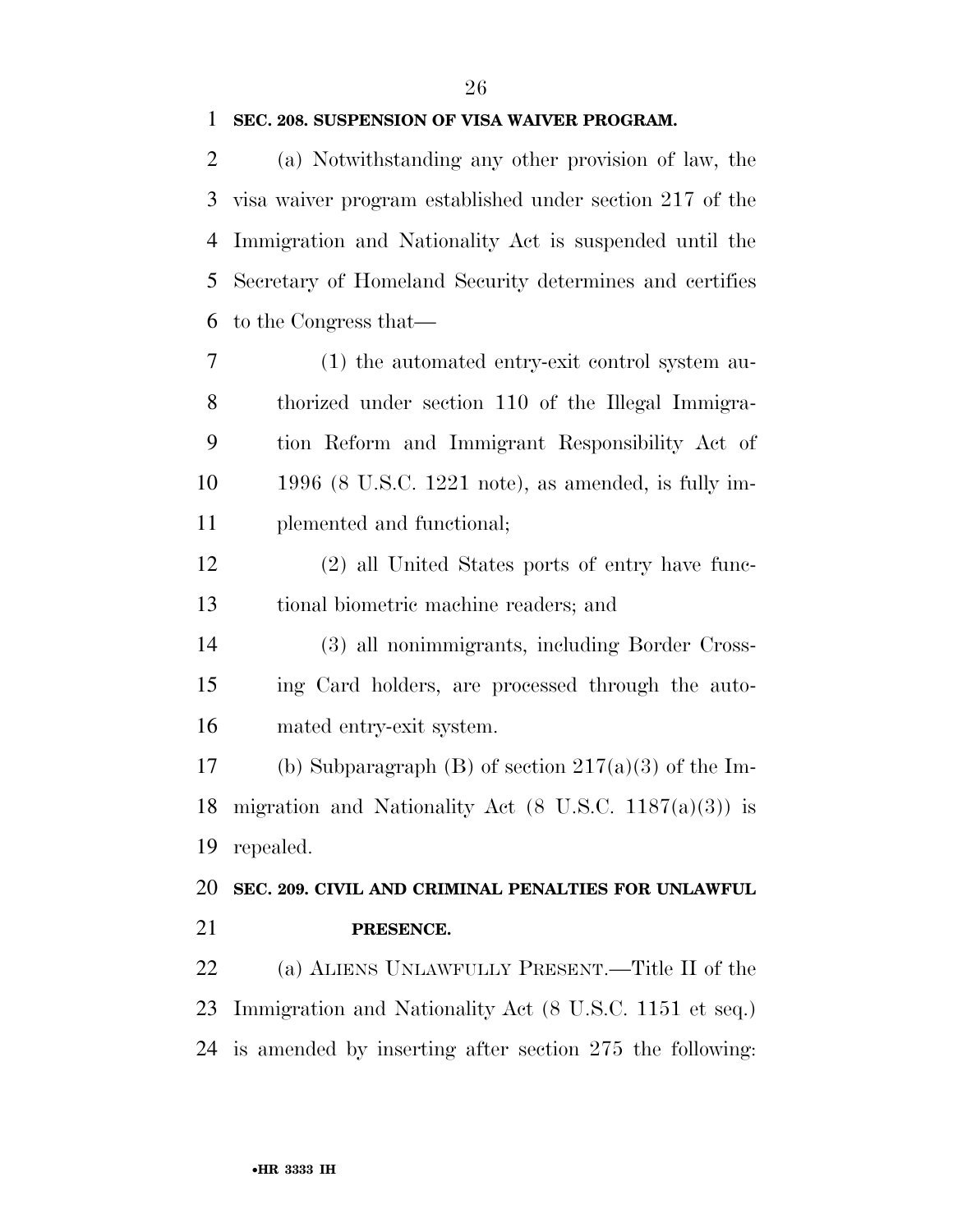**SEC. 208. SUSPENSION OF VISA WAIVER PROGRAM.**

(a) Notwithstanding any other provision of law, the visa waiver program established under section 217 of the Immigration and Nationality Act is suspended until the Secretary of Homeland Security determines and certifies to the Congress that—

(1) the automated entry-exit control system authorized under section 110 of the Illegal Immigration Reform and Immigrant Responsibility Act of 1996 (8 U.S.C. 1221 note), as amended, is fully implemented and functional;

(2) all United States ports of entry have functional biometric machine readers; and

(3) all nonimmigrants, including Border Crossing Card holders, are processed through the automated entry-exit system.

(b) Subparagraph (B) of section 217(a)(3) of the Immigration and Nationality Act (8 U.S.C. 1187(a)(3)) is repealed.

**SEC. 209. CIVIL AND CRIMINAL PENALTIES FOR UNLAWFUL PRESENCE.**

(a) ALIENS UNLAWFULLY PRESENT.—Title II of the Immigration and Nationality Act (8 U.S.C. 1151 et seq.) is amended by inserting after section 275 the following: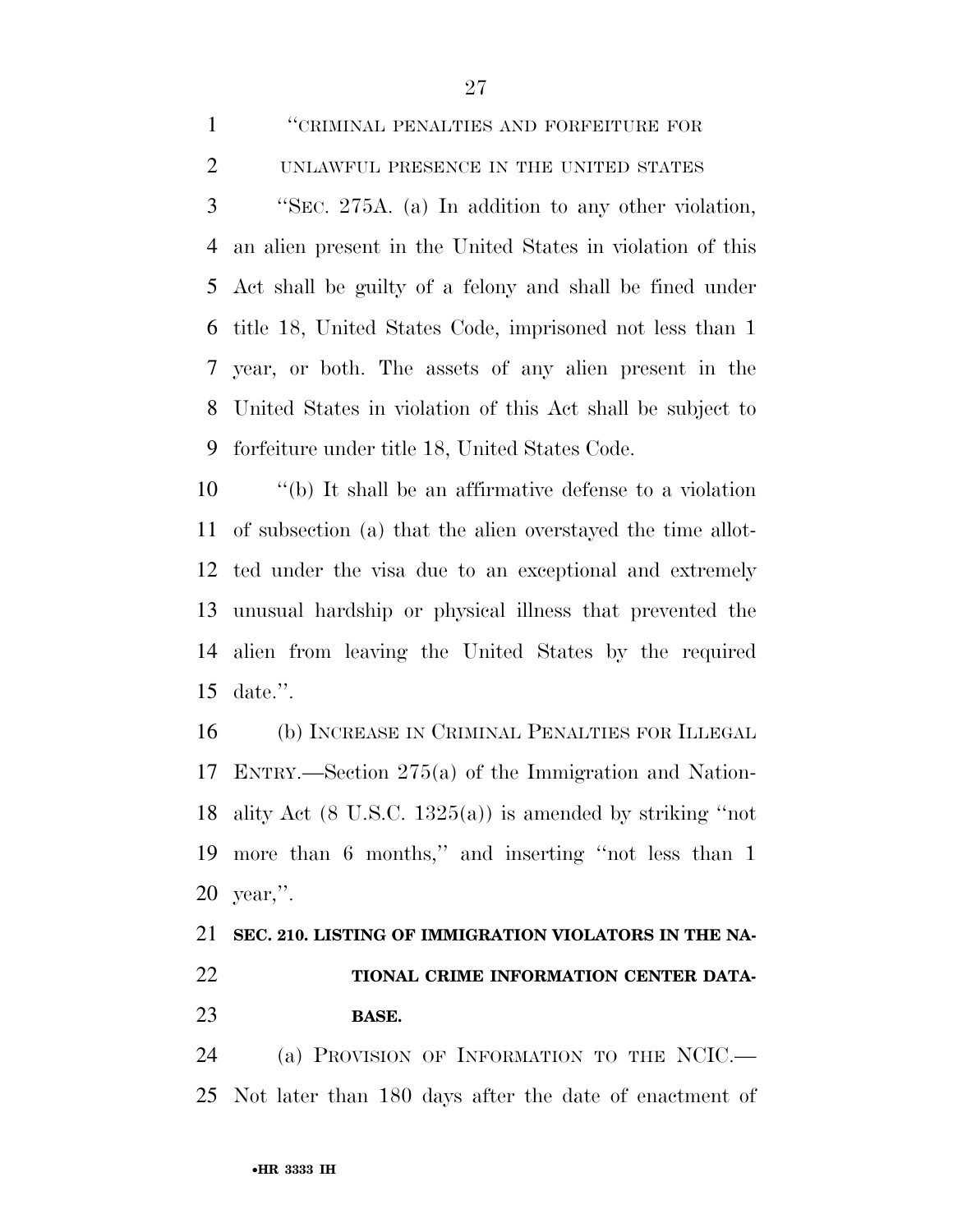"CRIMINAL PENALTIES AND FORFEITURE FOR UNLAWFUL PRESENCE IN THE UNITED STATES

"SEC. 275A. (a) In addition to any other violation, an alien present in the United States in violation of this Act shall be guilty of a felony and shall be fined under title 18, United States Code, imprisoned not less than 1 year, or both. The assets of any alien present in the United States in violation of this Act shall be subject to forfeiture under title 18, United States Code.

"(b) It shall be an affirmative defense to a violation of subsection (a) that the alien overstayed the time allotted under the visa due to an exceptional and extremely unusual hardship or physical illness that prevented the alien from leaving the United States by the required date.".

(b) INCREASE IN CRIMINAL PENALTIES FOR ILLEGAL ENTRY.—Section 275(a) of the Immigration and Nationality Act (8 U.S.C. 1325(a)) is amended by striking "not more than 6 months," and inserting "not less than 1 year,".

**SEC. 210. LISTING OF IMMIGRATION VIOLATORS IN THE NATIONAL CRIME INFORMATION CENTER DATABASE.**

(a) PROVISION OF INFORMATION TO THE NCIC.—Not later than 180 days after the date of enactment of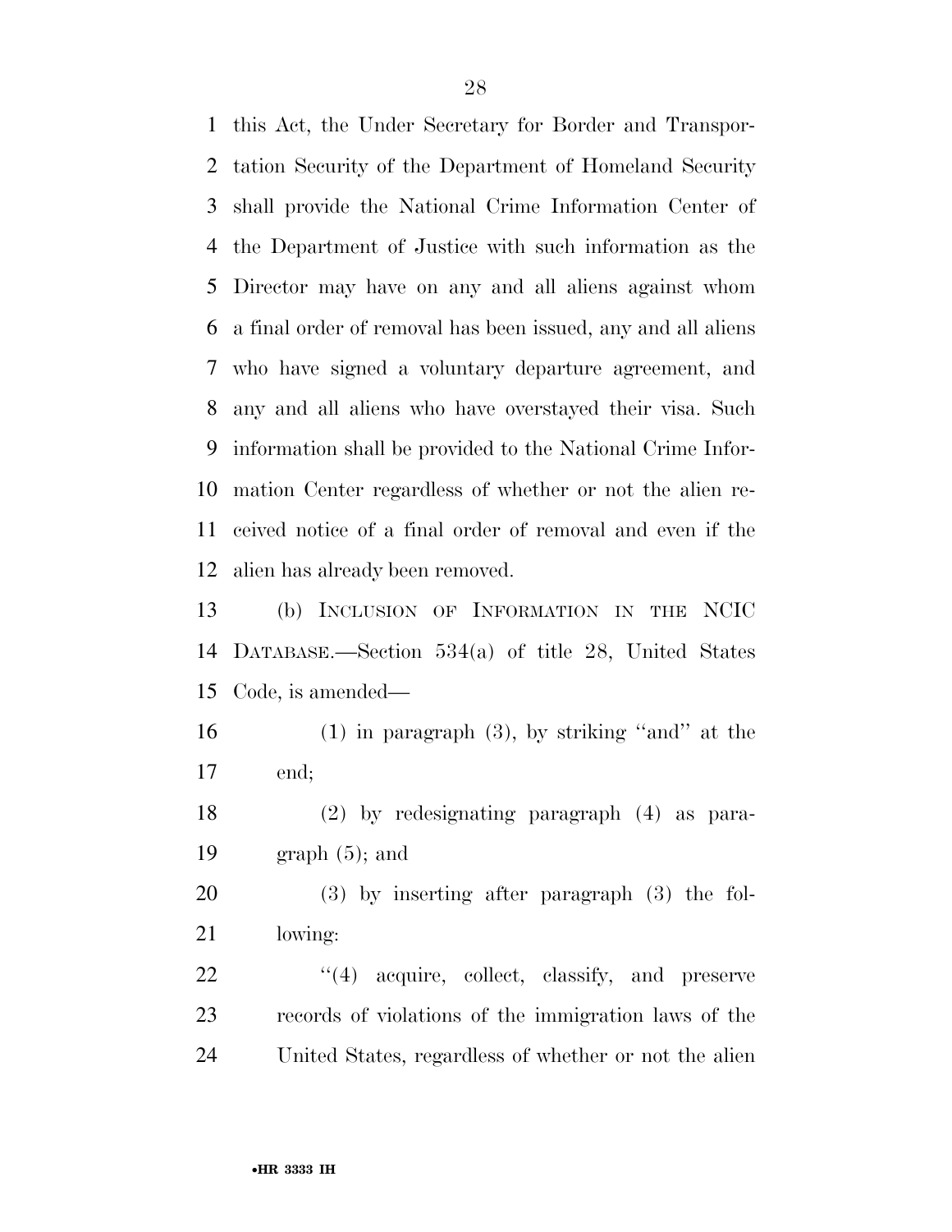this Act, the Under Secretary for Border and Transportation Security of the Department of Homeland Security shall provide the National Crime Information Center of the Department of Justice with such information as the Director may have on any and all aliens against whom a final order of removal has been issued, any and all aliens who have signed a voluntary departure agreement, and any and all aliens who have overstayed their visa. Such information shall be provided to the National Crime Information Center regardless of whether or not the alien received notice of a final order of removal and even if the alien has already been removed.

(b) INCLUSION OF INFORMATION IN THE NCIC DATABASE.—Section 534(a) of title 28, United States Code, is amended—

(1) in paragraph (3), by striking "and" at the end;

(2) by redesignating paragraph (4) as paragraph (5); and

(3) by inserting after paragraph (3) the following:

"(4) acquire, collect, classify, and preserve records of violations of the immigration laws of the United States, regardless of whether or not the alien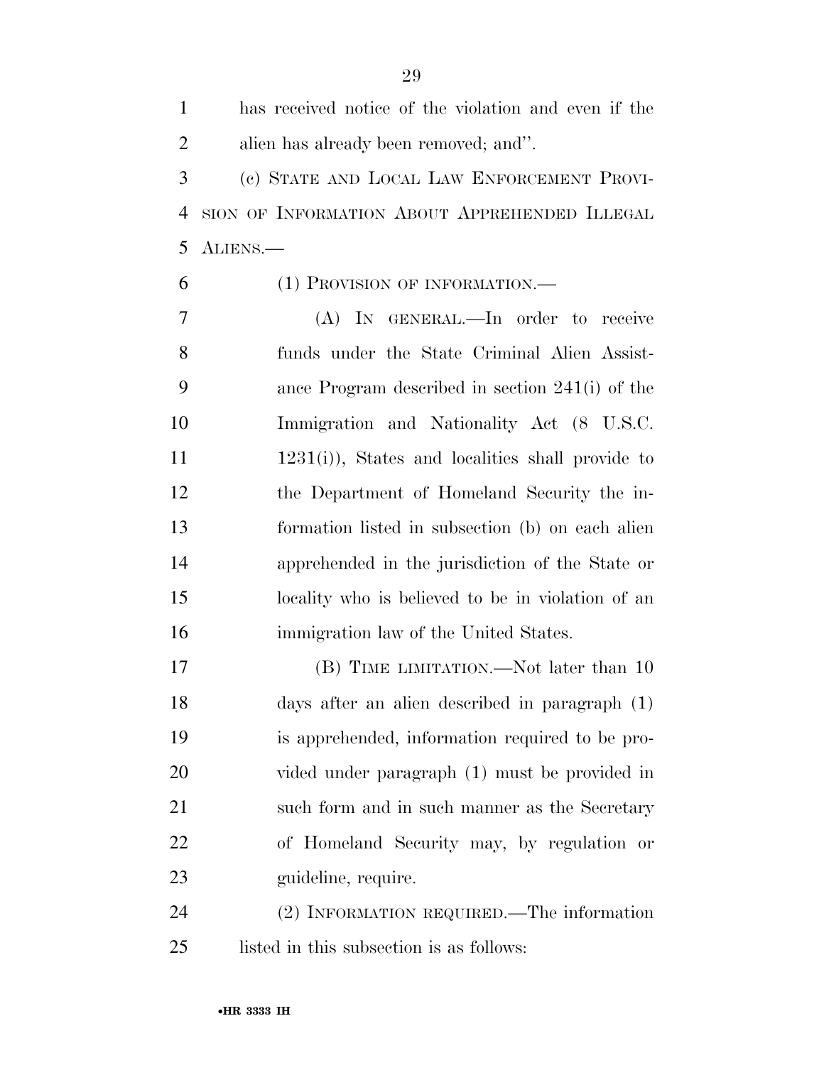has received notice of the violation and even if the alien has already been removed; and''.

(c) STATE AND LOCAL LAW ENFORCEMENT PROVISION OF INFORMATION ABOUT APPREHENDED ILLEGAL ALIENS.—

(1) PROVISION OF INFORMATION.—

(A) IN GENERAL.—In order to receive funds under the State Criminal Alien Assistance Program described in section 241(i) of the Immigration and Nationality Act (8 U.S.C. 1231(i)), States and localities shall provide to the Department of Homeland Security the information listed in subsection (b) on each alien apprehended in the jurisdiction of the State or locality who is believed to be in violation of an immigration law of the United States.

(B) TIME LIMITATION.—Not later than 10 days after an alien described in paragraph (1) is apprehended, information required to be provided under paragraph (1) must be provided in such form and in such manner as the Secretary of Homeland Security may, by regulation or guideline, require.

(2) INFORMATION REQUIRED.—The information listed in this subsection is as follows: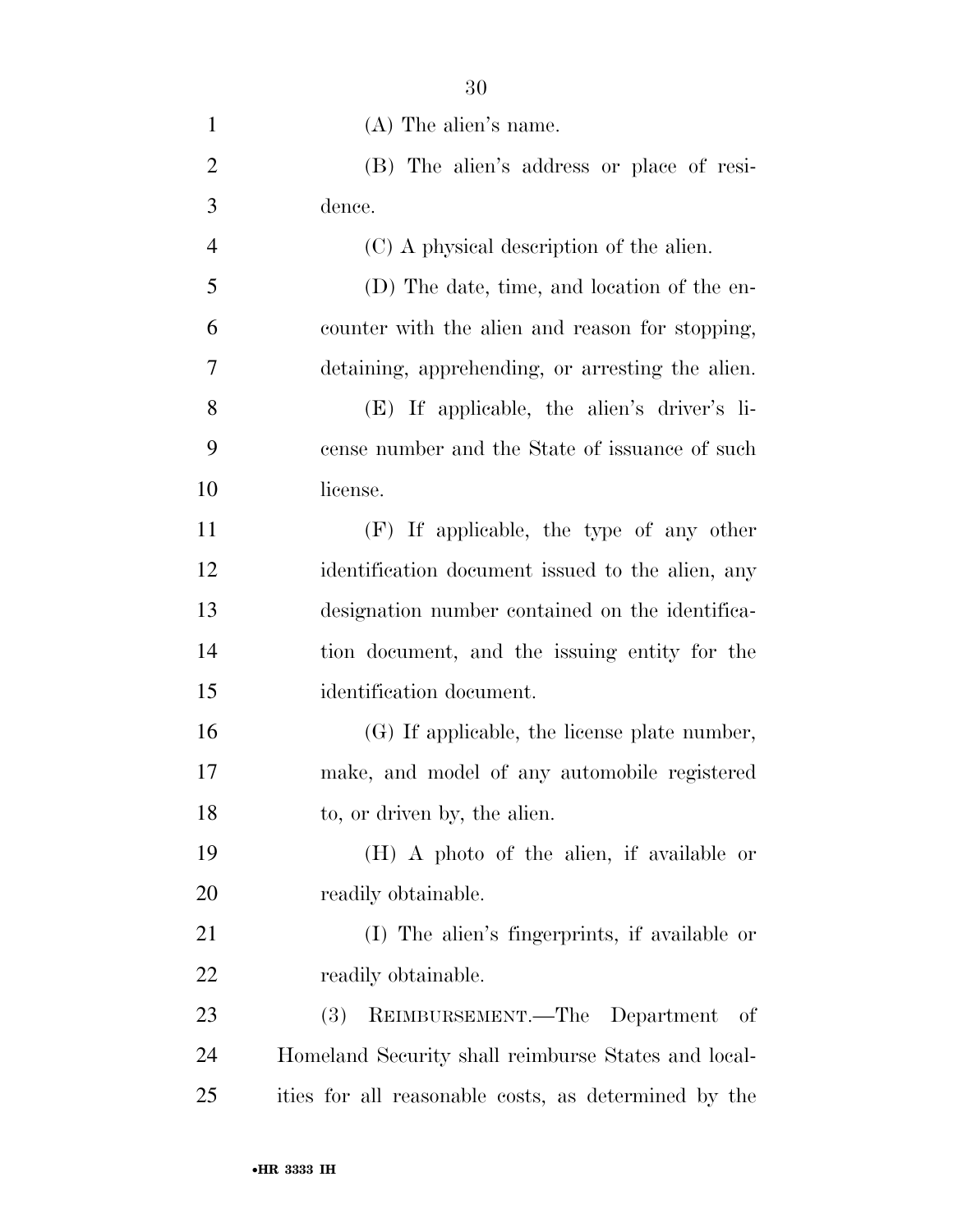(A) The alien's name.

(B) The alien's address or place of residence.

(C) A physical description of the alien.

(D) The date, time, and location of the encounter with the alien and reason for stopping, detaining, apprehending, or arresting the alien.

(E) If applicable, the alien's driver's license number and the State of issuance of such license.

(F) If applicable, the type of any other identification document issued to the alien, any designation number contained on the identification document, and the issuing entity for the identification document.

(G) If applicable, the license plate number, make, and model of any automobile registered to, or driven by, the alien.

(H) A photo of the alien, if available or readily obtainable.

(I) The alien's fingerprints, if available or readily obtainable.

(3) REIMBURSEMENT.—The Department of Homeland Security shall reimburse States and localities for all reasonable costs, as determined by the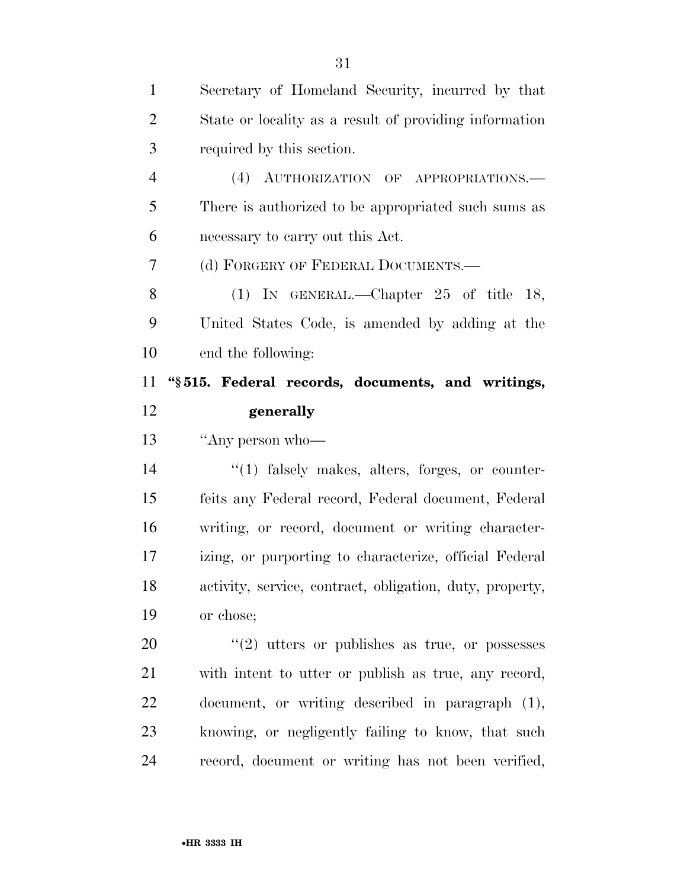Secretary of Homeland Security, incurred by that State or locality as a result of providing information required by this section.

(4) AUTHORIZATION OF APPROPRIATIONS.—There is authorized to be appropriated such sums as necessary to carry out this Act.

(d) FORGERY OF FEDERAL DOCUMENTS.—

(1) IN GENERAL.—Chapter 25 of title 18, United States Code, is amended by adding at the end the following:

**"§ 515. Federal records, documents, and writings, generally**

"Any person who—

"(1) falsely makes, alters, forges, or counterfeits any Federal record, Federal document, Federal writing, or record, document or writing characterizing, or purporting to characterize, official Federal activity, service, contract, obligation, duty, property, or chose;

"(2) utters or publishes as true, or possesses with intent to utter or publish as true, any record, document, or writing described in paragraph (1), knowing, or negligently failing to know, that such record, document or writing has not been verified,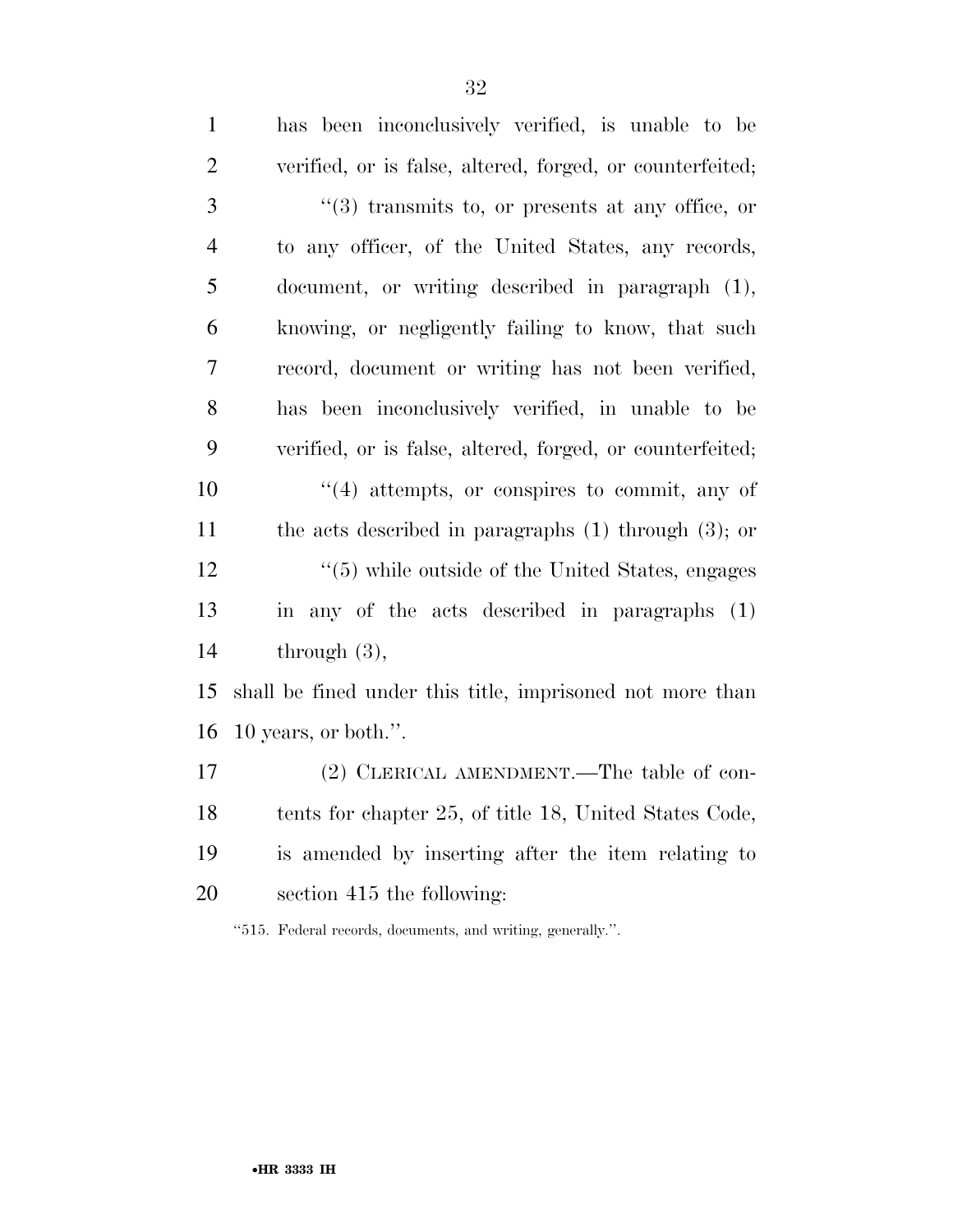has been inconclusively verified, is unable to be verified, or is false, altered, forged, or counterfeited;

''(3) transmits to, or presents at any office, or to any officer, of the United States, any records, document, or writing described in paragraph (1), knowing, or negligently failing to know, that such record, document or writing has not been verified, has been inconclusively verified, in unable to be verified, or is false, altered, forged, or counterfeited;

''(4) attempts, or conspires to commit, any of the acts described in paragraphs (1) through (3); or

''(5) while outside of the United States, engages in any of the acts described in paragraphs (1) through (3),

shall be fined under this title, imprisoned not more than 10 years, or both.''.

(2) CLERICAL AMENDMENT.—The table of contents for chapter 25, of title 18, United States Code, is amended by inserting after the item relating to section 415 the following:

''515. Federal records, documents, and writing, generally.''.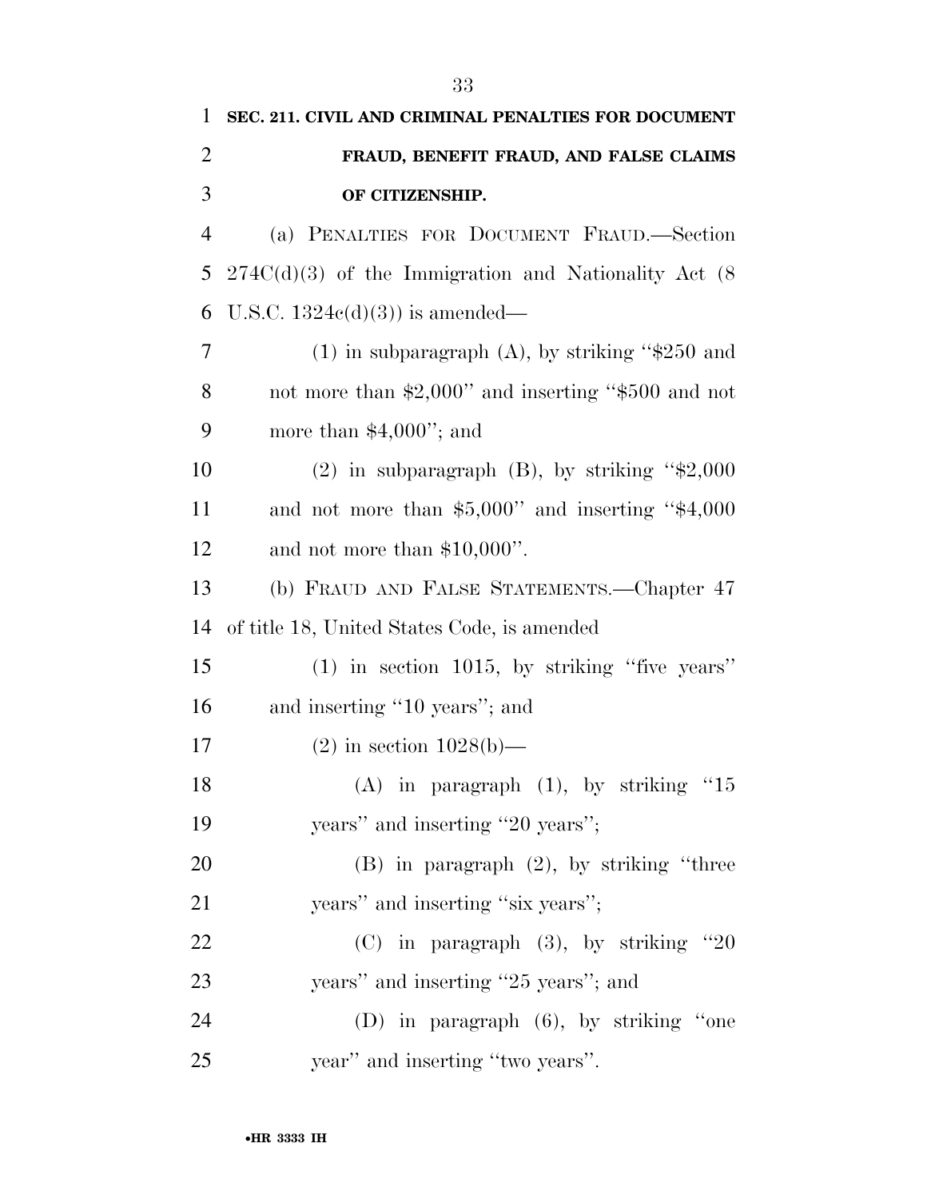**SEC. 211. CIVIL AND CRIMINAL PENALTIES FOR DOCUMENT FRAUD, BENEFIT FRAUD, AND FALSE CLAIMS OF CITIZENSHIP.**

(a) PENALTIES FOR DOCUMENT FRAUD.—Section 274C(d)(3) of the Immigration and Nationality Act (8 U.S.C. 1324c(d)(3)) is amended—

(1) in subparagraph (A), by striking ''$250 and not more than $2,000'' and inserting ''$500 and not more than $4,000''; and

(2) in subparagraph (B), by striking ''$2,000 and not more than $5,000'' and inserting ''$4,000 and not more than $10,000''.

(b) FRAUD AND FALSE STATEMENTS.—Chapter 47 of title 18, United States Code, is amended

(1) in section 1015, by striking ''five years'' and inserting ''10 years''; and

(2) in section 1028(b)—

(A) in paragraph (1), by striking ''15 years'' and inserting ''20 years'';

(B) in paragraph (2), by striking ''three years'' and inserting ''six years'';

(C) in paragraph (3), by striking ''20 years'' and inserting ''25 years''; and

(D) in paragraph (6), by striking ''one year'' and inserting ''two years''.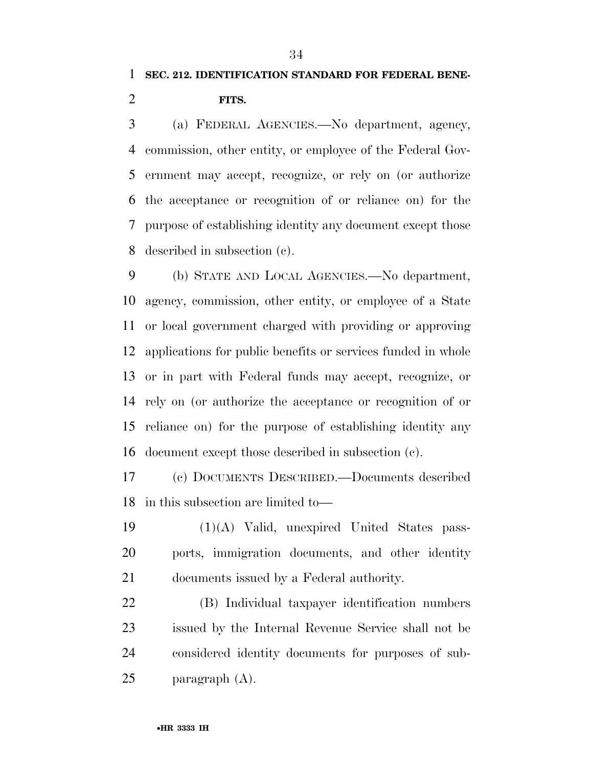**SEC. 212. IDENTIFICATION STANDARD FOR FEDERAL BENEFITS.**

(a) FEDERAL AGENCIES.—No department, agency, commission, other entity, or employee of the Federal Government may accept, recognize, or rely on (or authorize the acceptance or recognition of or reliance on) for the purpose of establishing identity any document except those described in subsection (c).

(b) STATE AND LOCAL AGENCIES.—No department, agency, commission, other entity, or employee of a State or local government charged with providing or approving applications for public benefits or services funded in whole or in part with Federal funds may accept, recognize, or rely on (or authorize the acceptance or recognition of or reliance on) for the purpose of establishing identity any document except those described in subsection (c).

(c) DOCUMENTS DESCRIBED.—Documents described in this subsection are limited to—

(1)(A) Valid, unexpired United States passports, immigration documents, and other identity documents issued by a Federal authority.

(B) Individual taxpayer identification numbers issued by the Internal Revenue Service shall not be considered identity documents for purposes of subparagraph (A).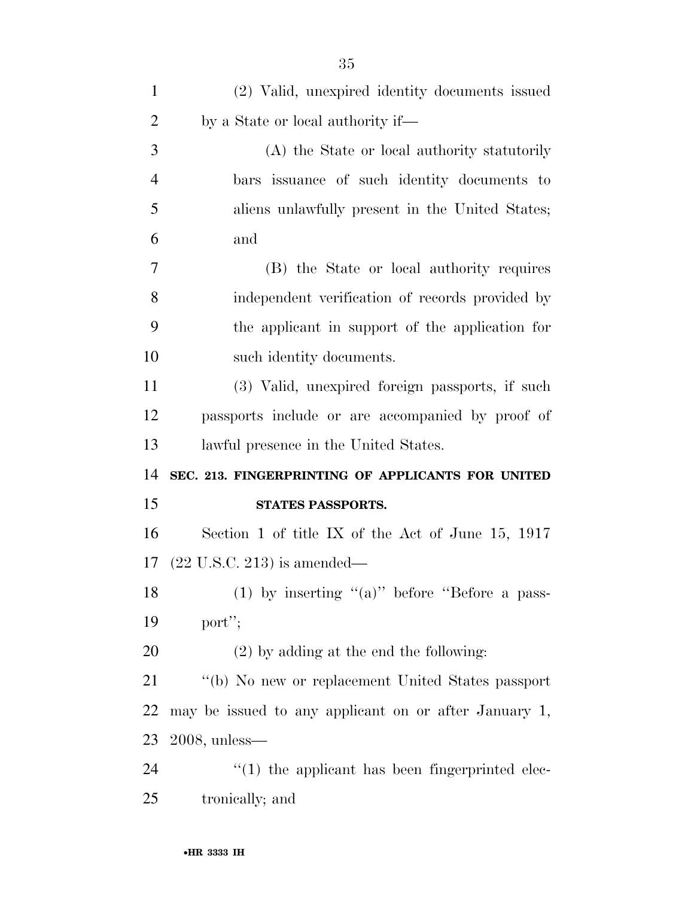(2) Valid, unexpired identity documents issued by a State or local authority if—

(A) the State or local authority statutorily bars issuance of such identity documents to aliens unlawfully present in the United States; and

(B) the State or local authority requires independent verification of records provided by the applicant in support of the application for such identity documents.

(3) Valid, unexpired foreign passports, if such passports include or are accompanied by proof of lawful presence in the United States.

## SEC. 213. FINGERPRINTING OF APPLICANTS FOR UNITED STATES PASSPORTS.

Section 1 of title IX of the Act of June 15, 1917 (22 U.S.C. 213) is amended—

(1) by inserting ''(a)'' before ''Before a passport'';

(2) by adding at the end the following:

''(b) No new or replacement United States passport may be issued to any applicant on or after January 1, 2008, unless—

''(1) the applicant has been fingerprinted electronically; and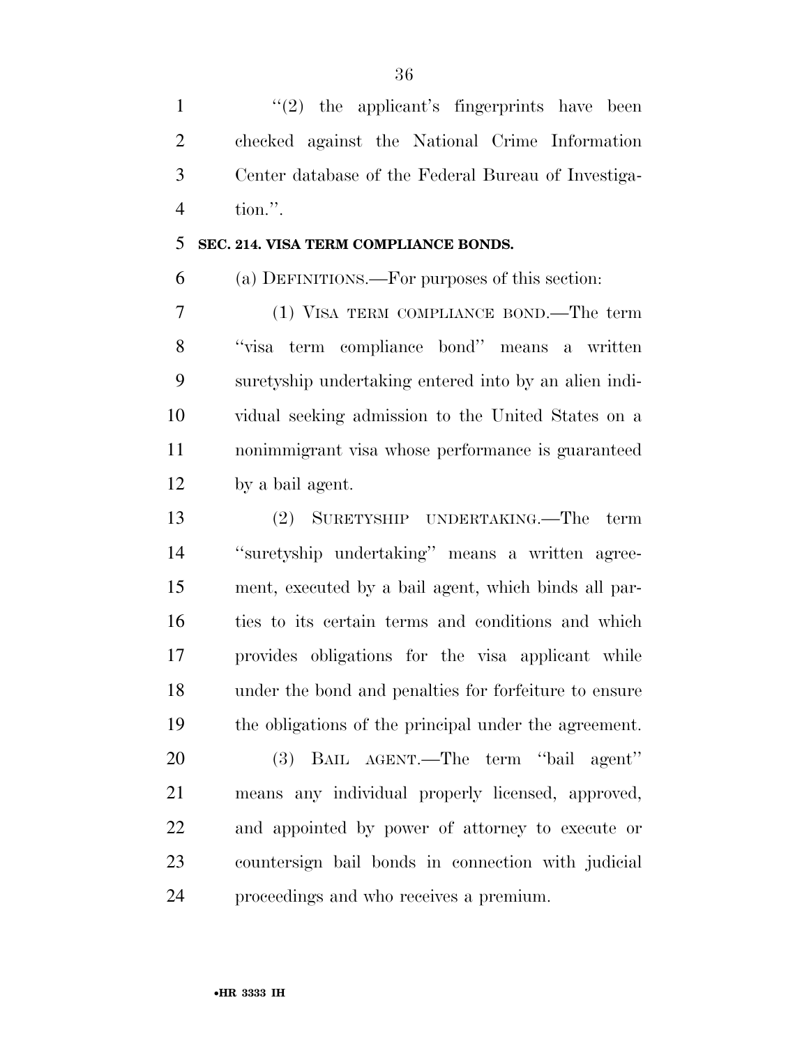"(2) the applicant's fingerprints have been checked against the National Crime Information Center database of the Federal Bureau of Investigation.".

**SEC. 214. VISA TERM COMPLIANCE BONDS.**

(a) DEFINITIONS.—For purposes of this section:

(1) VISA TERM COMPLIANCE BOND.—The term "visa term compliance bond" means a written suretyship undertaking entered into by an alien individual seeking admission to the United States on a nonimmigrant visa whose performance is guaranteed by a bail agent.

(2) SURETYSHIP UNDERTAKING.—The term "suretyship undertaking" means a written agreement, executed by a bail agent, which binds all parties to its certain terms and conditions and which provides obligations for the visa applicant while under the bond and penalties for forfeiture to ensure the obligations of the principal under the agreement.

(3) BAIL AGENT.—The term "bail agent" means any individual properly licensed, approved, and appointed by power of attorney to execute or countersign bail bonds in connection with judicial proceedings and who receives a premium.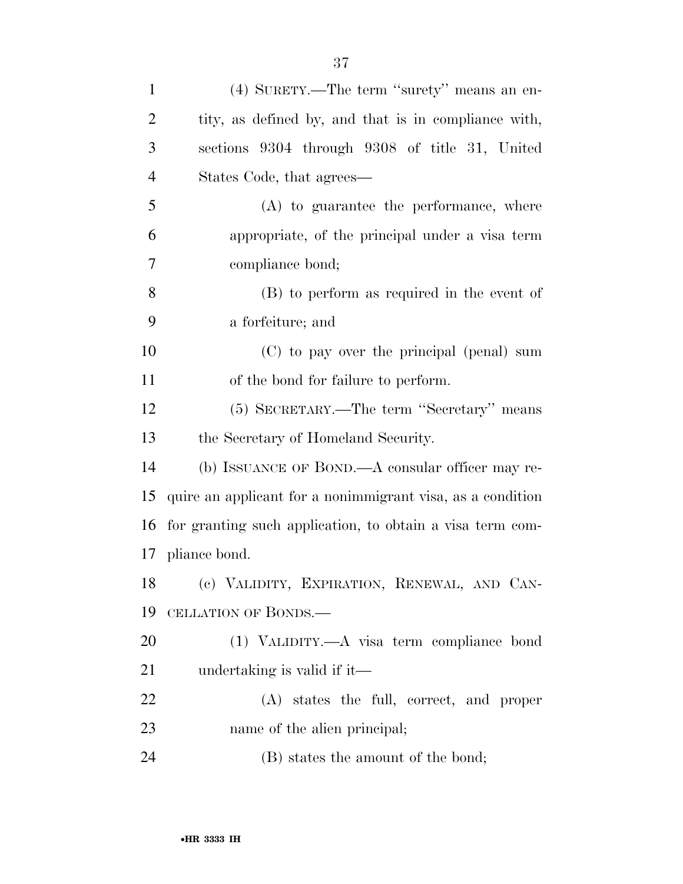(4) SURETY.—The term "surety" means an entity, as defined by, and that is in compliance with, sections 9304 through 9308 of title 31, United States Code, that agrees—

(A) to guarantee the performance, where appropriate, of the principal under a visa term compliance bond;

(B) to perform as required in the event of a forfeiture; and

(C) to pay over the principal (penal) sum of the bond for failure to perform.

(5) SECRETARY.—The term "Secretary" means the Secretary of Homeland Security.

(b) ISSUANCE OF BOND.—A consular officer may require an applicant for a nonimmigrant visa, as a condition for granting such application, to obtain a visa term compliance bond.

(c) VALIDITY, EXPIRATION, RENEWAL, AND CANCELLATION OF BONDS.—

(1) VALIDITY.—A visa term compliance bond undertaking is valid if it—

(A) states the full, correct, and proper name of the alien principal;

(B) states the amount of the bond;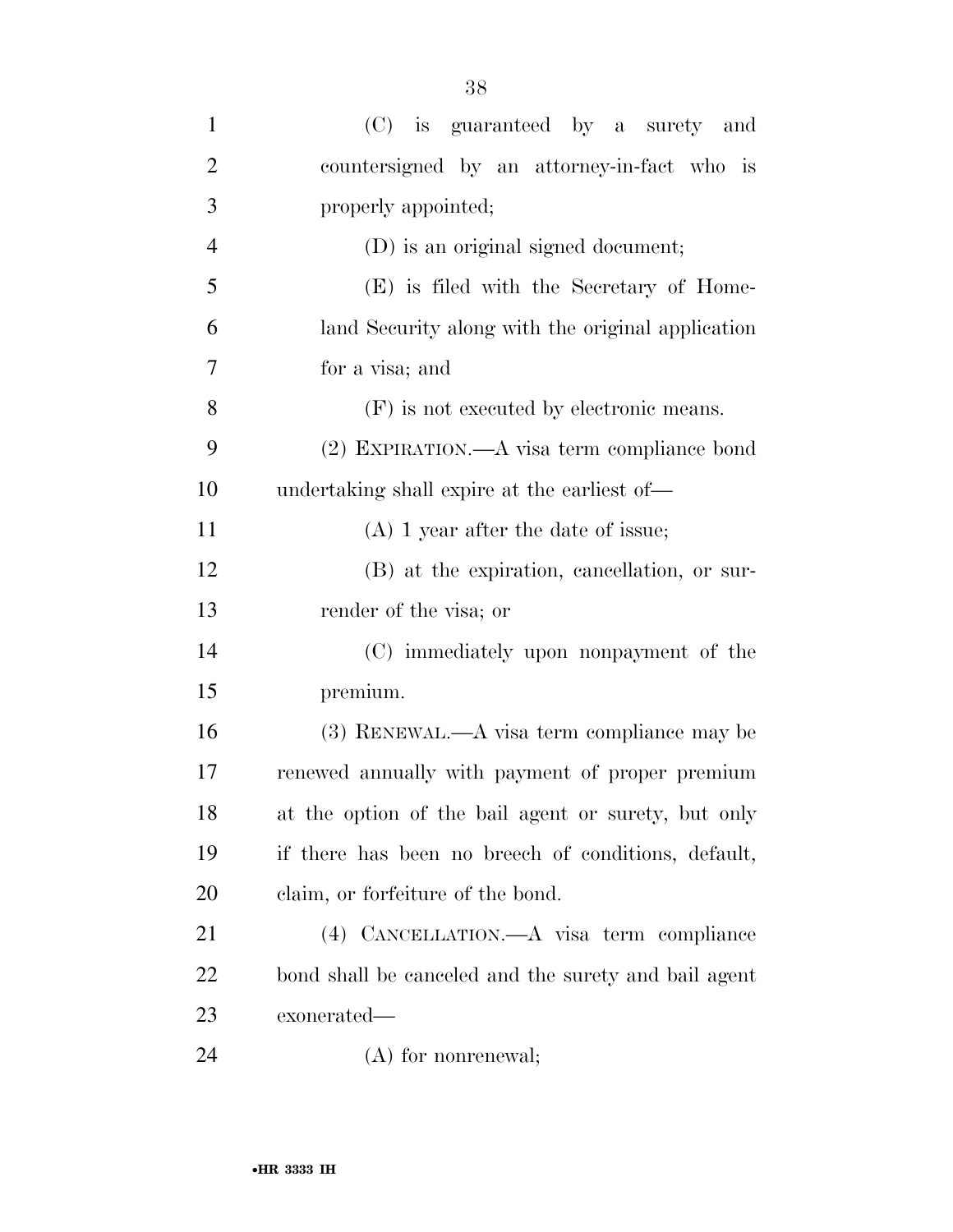(C) is guaranteed by a surety and countersigned by an attorney-in-fact who is properly appointed;

(D) is an original signed document;

(E) is filed with the Secretary of Homeland Security along with the original application for a visa; and

(F) is not executed by electronic means.

(2) EXPIRATION.—A visa term compliance bond undertaking shall expire at the earliest of—

(A) 1 year after the date of issue;

(B) at the expiration, cancellation, or surrender of the visa; or

(C) immediately upon nonpayment of the premium.

(3) RENEWAL.—A visa term compliance may be renewed annually with payment of proper premium at the option of the bail agent or surety, but only if there has been no breech of conditions, default, claim, or forfeiture of the bond.

(4) CANCELLATION.—A visa term compliance bond shall be canceled and the surety and bail agent exonerated—

(A) for nonrenewal;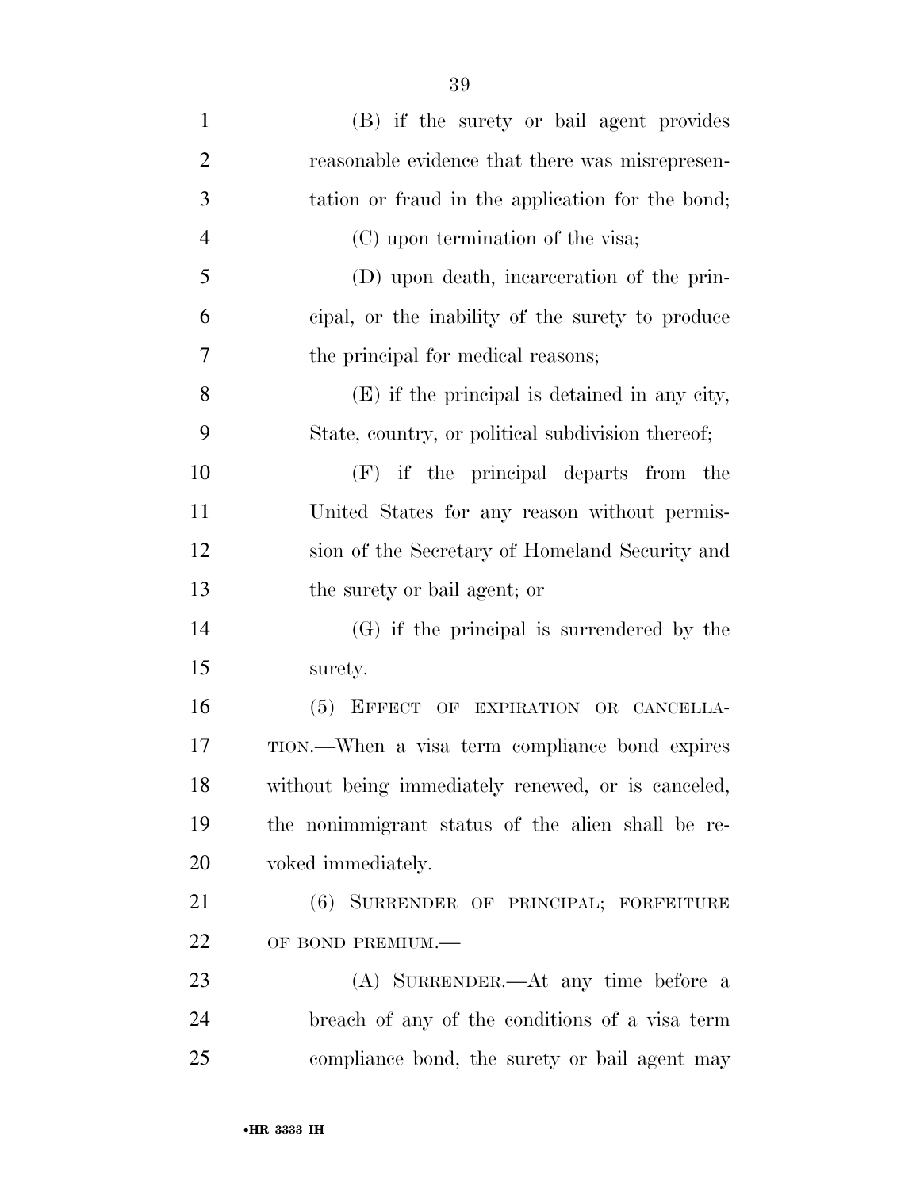(B) if the surety or bail agent provides reasonable evidence that there was misrepresentation or fraud in the application for the bond;

(C) upon termination of the visa;

(D) upon death, incarceration of the principal, or the inability of the surety to produce the principal for medical reasons;

(E) if the principal is detained in any city, State, country, or political subdivision thereof;

(F) if the principal departs from the United States for any reason without permission of the Secretary of Homeland Security and the surety or bail agent; or

(G) if the principal is surrendered by the surety.

(5) EFFECT OF EXPIRATION OR CANCELLATION.—When a visa term compliance bond expires without being immediately renewed, or is canceled, the nonimmigrant status of the alien shall be revoked immediately.

(6) SURRENDER OF PRINCIPAL; FORFEITURE OF BOND PREMIUM.—

(A) SURRENDER.—At any time before a breach of any of the conditions of a visa term compliance bond, the surety or bail agent may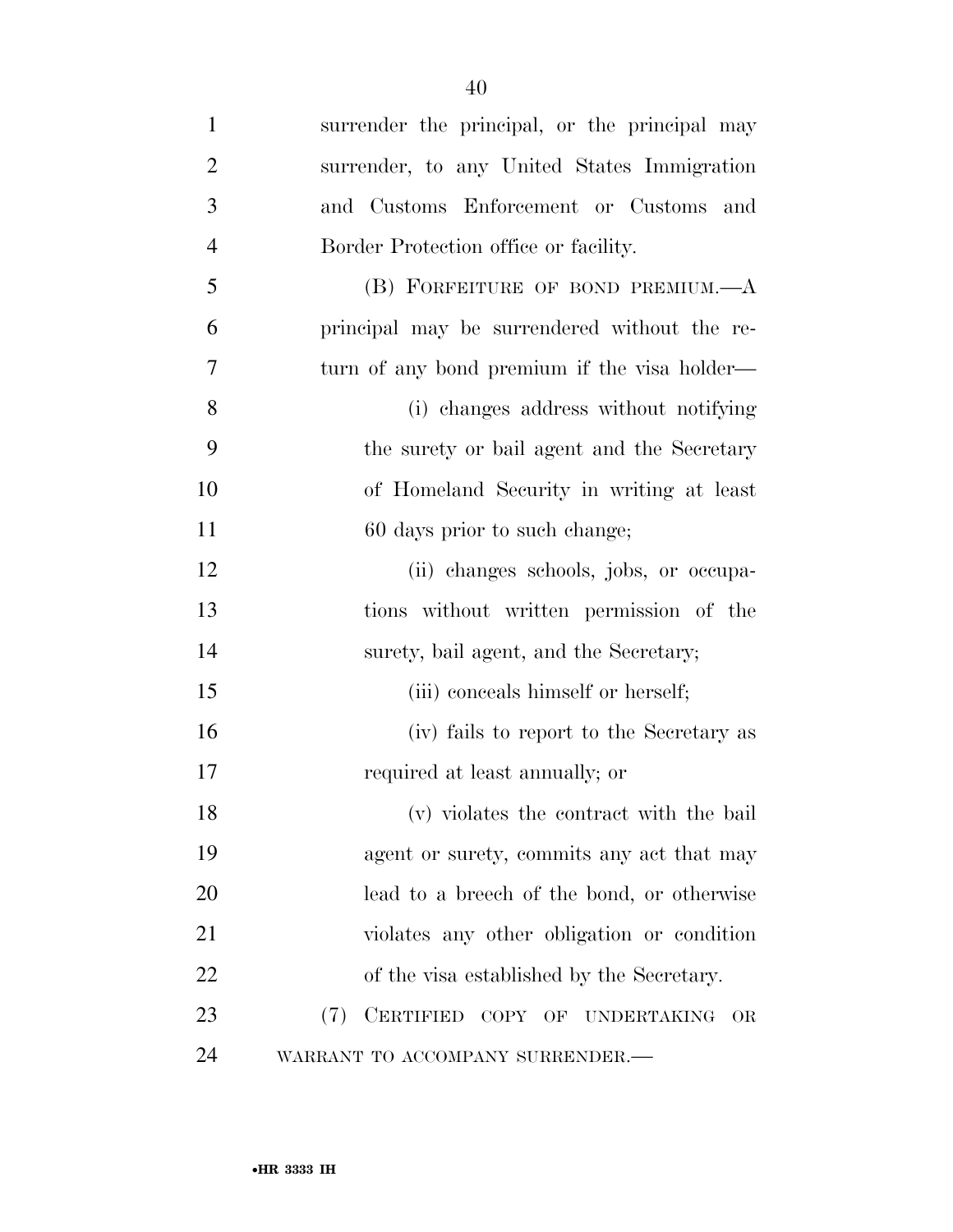surrender the principal, or the principal may surrender, to any United States Immigration and Customs Enforcement or Customs and Border Protection office or facility.

(B) FORFEITURE OF BOND PREMIUM.—A principal may be surrendered without the return of any bond premium if the visa holder—

(i) changes address without notifying the surety or bail agent and the Secretary of Homeland Security in writing at least 60 days prior to such change;

(ii) changes schools, jobs, or occupations without written permission of the surety, bail agent, and the Secretary;

(iii) conceals himself or herself;

(iv) fails to report to the Secretary as required at least annually; or

(v) violates the contract with the bail agent or surety, commits any act that may lead to a breech of the bond, or otherwise violates any other obligation or condition of the visa established by the Secretary.

(7) CERTIFIED COPY OF UNDERTAKING OR WARRANT TO ACCOMPANY SURRENDER.—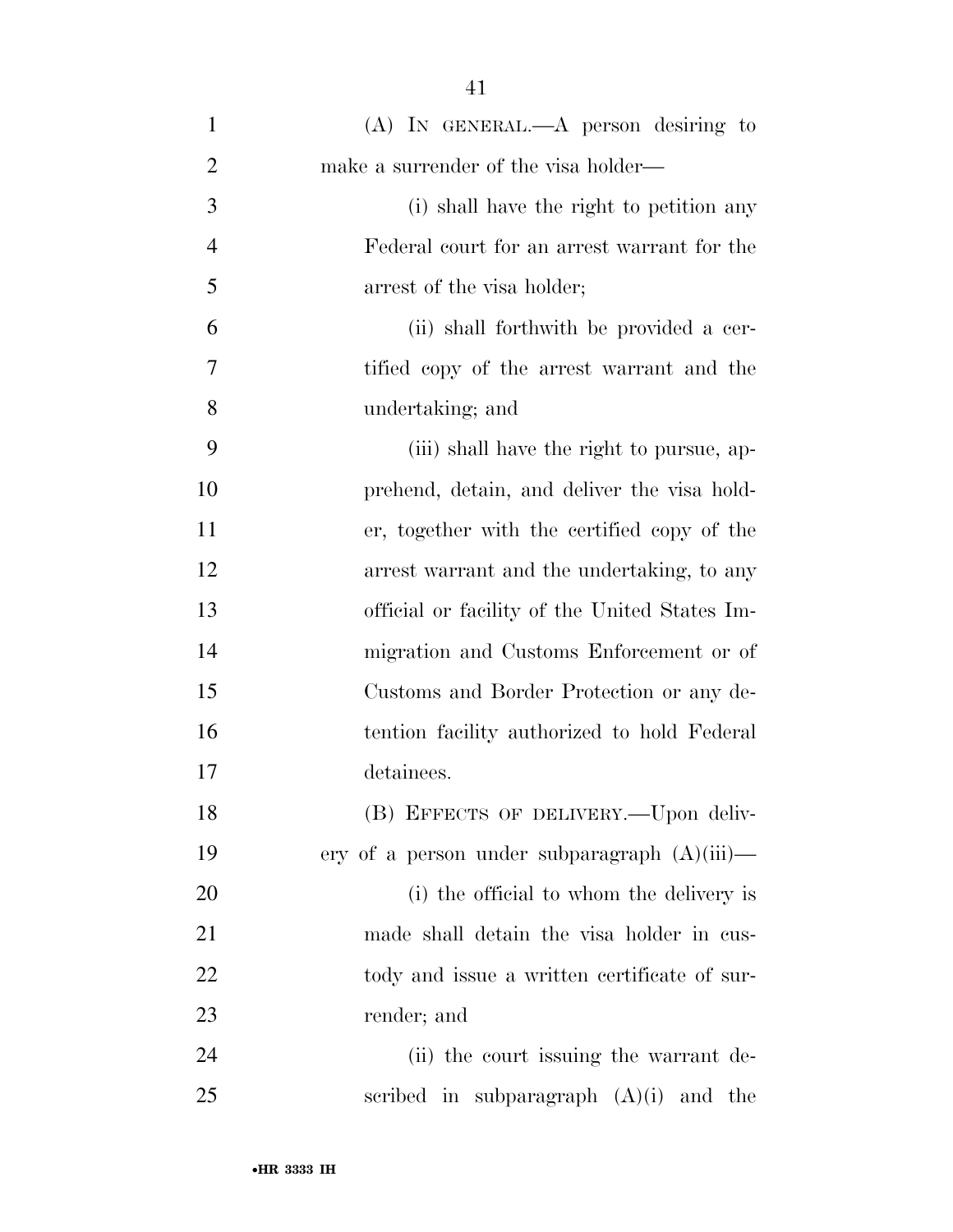(A) IN GENERAL.—A person desiring to make a surrender of the visa holder—

(i) shall have the right to petition any Federal court for an arrest warrant for the arrest of the visa holder;

(ii) shall forthwith be provided a certified copy of the arrest warrant and the undertaking; and

(iii) shall have the right to pursue, apprehend, detain, and deliver the visa holder, together with the certified copy of the arrest warrant and the undertaking, to any official or facility of the United States Immigration and Customs Enforcement or of Customs and Border Protection or any detention facility authorized to hold Federal detainees.

(B) EFFECTS OF DELIVERY.—Upon delivery of a person under subparagraph (A)(iii)—

(i) the official to whom the delivery is made shall detain the visa holder in custody and issue a written certificate of surrender; and

(ii) the court issuing the warrant described in subparagraph (A)(i) and the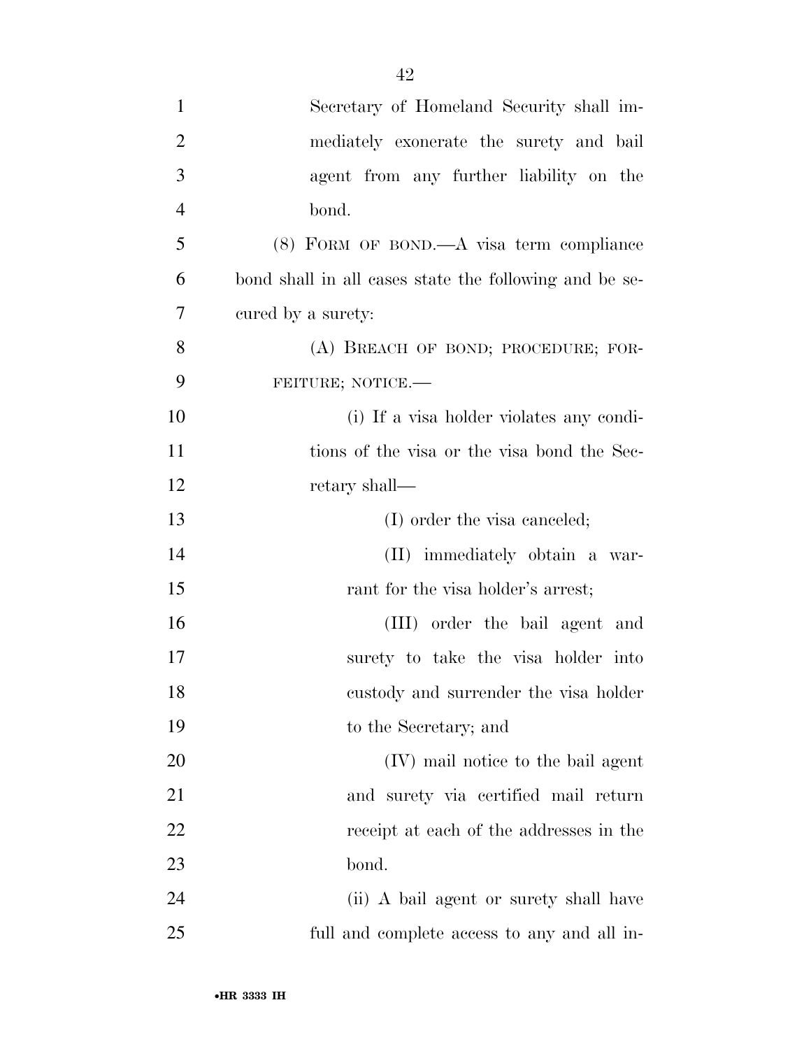Secretary of Homeland Security shall immediately exonerate the surety and bail agent from any further liability on the bond.

(8) FORM OF BOND.—A visa term compliance bond shall in all cases state the following and be secured by a surety:

(A) BREACH OF BOND; PROCEDURE; FORFEITURE; NOTICE.—

(i) If a visa holder violates any conditions of the visa or the visa bond the Secretary shall—

(I) order the visa canceled;

(II) immediately obtain a warrant for the visa holder's arrest;

(III) order the bail agent and surety to take the visa holder into custody and surrender the visa holder to the Secretary; and

(IV) mail notice to the bail agent and surety via certified mail return receipt at each of the addresses in the bond.

(ii) A bail agent or surety shall have full and complete access to any and all in-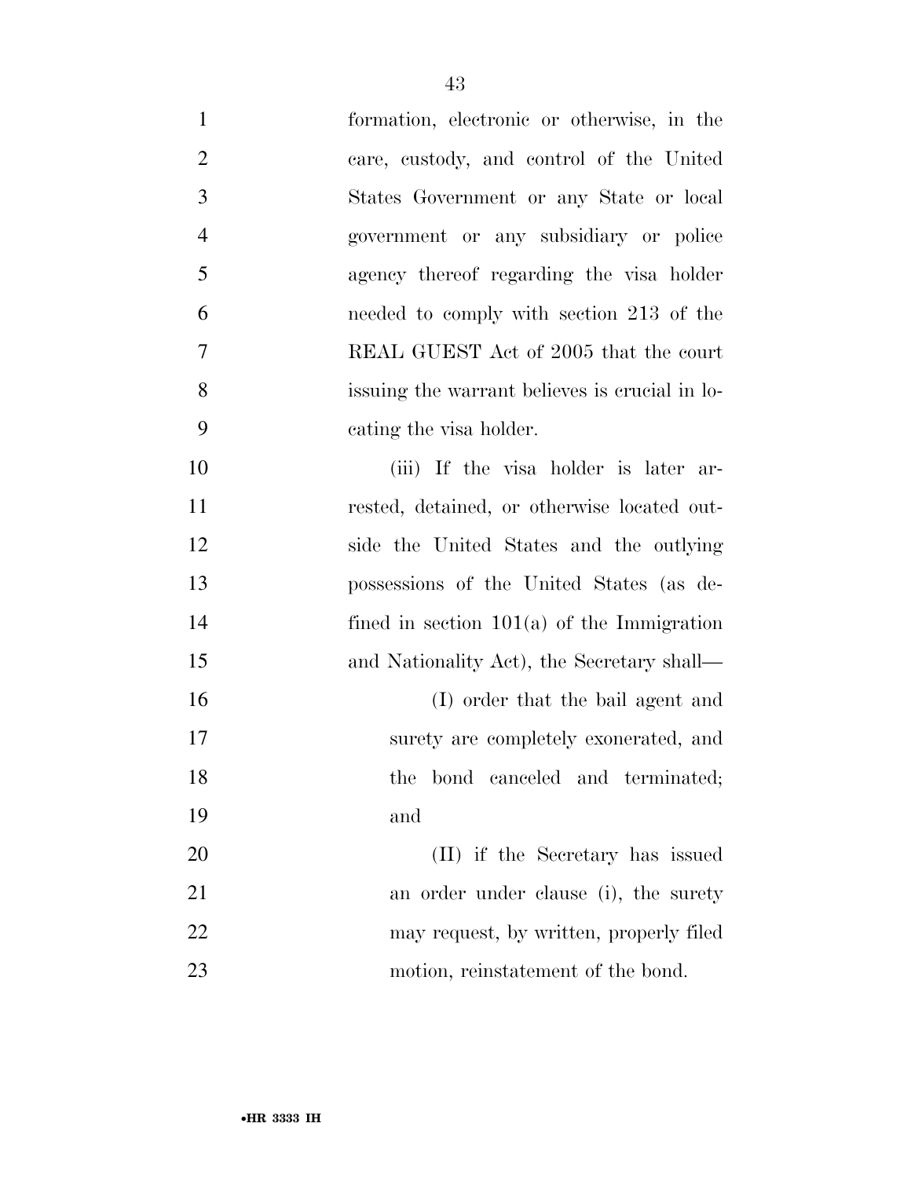formation, electronic or otherwise, in the care, custody, and control of the United States Government or any State or local government or any subsidiary or police agency thereof regarding the visa holder needed to comply with section 213 of the REAL GUEST Act of 2005 that the court issuing the warrant believes is crucial in locating the visa holder.

(iii) If the visa holder is later arrested, detained, or otherwise located outside the United States and the outlying possessions of the United States (as defined in section 101(a) of the Immigration and Nationality Act), the Secretary shall—

(I) order that the bail agent and surety are completely exonerated, and the bond canceled and terminated; and

(II) if the Secretary has issued an order under clause (i), the surety may request, by written, properly filed motion, reinstatement of the bond.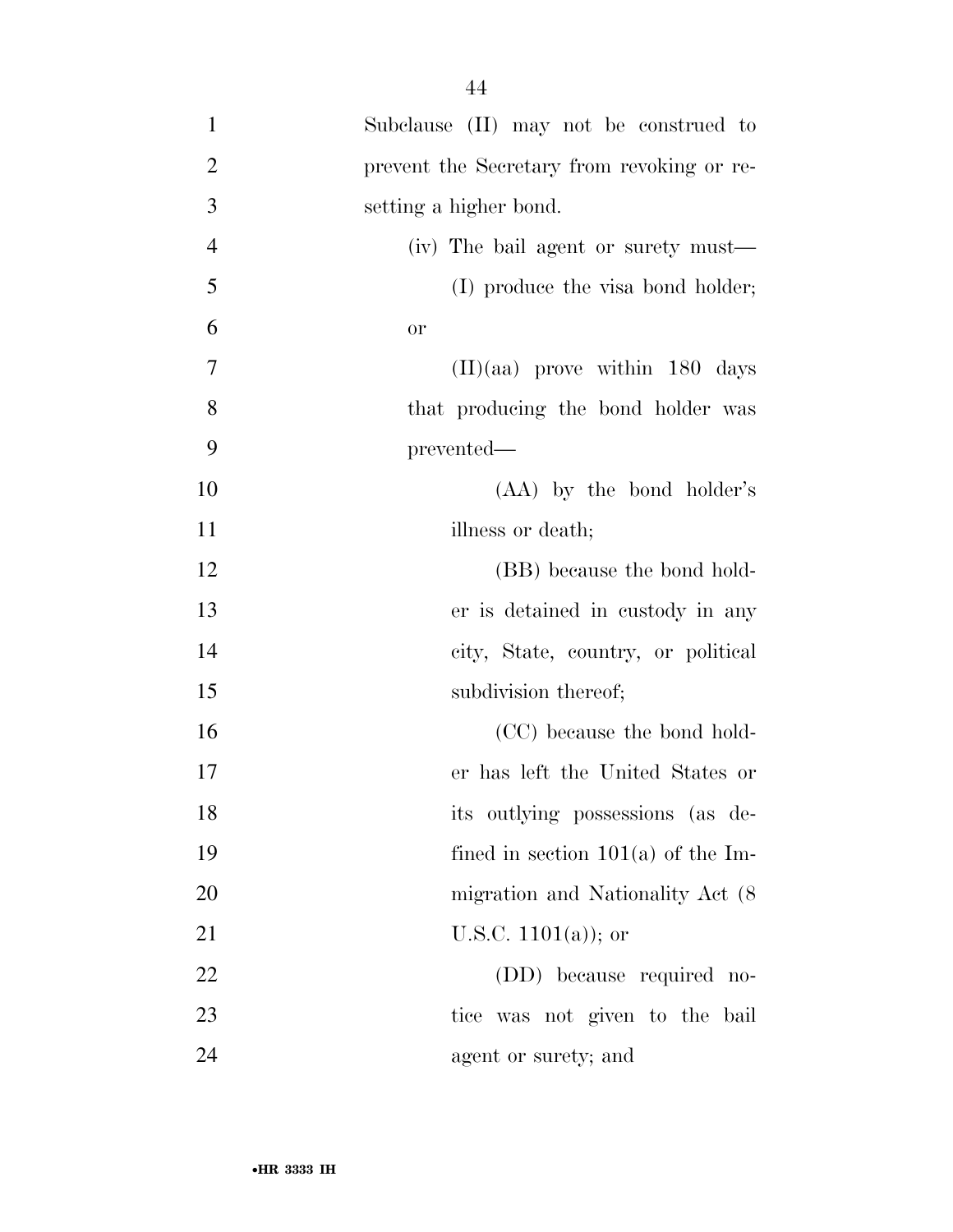Subclause (II) may not be construed to prevent the Secretary from revoking or resetting a higher bond.

(iv) The bail agent or surety must—

(I) produce the visa bond holder; or

(II)(aa) prove within 180 days that producing the bond holder was prevented—

(AA) by the bond holder's illness or death;

(BB) because the bond holder is detained in custody in any city, State, country, or political subdivision thereof;

(CC) because the bond holder has left the United States or its outlying possessions (as defined in section 101(a) of the Immigration and Nationality Act (8 U.S.C. 1101(a)); or

(DD) because required notice was not given to the bail agent or surety; and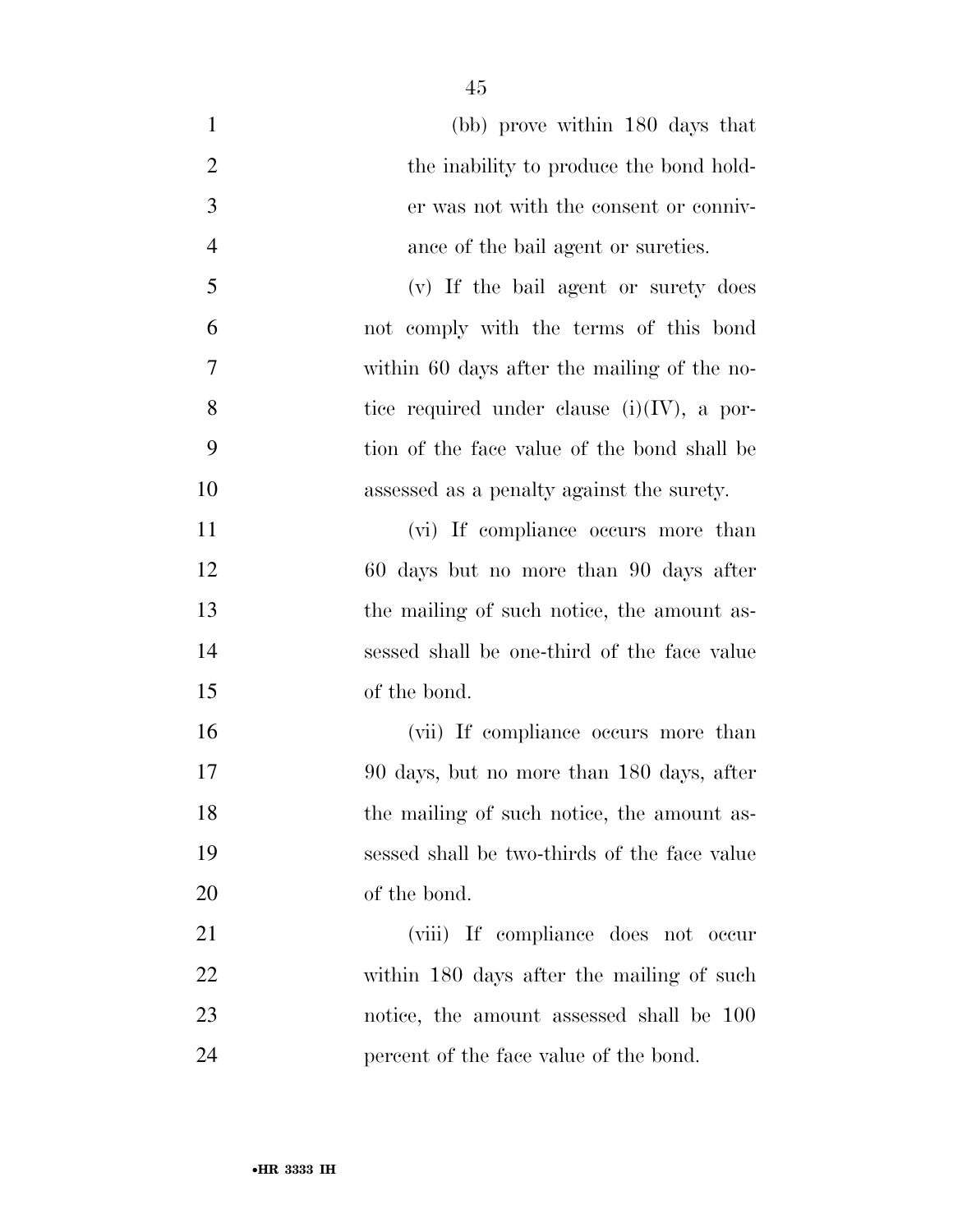(bb) prove within 180 days that the inability to produce the bond holder was not with the consent or connivance of the bail agent or sureties.

(v) If the bail agent or surety does not comply with the terms of this bond within 60 days after the mailing of the notice required under clause (i)(IV), a portion of the face value of the bond shall be assessed as a penalty against the surety.

(vi) If compliance occurs more than 60 days but no more than 90 days after the mailing of such notice, the amount assessed shall be one-third of the face value of the bond.

(vii) If compliance occurs more than 90 days, but no more than 180 days, after the mailing of such notice, the amount assessed shall be two-thirds of the face value of the bond.

(viii) If compliance does not occur within 180 days after the mailing of such notice, the amount assessed shall be 100 percent of the face value of the bond.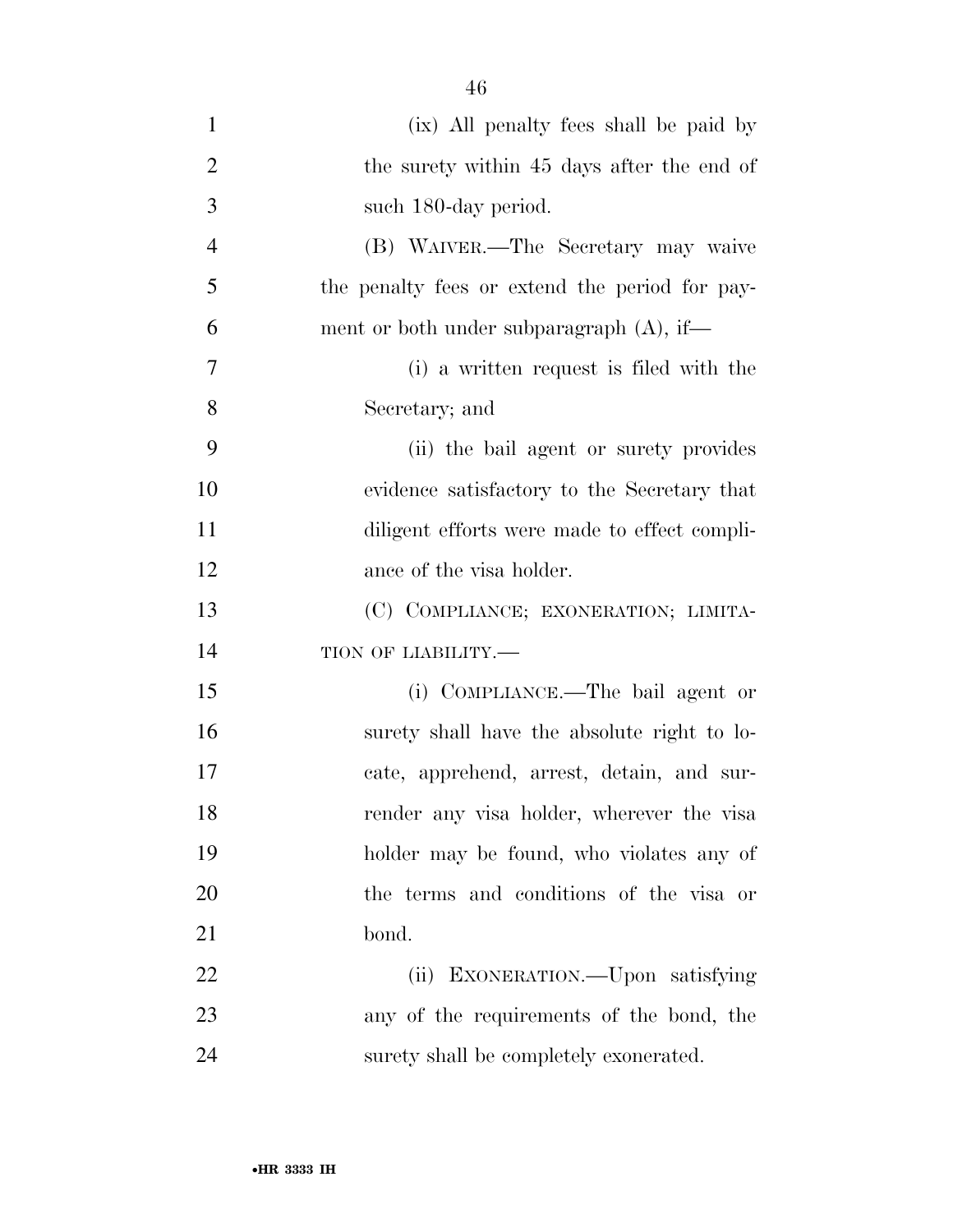(ix) All penalty fees shall be paid by the surety within 45 days after the end of such 180-day period.

(B) WAIVER.—The Secretary may waive the penalty fees or extend the period for payment or both under subparagraph (A), if—

(i) a written request is filed with the Secretary; and

(ii) the bail agent or surety provides evidence satisfactory to the Secretary that diligent efforts were made to effect compliance of the visa holder.

(C) COMPLIANCE; EXONERATION; LIMITATION OF LIABILITY.—

(i) COMPLIANCE.—The bail agent or surety shall have the absolute right to locate, apprehend, arrest, detain, and surrender any visa holder, wherever the visa holder may be found, who violates any of the terms and conditions of the visa or bond.

(ii) EXONERATION.—Upon satisfying any of the requirements of the bond, the surety shall be completely exonerated.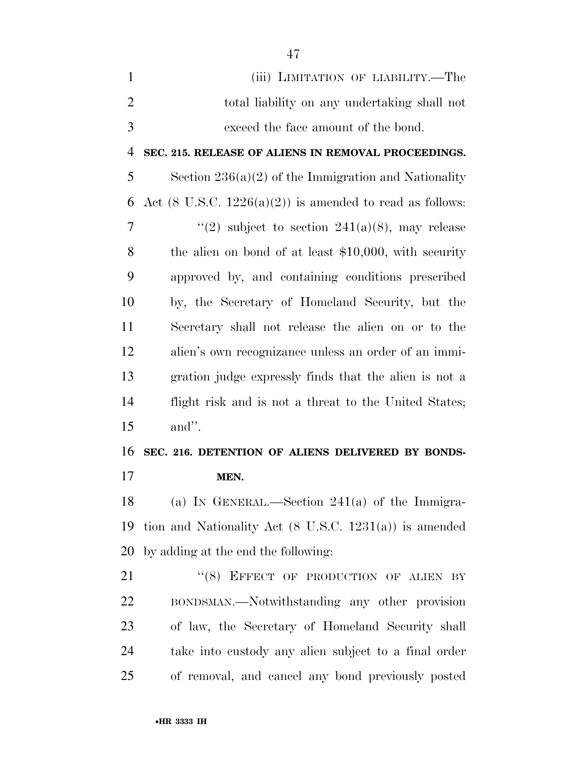(iii) LIMITATION OF LIABILITY.—The total liability on any undertaking shall not exceed the face amount of the bond.

**SEC. 215. RELEASE OF ALIENS IN REMOVAL PROCEEDINGS.**

Section 236(a)(2) of the Immigration and Nationality Act (8 U.S.C. 1226(a)(2)) is amended to read as follows:

"(2) subject to section 241(a)(8), may release the alien on bond of at least $10,000, with security approved by, and containing conditions prescribed by, the Secretary of Homeland Security, but the Secretary shall not release the alien on or to the alien's own recognizance unless an order of an immigration judge expressly finds that the alien is not a flight risk and is not a threat to the United States; and".

**SEC. 216. DETENTION OF ALIENS DELIVERED BY BONDSMEN.**

(a) IN GENERAL.—Section 241(a) of the Immigration and Nationality Act (8 U.S.C. 1231(a)) is amended by adding at the end the following:

"(8) EFFECT OF PRODUCTION OF ALIEN BY BONDSMAN.—Notwithstanding any other provision of law, the Secretary of Homeland Security shall take into custody any alien subject to a final order of removal, and cancel any bond previously posted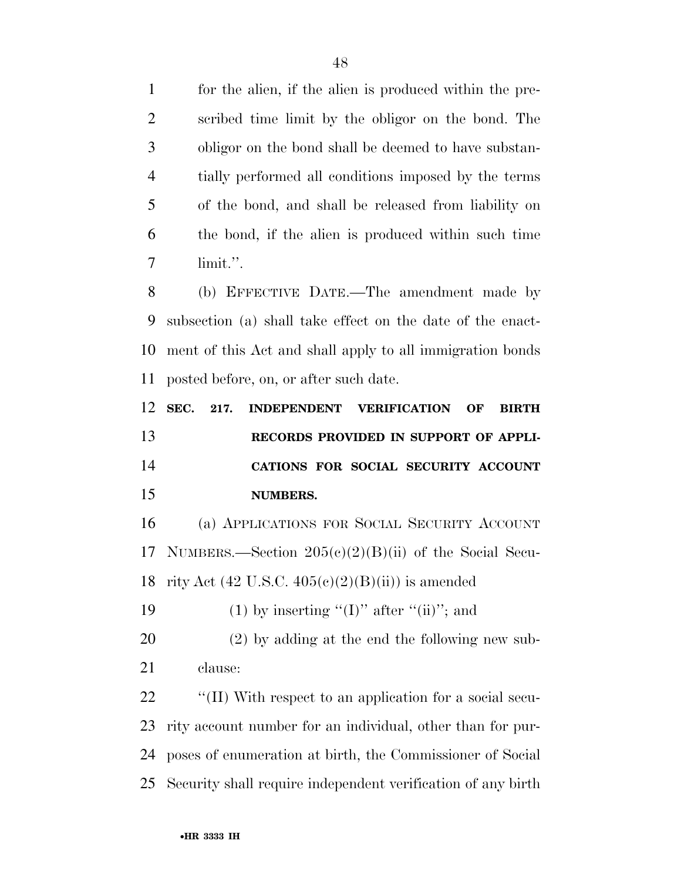for the alien, if the alien is produced within the prescribed time limit by the obligor on the bond. The obligor on the bond shall be deemed to have substantially performed all conditions imposed by the terms of the bond, and shall be released from liability on the bond, if the alien is produced within such time limit.''.

(b) EFFECTIVE DATE.—The amendment made by subsection (a) shall take effect on the date of the enactment of this Act and shall apply to all immigration bonds posted before, on, or after such date.

**SEC. 217. INDEPENDENT VERIFICATION OF BIRTH RECORDS PROVIDED IN SUPPORT OF APPLICATIONS FOR SOCIAL SECURITY ACCOUNT NUMBERS.**

(a) APPLICATIONS FOR SOCIAL SECURITY ACCOUNT NUMBERS.—Section 205(c)(2)(B)(ii) of the Social Security Act (42 U.S.C. 405(c)(2)(B)(ii)) is amended

(1) by inserting ''(I)'' after ''(ii)''; and

(2) by adding at the end the following new subclause:

''(II) With respect to an application for a social security account number for an individual, other than for purposes of enumeration at birth, the Commissioner of Social Security shall require independent verification of any birth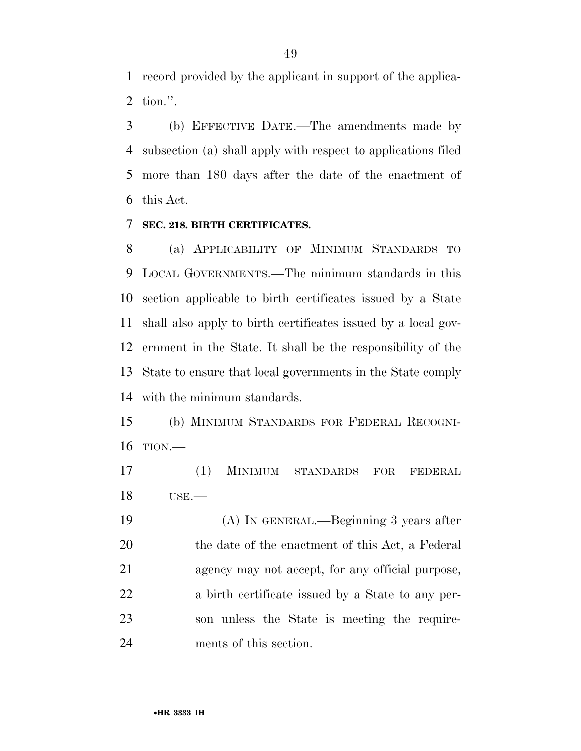record provided by the applicant in support of the application.''.

(b) EFFECTIVE DATE.—The amendments made by subsection (a) shall apply with respect to applications filed more than 180 days after the date of the enactment of this Act.

**SEC. 218. BIRTH CERTIFICATES.**

(a) APPLICABILITY OF MINIMUM STANDARDS TO LOCAL GOVERNMENTS.—The minimum standards in this section applicable to birth certificates issued by a State shall also apply to birth certificates issued by a local government in the State. It shall be the responsibility of the State to ensure that local governments in the State comply with the minimum standards.

(b) MINIMUM STANDARDS FOR FEDERAL RECOGNITION.—

(1) MINIMUM STANDARDS FOR FEDERAL USE.—

(A) IN GENERAL.—Beginning 3 years after the date of the enactment of this Act, a Federal agency may not accept, for any official purpose, a birth certificate issued by a State to any person unless the State is meeting the requirements of this section.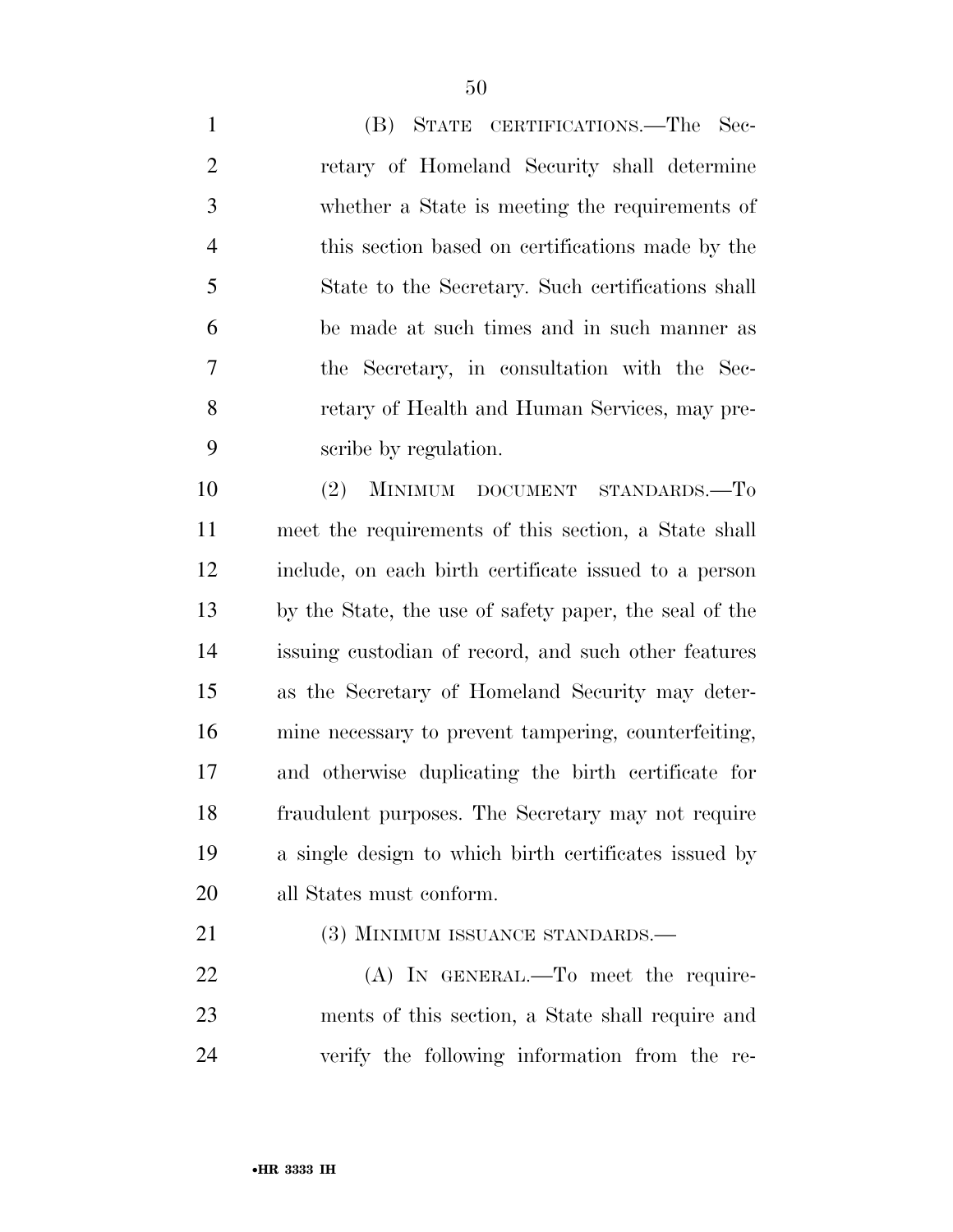(B) STATE CERTIFICATIONS.—The Secretary of Homeland Security shall determine whether a State is meeting the requirements of this section based on certifications made by the State to the Secretary. Such certifications shall be made at such times and in such manner as the Secretary, in consultation with the Secretary of Health and Human Services, may prescribe by regulation.

(2) MINIMUM DOCUMENT STANDARDS.—To meet the requirements of this section, a State shall include, on each birth certificate issued to a person by the State, the use of safety paper, the seal of the issuing custodian of record, and such other features as the Secretary of Homeland Security may determine necessary to prevent tampering, counterfeiting, and otherwise duplicating the birth certificate for fraudulent purposes. The Secretary may not require a single design to which birth certificates issued by all States must conform.

(3) MINIMUM ISSUANCE STANDARDS.—

(A) IN GENERAL.—To meet the requirements of this section, a State shall require and verify the following information from the re-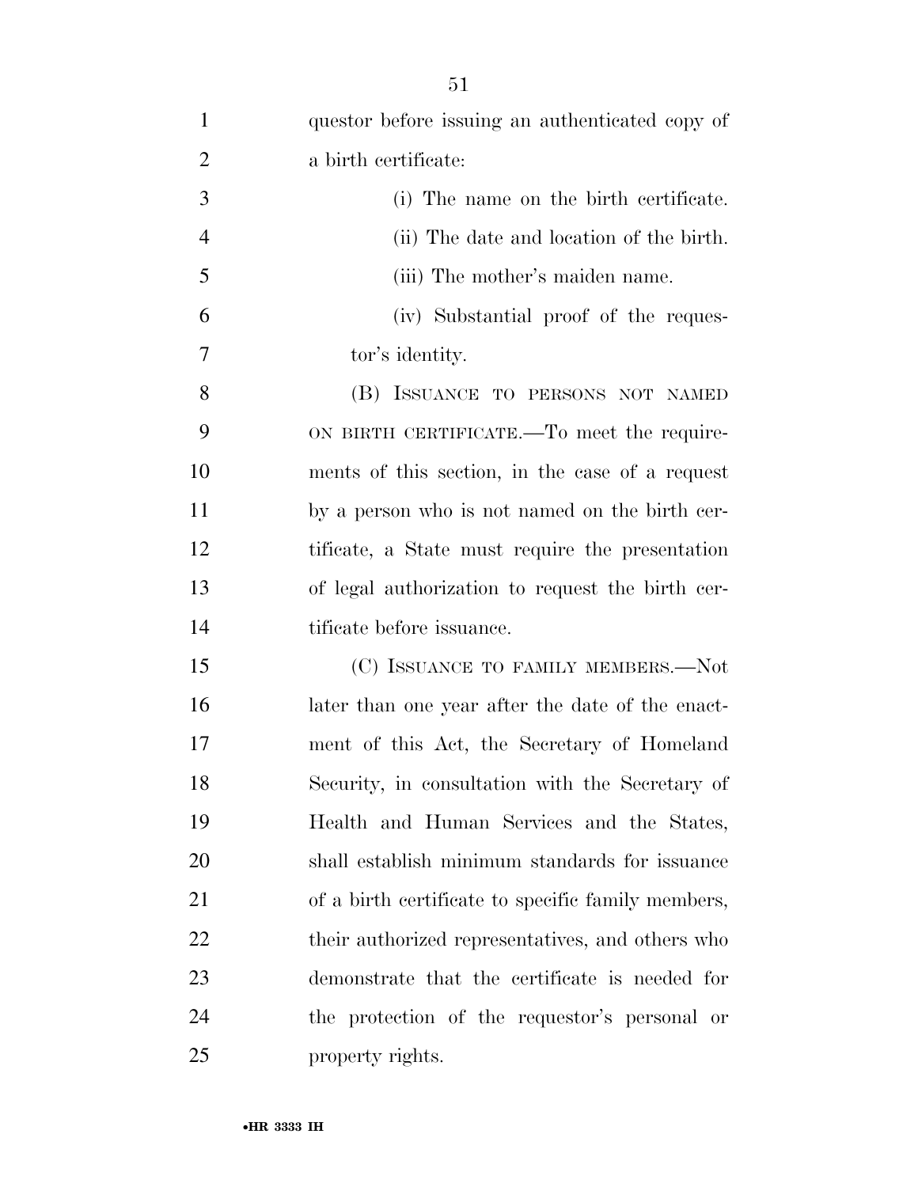questor before issuing an authenticated copy of a birth certificate:

(i) The name on the birth certificate.

(ii) The date and location of the birth.

(iii) The mother's maiden name.

(iv) Substantial proof of the requestor's identity.

(B) ISSUANCE TO PERSONS NOT NAMED ON BIRTH CERTIFICATE.—To meet the requirements of this section, in the case of a request by a person who is not named on the birth certificate, a State must require the presentation of legal authorization to request the birth certificate before issuance.

(C) ISSUANCE TO FAMILY MEMBERS.—Not later than one year after the date of the enactment of this Act, the Secretary of Homeland Security, in consultation with the Secretary of Health and Human Services and the States, shall establish minimum standards for issuance of a birth certificate to specific family members, their authorized representatives, and others who demonstrate that the certificate is needed for the protection of the requestor's personal or property rights.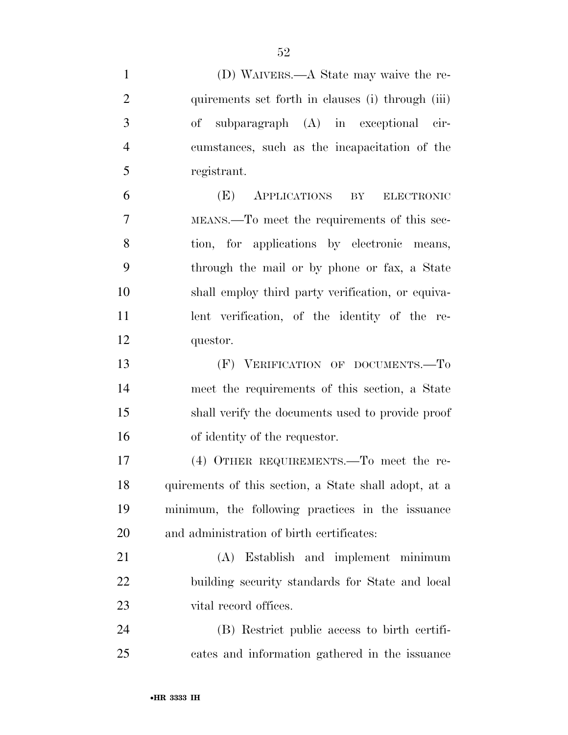(D) WAIVERS.—A State may waive the requirements set forth in clauses (i) through (iii) of subparagraph (A) in exceptional circumstances, such as the incapacitation of the registrant.

(E) APPLICATIONS BY ELECTRONIC MEANS.—To meet the requirements of this section, for applications by electronic means, through the mail or by phone or fax, a State shall employ third party verification, or equivalent verification, of the identity of the requestor.

(F) VERIFICATION OF DOCUMENTS.—To meet the requirements of this section, a State shall verify the documents used to provide proof of identity of the requestor.

(4) OTHER REQUIREMENTS.—To meet the requirements of this section, a State shall adopt, at a minimum, the following practices in the issuance and administration of birth certificates:

(A) Establish and implement minimum building security standards for State and local vital record offices.

(B) Restrict public access to birth certificates and information gathered in the issuance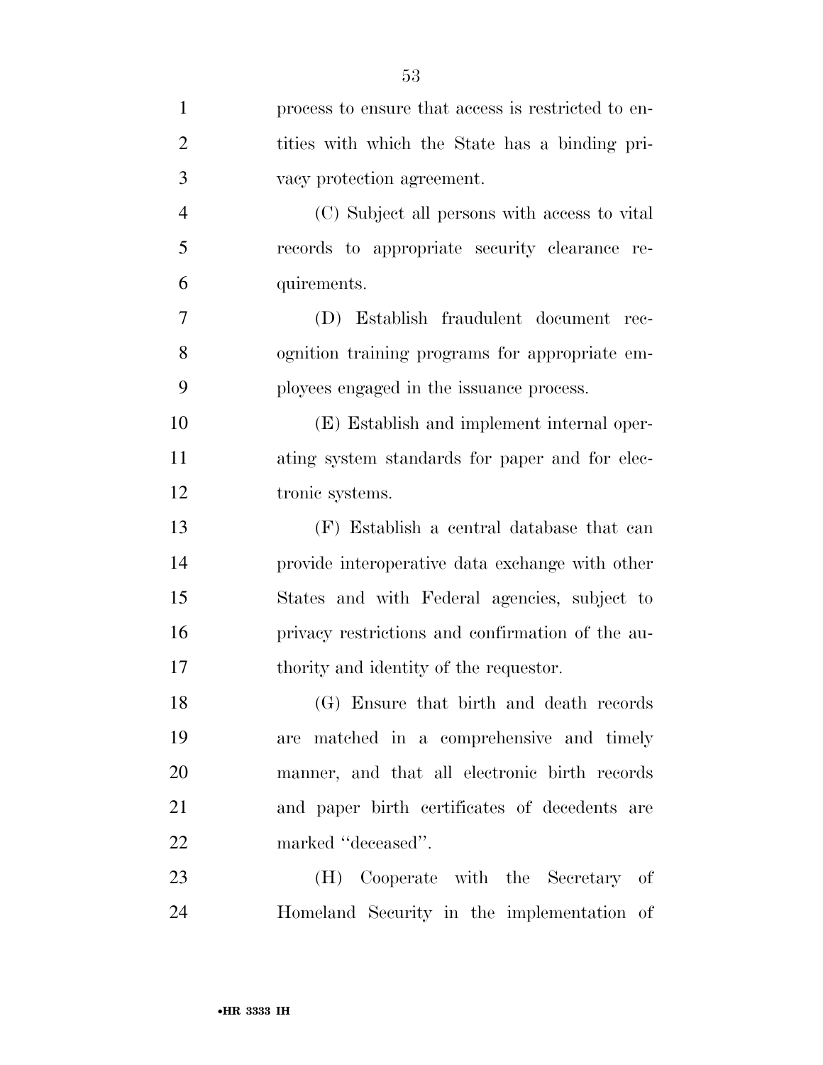process to ensure that access is restricted to entities with which the State has a binding privacy protection agreement.

(C) Subject all persons with access to vital records to appropriate security clearance requirements.

(D) Establish fraudulent document recognition training programs for appropriate employees engaged in the issuance process.

(E) Establish and implement internal operating system standards for paper and for electronic systems.

(F) Establish a central database that can provide interoperative data exchange with other States and with Federal agencies, subject to privacy restrictions and confirmation of the authority and identity of the requestor.

(G) Ensure that birth and death records are matched in a comprehensive and timely manner, and that all electronic birth records and paper birth certificates of decedents are marked ''deceased''.

(H) Cooperate with the Secretary of Homeland Security in the implementation of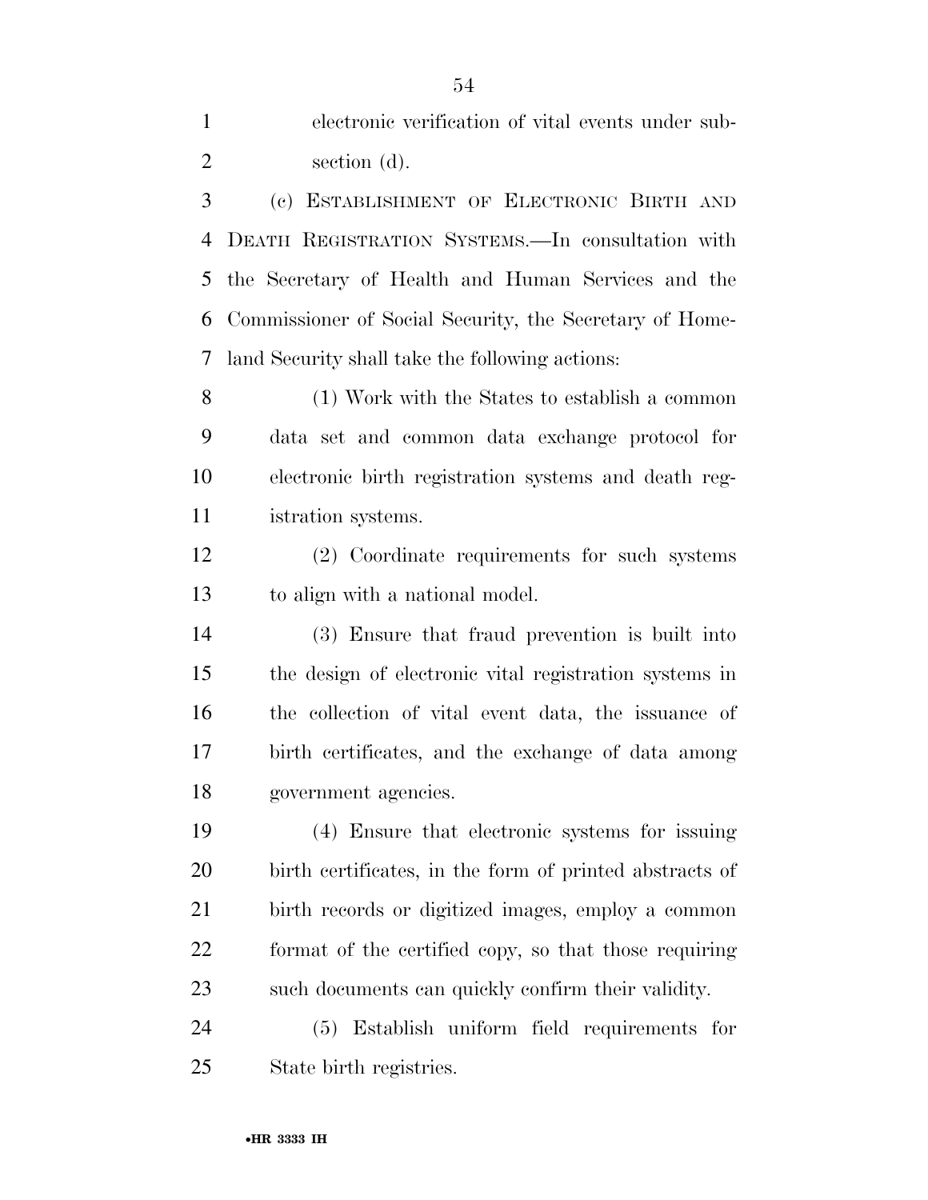electronic verification of vital events under subsection (d).

(c) ESTABLISHMENT OF ELECTRONIC BIRTH AND DEATH REGISTRATION SYSTEMS.—In consultation with the Secretary of Health and Human Services and the Commissioner of Social Security, the Secretary of Homeland Security shall take the following actions:

(1) Work with the States to establish a common data set and common data exchange protocol for electronic birth registration systems and death registration systems.

(2) Coordinate requirements for such systems to align with a national model.

(3) Ensure that fraud prevention is built into the design of electronic vital registration systems in the collection of vital event data, the issuance of birth certificates, and the exchange of data among government agencies.

(4) Ensure that electronic systems for issuing birth certificates, in the form of printed abstracts of birth records or digitized images, employ a common format of the certified copy, so that those requiring such documents can quickly confirm their validity.

(5) Establish uniform field requirements for State birth registries.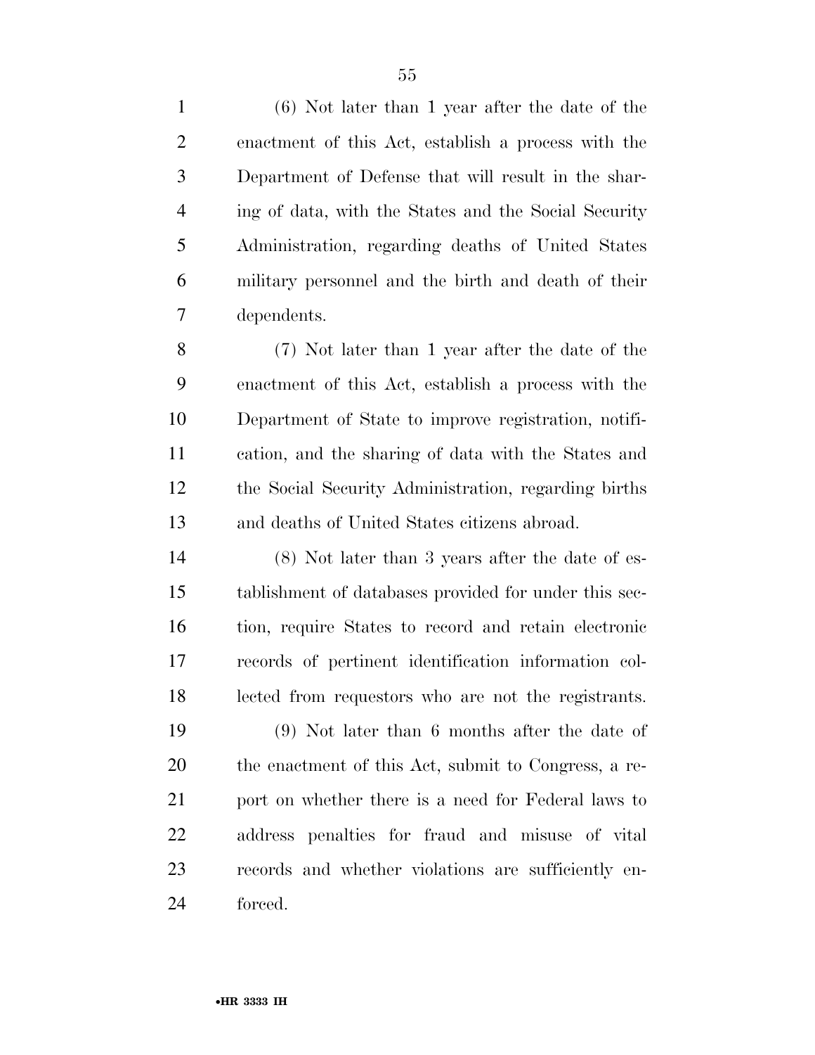(6) Not later than 1 year after the date of the enactment of this Act, establish a process with the Department of Defense that will result in the sharing of data, with the States and the Social Security Administration, regarding deaths of United States military personnel and the birth and death of their dependents.

(7) Not later than 1 year after the date of the enactment of this Act, establish a process with the Department of State to improve registration, notification, and the sharing of data with the States and the Social Security Administration, regarding births and deaths of United States citizens abroad.

(8) Not later than 3 years after the date of establishment of databases provided for under this section, require States to record and retain electronic records of pertinent identification information collected from requestors who are not the registrants.

(9) Not later than 6 months after the date of the enactment of this Act, submit to Congress, a report on whether there is a need for Federal laws to address penalties for fraud and misuse of vital records and whether violations are sufficiently enforced.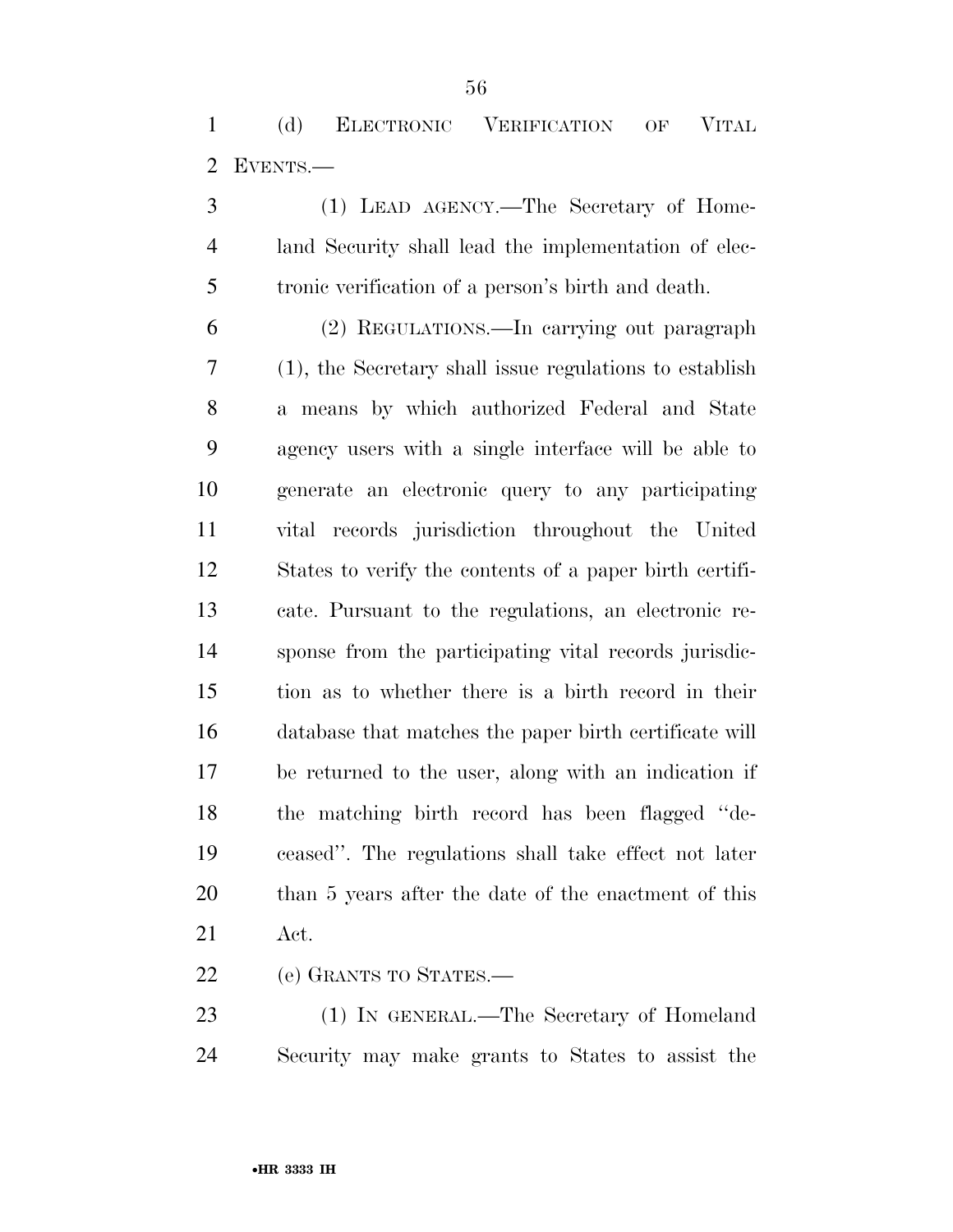(d) ELECTRONIC VERIFICATION OF VITAL EVENTS.—

(1) LEAD AGENCY.—The Secretary of Homeland Security shall lead the implementation of electronic verification of a person's birth and death.

(2) REGULATIONS.—In carrying out paragraph (1), the Secretary shall issue regulations to establish a means by which authorized Federal and State agency users with a single interface will be able to generate an electronic query to any participating vital records jurisdiction throughout the United States to verify the contents of a paper birth certificate. Pursuant to the regulations, an electronic response from the participating vital records jurisdiction as to whether there is a birth record in their database that matches the paper birth certificate will be returned to the user, along with an indication if the matching birth record has been flagged ''deceased''. The regulations shall take effect not later than 5 years after the date of the enactment of this Act.

(e) GRANTS TO STATES.—

(1) IN GENERAL.—The Secretary of Homeland Security may make grants to States to assist the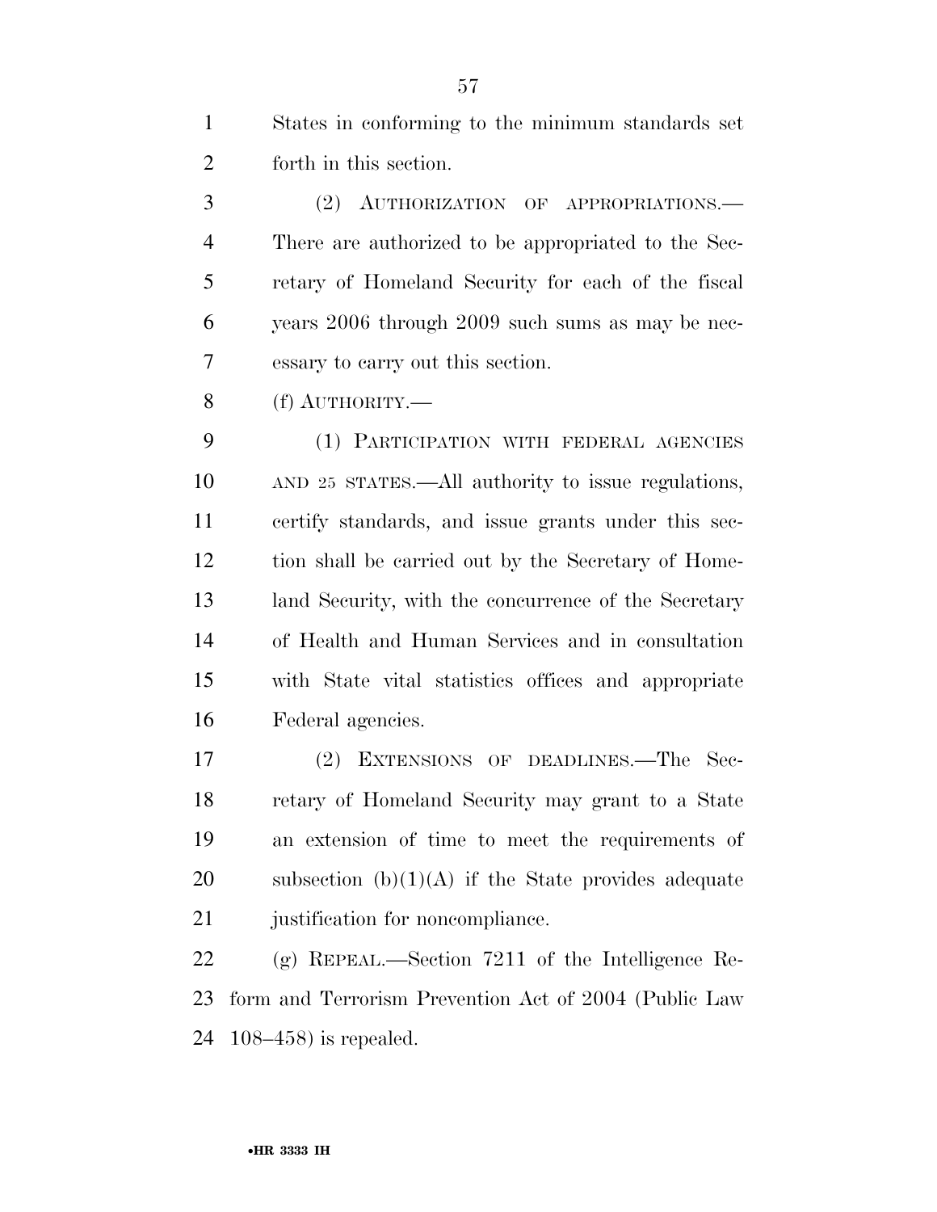States in conforming to the minimum standards set forth in this section.

(2) AUTHORIZATION OF APPROPRIATIONS.—There are authorized to be appropriated to the Secretary of Homeland Security for each of the fiscal years 2006 through 2009 such sums as may be necessary to carry out this section.

(f) AUTHORITY.—

(1) PARTICIPATION WITH FEDERAL AGENCIES AND 25 STATES.—All authority to issue regulations, certify standards, and issue grants under this section shall be carried out by the Secretary of Homeland Security, with the concurrence of the Secretary of Health and Human Services and in consultation with State vital statistics offices and appropriate Federal agencies.

(2) EXTENSIONS OF DEADLINES.—The Secretary of Homeland Security may grant to a State an extension of time to meet the requirements of subsection (b)(1)(A) if the State provides adequate justification for noncompliance.

(g) REPEAL.—Section 7211 of the Intelligence Reform and Terrorism Prevention Act of 2004 (Public Law 108–458) is repealed.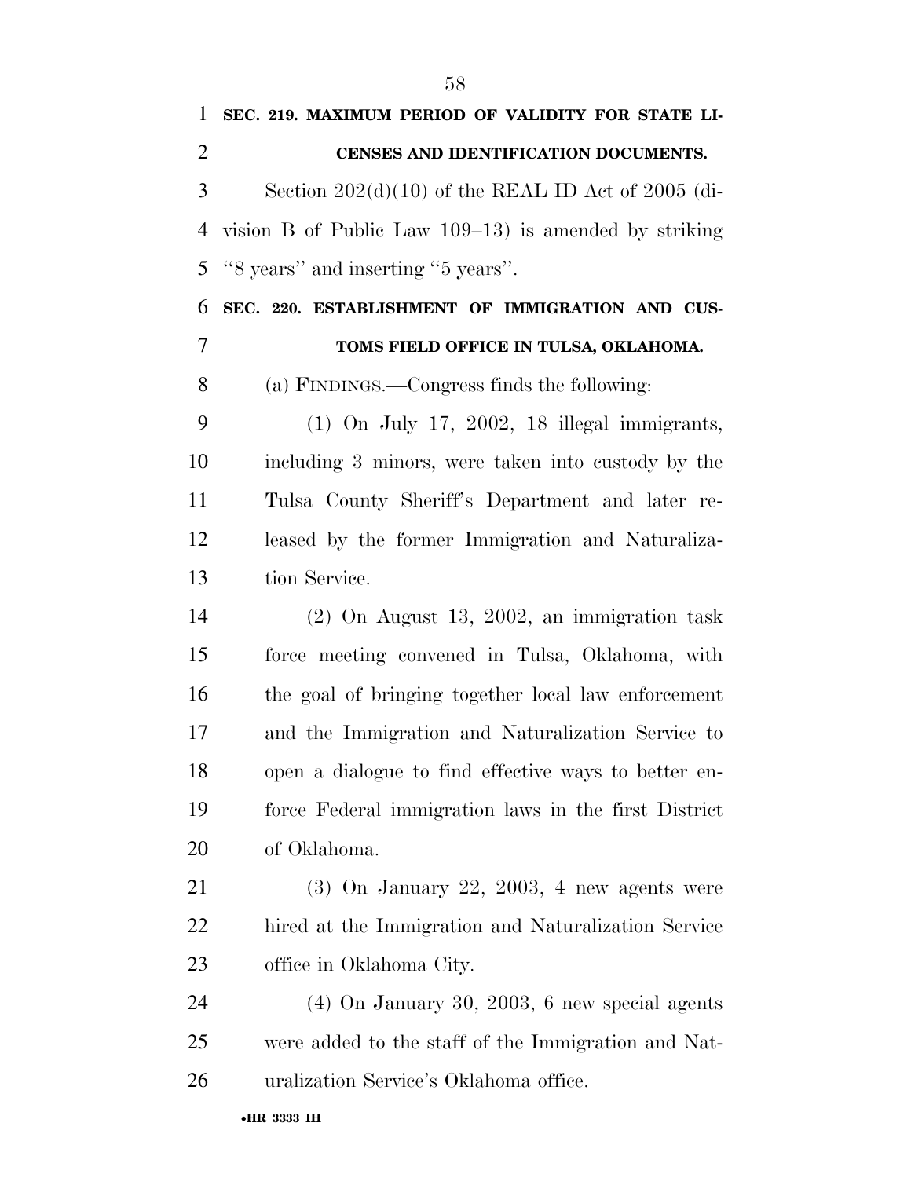### SEC. 219. MAXIMUM PERIOD OF VALIDITY FOR STATE LICENSES AND IDENTIFICATION DOCUMENTS.

Section 202(d)(10) of the REAL ID Act of 2005 (division B of Public Law 109–13) is amended by striking ''8 years'' and inserting ''5 years''.

### SEC. 220. ESTABLISHMENT OF IMMIGRATION AND CUSTOMS FIELD OFFICE IN TULSA, OKLAHOMA.

(a) FINDINGS.—Congress finds the following:

(1) On July 17, 2002, 18 illegal immigrants, including 3 minors, were taken into custody by the Tulsa County Sheriff's Department and later released by the former Immigration and Naturalization Service.

(2) On August 13, 2002, an immigration task force meeting convened in Tulsa, Oklahoma, with the goal of bringing together local law enforcement and the Immigration and Naturalization Service to open a dialogue to find effective ways to better enforce Federal immigration laws in the first District of Oklahoma.

(3) On January 22, 2003, 4 new agents were hired at the Immigration and Naturalization Service office in Oklahoma City.

(4) On January 30, 2003, 6 new special agents were added to the staff of the Immigration and Naturalization Service's Oklahoma office.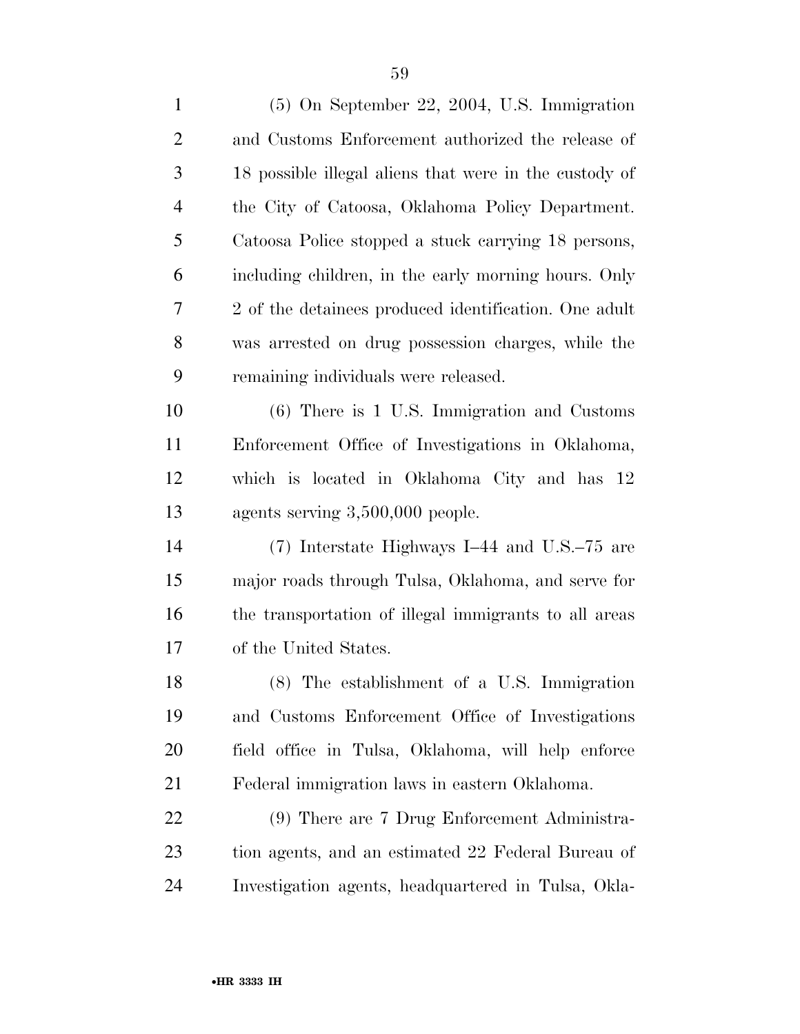(5) On September 22, 2004, U.S. Immigration and Customs Enforcement authorized the release of 18 possible illegal aliens that were in the custody of the City of Catoosa, Oklahoma Policy Department. Catoosa Police stopped a stuck carrying 18 persons, including children, in the early morning hours. Only 2 of the detainees produced identification. One adult was arrested on drug possession charges, while the remaining individuals were released.

(6) There is 1 U.S. Immigration and Customs Enforcement Office of Investigations in Oklahoma, which is located in Oklahoma City and has 12 agents serving 3,500,000 people.

(7) Interstate Highways I–44 and U.S.–75 are major roads through Tulsa, Oklahoma, and serve for the transportation of illegal immigrants to all areas of the United States.

(8) The establishment of a U.S. Immigration and Customs Enforcement Office of Investigations field office in Tulsa, Oklahoma, will help enforce Federal immigration laws in eastern Oklahoma.

(9) There are 7 Drug Enforcement Administration agents, and an estimated 22 Federal Bureau of Investigation agents, headquartered in Tulsa, Okla-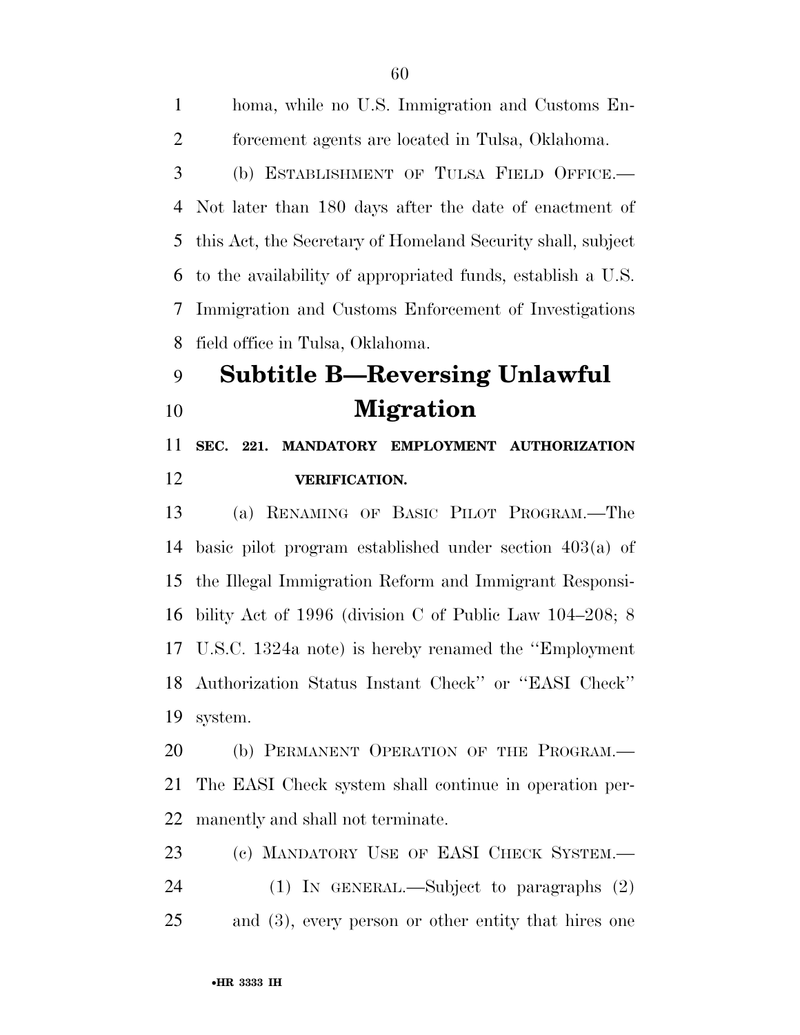homa, while no U.S. Immigration and Customs Enforcement agents are located in Tulsa, Oklahoma.

(b) ESTABLISHMENT OF TULSA FIELD OFFICE.—Not later than 180 days after the date of enactment of this Act, the Secretary of Homeland Security shall, subject to the availability of appropriated funds, establish a U.S. Immigration and Customs Enforcement of Investigations field office in Tulsa, Oklahoma.

## Subtitle B—Reversing Unlawful Migration

### SEC. 221. MANDATORY EMPLOYMENT AUTHORIZATION VERIFICATION.

(a) RENAMING OF BASIC PILOT PROGRAM.—The basic pilot program established under section 403(a) of the Illegal Immigration Reform and Immigrant Responsibility Act of 1996 (division C of Public Law 104–208; 8 U.S.C. 1324a note) is hereby renamed the ''Employment Authorization Status Instant Check'' or ''EASI Check'' system.

(b) PERMANENT OPERATION OF THE PROGRAM.—The EASI Check system shall continue in operation permanently and shall not terminate.

(c) MANDATORY USE OF EASI CHECK SYSTEM.—

(1) IN GENERAL.—Subject to paragraphs (2) and (3), every person or other entity that hires one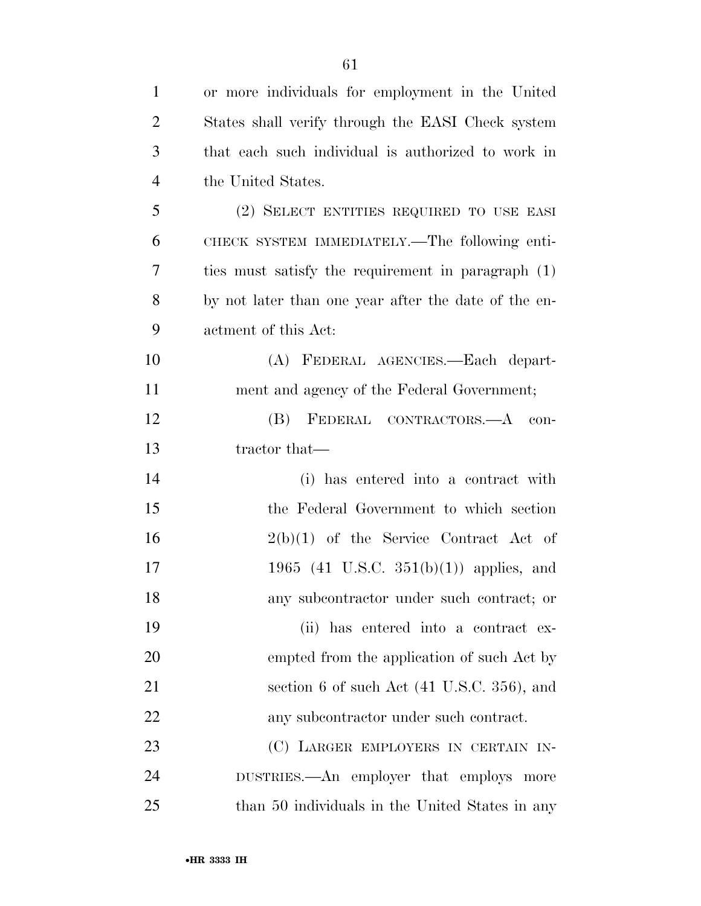or more individuals for employment in the United States shall verify through the EASI Check system that each such individual is authorized to work in the United States.

(2) SELECT ENTITIES REQUIRED TO USE EASI CHECK SYSTEM IMMEDIATELY.—The following entities must satisfy the requirement in paragraph (1) by not later than one year after the date of the enactment of this Act:

(A) FEDERAL AGENCIES.—Each department and agency of the Federal Government;

(B) FEDERAL CONTRACTORS.—A contractor that—

(i) has entered into a contract with the Federal Government to which section 2(b)(1) of the Service Contract Act of 1965 (41 U.S.C. 351(b)(1)) applies, and any subcontractor under such contract; or

(ii) has entered into a contract exempted from the application of such Act by section 6 of such Act (41 U.S.C. 356), and any subcontractor under such contract.

(C) LARGER EMPLOYERS IN CERTAIN INDUSTRIES.—An employer that employs more than 50 individuals in the United States in any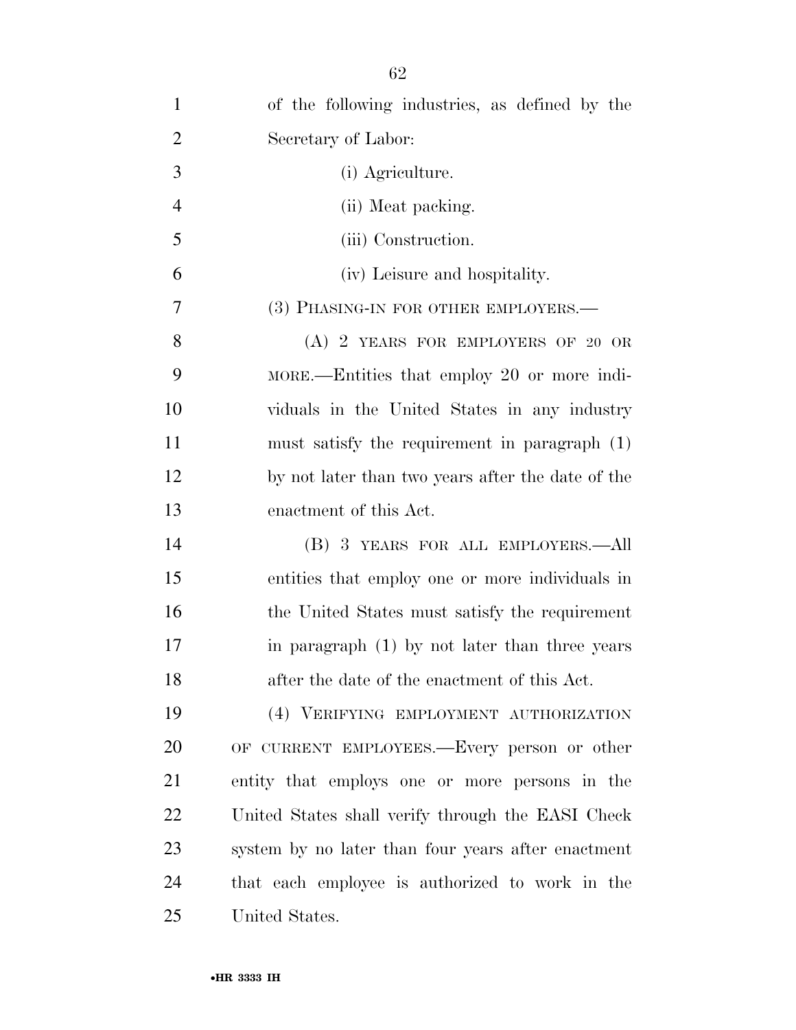of the following industries, as defined by the Secretary of Labor:

(i) Agriculture.

(ii) Meat packing.

(iii) Construction.

(iv) Leisure and hospitality.

(3) PHASING-IN FOR OTHER EMPLOYERS.—

(A) 2 YEARS FOR EMPLOYERS OF 20 OR MORE.—Entities that employ 20 or more individuals in the United States in any industry must satisfy the requirement in paragraph (1) by not later than two years after the date of the enactment of this Act.

(B) 3 YEARS FOR ALL EMPLOYERS.—All entities that employ one or more individuals in the United States must satisfy the requirement in paragraph (1) by not later than three years after the date of the enactment of this Act.

(4) VERIFYING EMPLOYMENT AUTHORIZATION OF CURRENT EMPLOYEES.—Every person or other entity that employs one or more persons in the United States shall verify through the EASI Check system by no later than four years after enactment that each employee is authorized to work in the United States.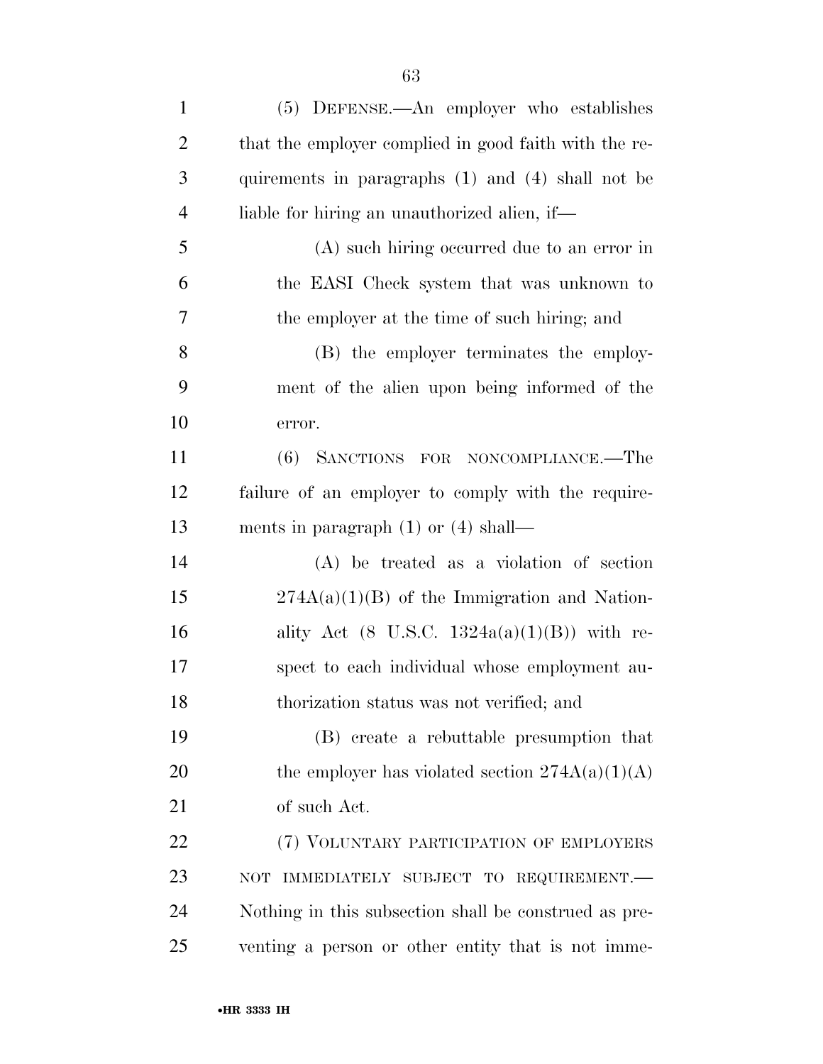(5) DEFENSE.—An employer who establishes that the employer complied in good faith with the requirements in paragraphs (1) and (4) shall not be liable for hiring an unauthorized alien, if—

(A) such hiring occurred due to an error in the EASI Check system that was unknown to the employer at the time of such hiring; and

(B) the employer terminates the employment of the alien upon being informed of the error.

(6) SANCTIONS FOR NONCOMPLIANCE.—The failure of an employer to comply with the requirements in paragraph (1) or (4) shall—

(A) be treated as a violation of section 274A(a)(1)(B) of the Immigration and Nationality Act (8 U.S.C. 1324a(a)(1)(B)) with respect to each individual whose employment authorization status was not verified; and

(B) create a rebuttable presumption that the employer has violated section 274A(a)(1)(A) of such Act.

(7) VOLUNTARY PARTICIPATION OF EMPLOYERS NOT IMMEDIATELY SUBJECT TO REQUIREMENT.—Nothing in this subsection shall be construed as preventing a person or other entity that is not imme-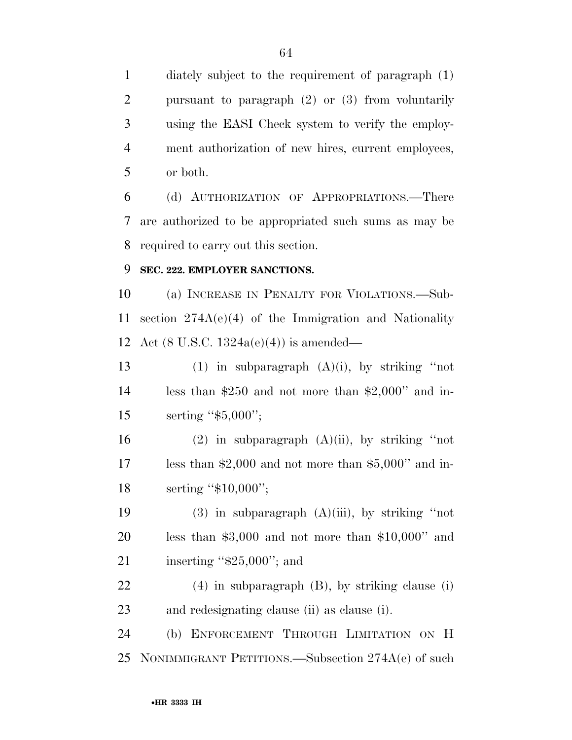diately subject to the requirement of paragraph (1) pursuant to paragraph (2) or (3) from voluntarily using the EASI Check system to verify the employment authorization of new hires, current employees, or both.

(d) AUTHORIZATION OF APPROPRIATIONS.—There are authorized to be appropriated such sums as may be required to carry out this section.

**SEC. 222. EMPLOYER SANCTIONS.**

(a) INCREASE IN PENALTY FOR VIOLATIONS.—Subsection 274A(e)(4) of the Immigration and Nationality Act (8 U.S.C. 1324a(e)(4)) is amended—

(1) in subparagraph (A)(i), by striking ''not less than $250 and not more than $2,000'' and inserting ''$5,000'';

(2) in subparagraph (A)(ii), by striking ''not less than $2,000 and not more than $5,000'' and inserting ''$10,000'';

(3) in subparagraph (A)(iii), by striking ''not less than $3,000 and not more than $10,000'' and inserting ''$25,000''; and

(4) in subparagraph (B), by striking clause (i) and redesignating clause (ii) as clause (i).

(b) ENFORCEMENT THROUGH LIMITATION ON H NONIMMIGRANT PETITIONS.—Subsection 274A(e) of such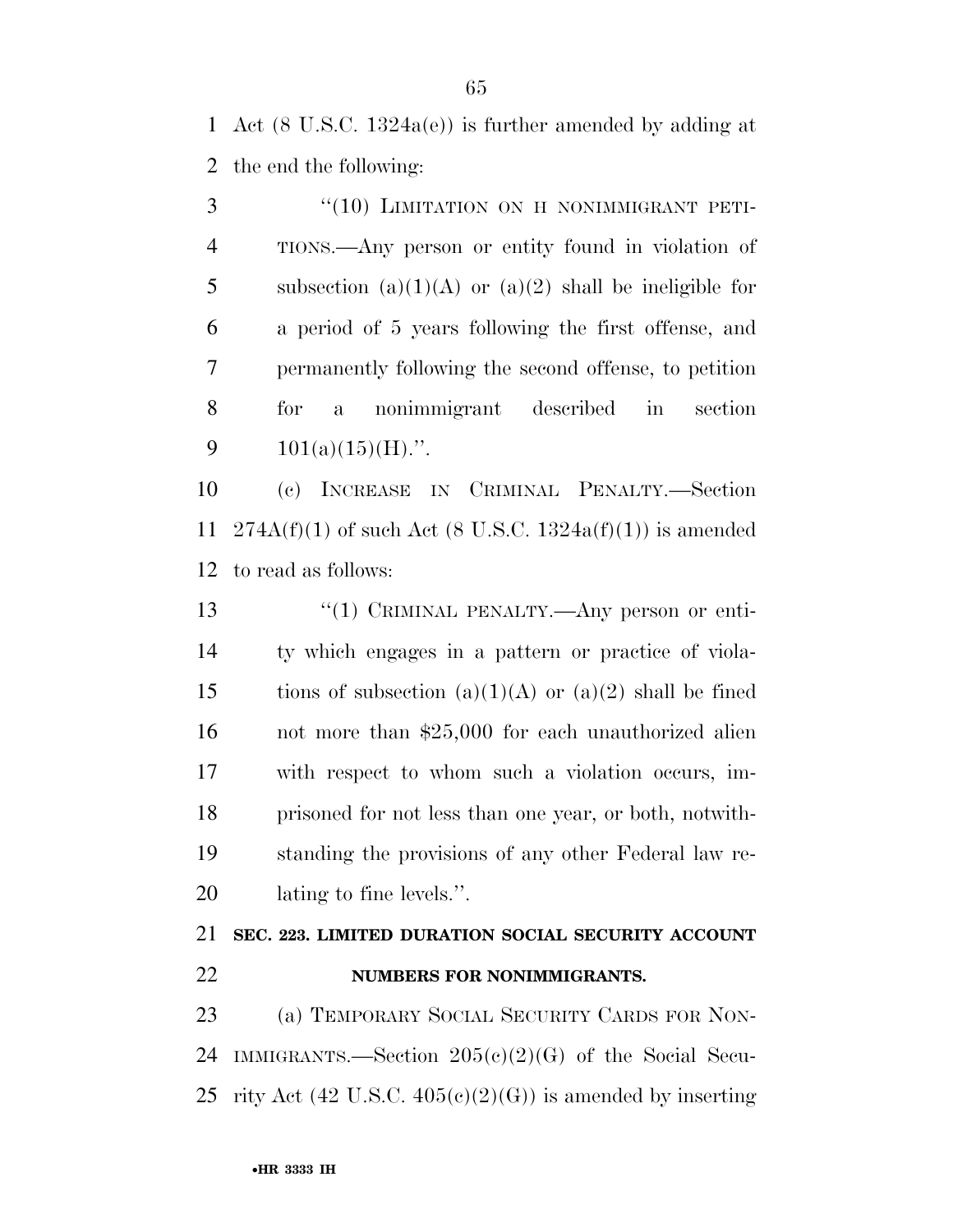Act (8 U.S.C. 1324a(e)) is further amended by adding at the end the following:

"(10) LIMITATION ON H NONIMMIGRANT PETITIONS.—Any person or entity found in violation of subsection (a)(1)(A) or (a)(2) shall be ineligible for a period of 5 years following the first offense, and permanently following the second offense, to petition for a nonimmigrant described in section 101(a)(15)(H).".

(c) INCREASE IN CRIMINAL PENALTY.—Section 274A(f)(1) of such Act (8 U.S.C. 1324a(f)(1)) is amended to read as follows:

"(1) CRIMINAL PENALTY.—Any person or entity which engages in a pattern or practice of violations of subsection (a)(1)(A) or (a)(2) shall be fined not more than $25,000 for each unauthorized alien with respect to whom such a violation occurs, imprisoned for not less than one year, or both, notwithstanding the provisions of any other Federal law relating to fine levels.".

**SEC. 223. LIMITED DURATION SOCIAL SECURITY ACCOUNT NUMBERS FOR NONIMMIGRANTS.**

(a) TEMPORARY SOCIAL SECURITY CARDS FOR NONIMMIGRANTS.—Section 205(c)(2)(G) of the Social Security Act (42 U.S.C. 405(c)(2)(G)) is amended by inserting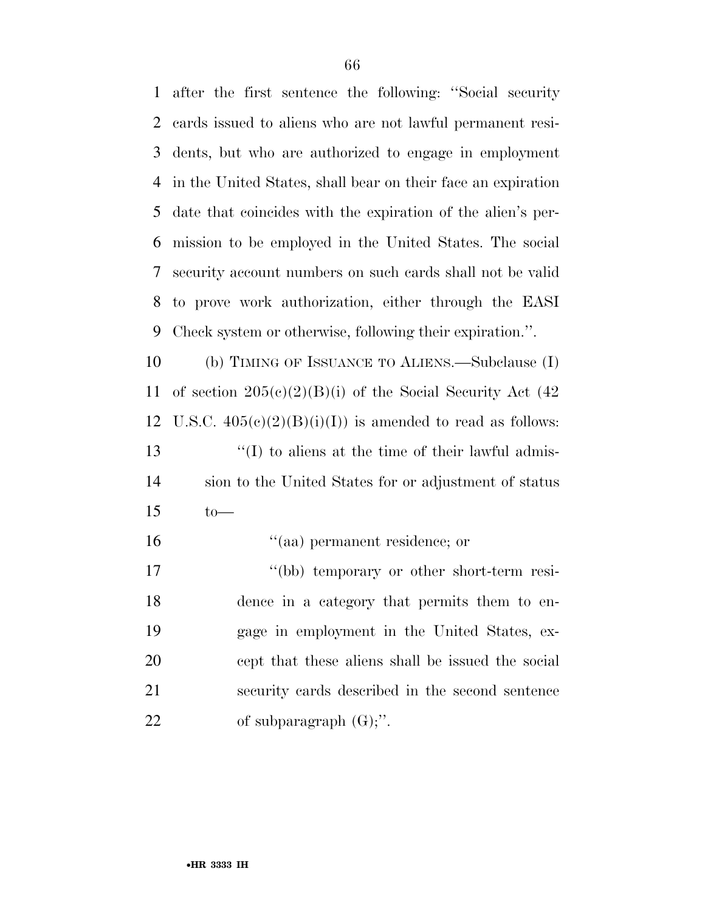after the first sentence the following: ''Social security cards issued to aliens who are not lawful permanent residents, but who are authorized to engage in employment in the United States, shall bear on their face an expiration date that coincides with the expiration of the alien's permission to be employed in the United States. The social security account numbers on such cards shall not be valid to prove work authorization, either through the EASI Check system or otherwise, following their expiration.''.

(b) TIMING OF ISSUANCE TO ALIENS.—Subclause (I) of section 205(c)(2)(B)(i) of the Social Security Act (42 U.S.C. 405(c)(2)(B)(i)(I)) is amended to read as follows:

''(I) to aliens at the time of their lawful admission to the United States for or adjustment of status to—

''(aa) permanent residence; or

''(bb) temporary or other short-term residence in a category that permits them to engage in employment in the United States, except that these aliens shall be issued the social security cards described in the second sentence of subparagraph (G);''.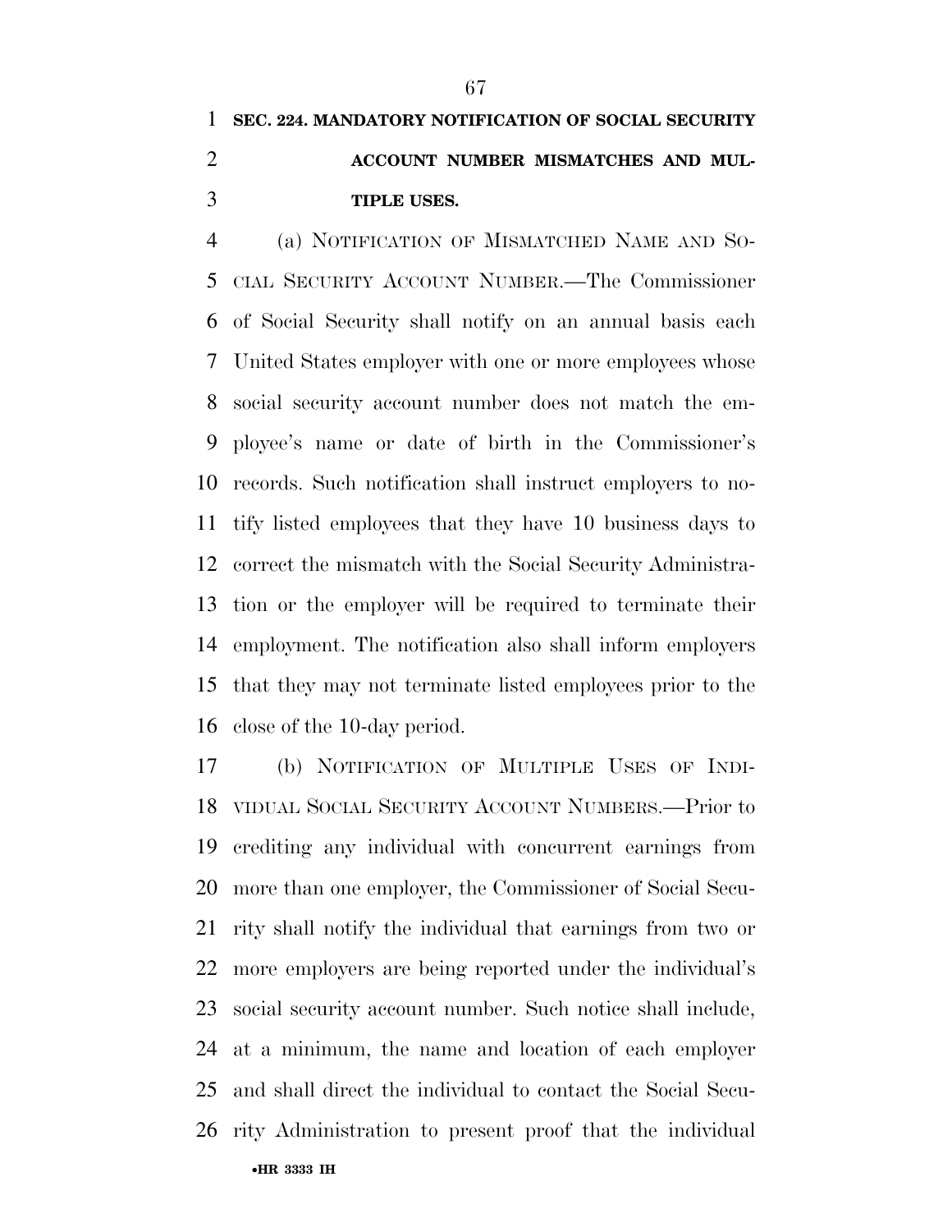**SEC. 224. MANDATORY NOTIFICATION OF SOCIAL SECURITY ACCOUNT NUMBER MISMATCHES AND MULTIPLE USES.**

(a) NOTIFICATION OF MISMATCHED NAME AND SOCIAL SECURITY ACCOUNT NUMBER.—The Commissioner of Social Security shall notify on an annual basis each United States employer with one or more employees whose social security account number does not match the employee's name or date of birth in the Commissioner's records. Such notification shall instruct employers to notify listed employees that they have 10 business days to correct the mismatch with the Social Security Administration or the employer will be required to terminate their employment. The notification also shall inform employers that they may not terminate listed employees prior to the close of the 10-day period.

(b) NOTIFICATION OF MULTIPLE USES OF INDIVIDUAL SOCIAL SECURITY ACCOUNT NUMBERS.—Prior to crediting any individual with concurrent earnings from more than one employer, the Commissioner of Social Security shall notify the individual that earnings from two or more employers are being reported under the individual's social security account number. Such notice shall include, at a minimum, the name and location of each employer and shall direct the individual to contact the Social Security Administration to present proof that the individual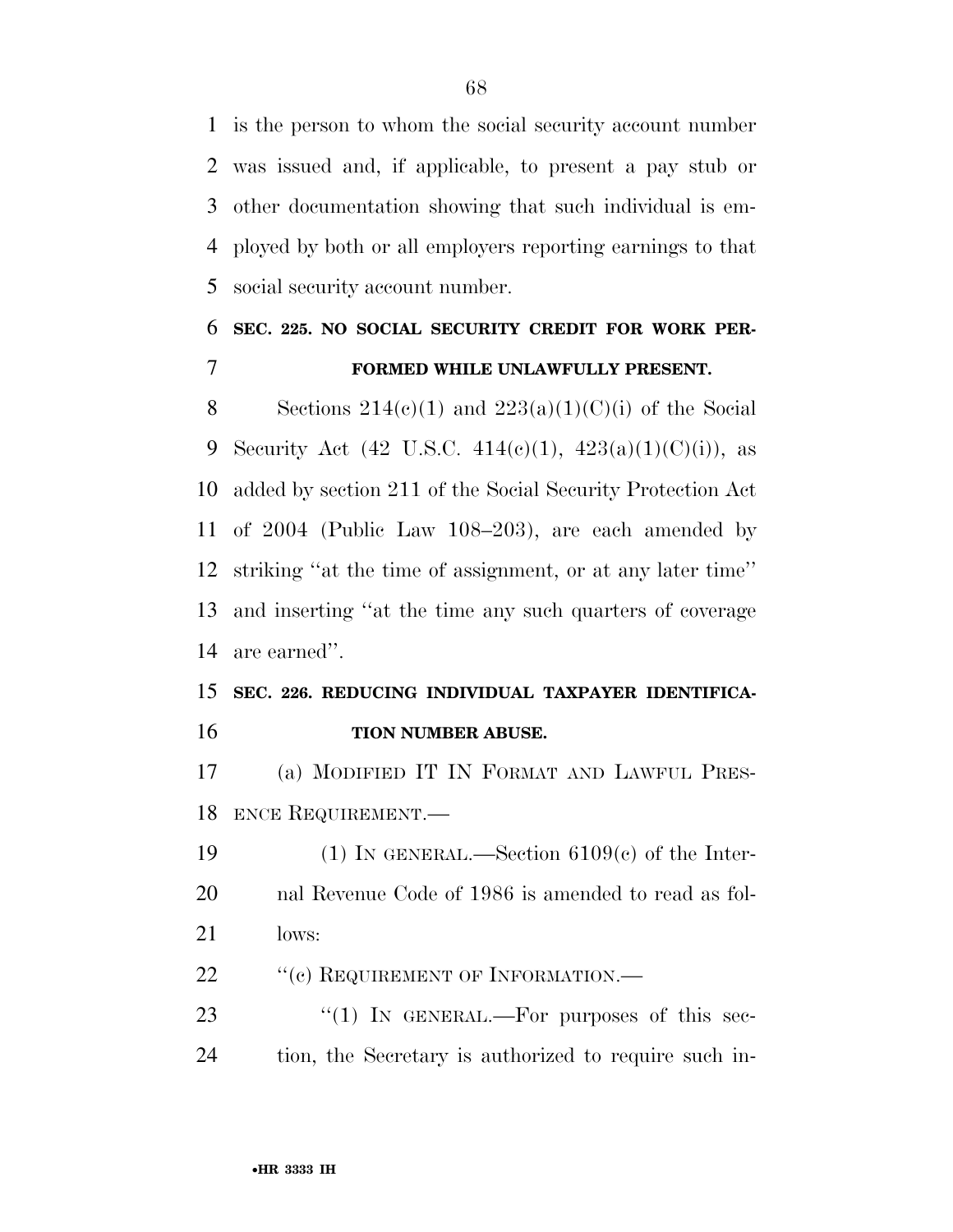is the person to whom the social security account number was issued and, if applicable, to present a pay stub or other documentation showing that such individual is employed by both or all employers reporting earnings to that social security account number.

**SEC. 225. NO SOCIAL SECURITY CREDIT FOR WORK PERFORMED WHILE UNLAWFULLY PRESENT.**

Sections 214(c)(1) and 223(a)(1)(C)(i) of the Social Security Act (42 U.S.C. 414(c)(1), 423(a)(1)(C)(i)), as added by section 211 of the Social Security Protection Act of 2004 (Public Law 108–203), are each amended by striking ''at the time of assignment, or at any later time'' and inserting ''at the time any such quarters of coverage are earned''.

**SEC. 226. REDUCING INDIVIDUAL TAXPAYER IDENTIFICATION NUMBER ABUSE.**

(a) MODIFIED IT IN FORMAT AND LAWFUL PRESENCE REQUIREMENT.—

(1) IN GENERAL.—Section 6109(c) of the Internal Revenue Code of 1986 is amended to read as follows:

''(c) REQUIREMENT OF INFORMATION.—

''(1) IN GENERAL.—For purposes of this section, the Secretary is authorized to require such in-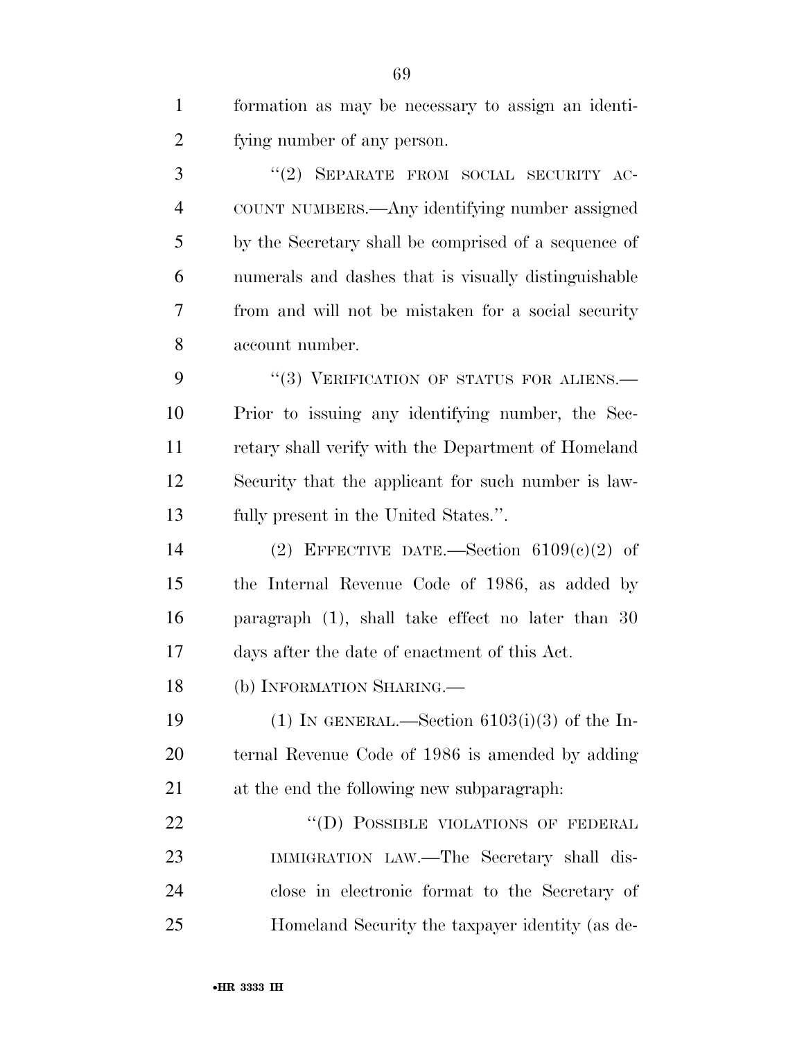formation as may be necessary to assign an identifying number of any person.

"(2) SEPARATE FROM SOCIAL SECURITY ACCOUNT NUMBERS.—Any identifying number assigned by the Secretary shall be comprised of a sequence of numerals and dashes that is visually distinguishable from and will not be mistaken for a social security account number.

"(3) VERIFICATION OF STATUS FOR ALIENS.—Prior to issuing any identifying number, the Secretary shall verify with the Department of Homeland Security that the applicant for such number is lawfully present in the United States.".

(2) EFFECTIVE DATE.—Section 6109(c)(2) of the Internal Revenue Code of 1986, as added by paragraph (1), shall take effect no later than 30 days after the date of enactment of this Act.

(b) INFORMATION SHARING.—

(1) IN GENERAL.—Section 6103(i)(3) of the Internal Revenue Code of 1986 is amended by adding at the end the following new subparagraph:

"(D) POSSIBLE VIOLATIONS OF FEDERAL IMMIGRATION LAW.—The Secretary shall disclose in electronic format to the Secretary of Homeland Security the taxpayer identity (as de-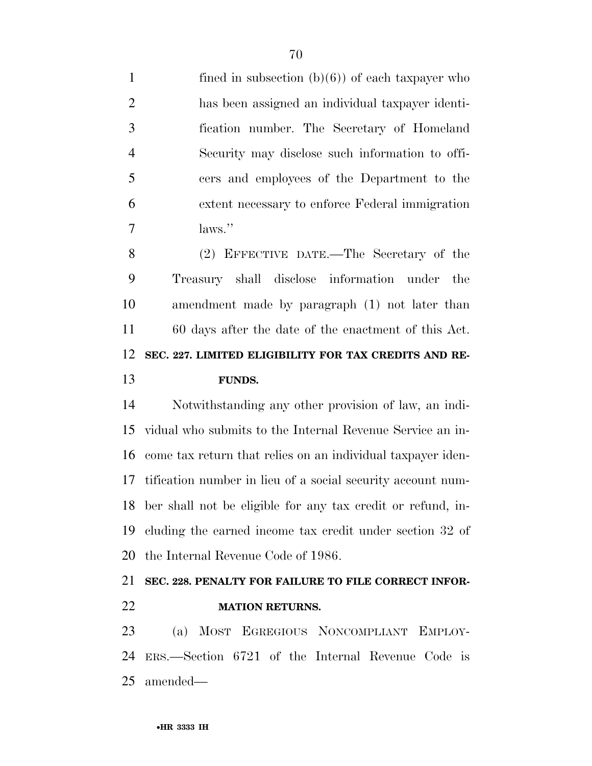fined in subsection (b)(6)) of each taxpayer who has been assigned an individual taxpayer identification number. The Secretary of Homeland Security may disclose such information to officers and employees of the Department to the extent necessary to enforce Federal immigration laws.''

(2) EFFECTIVE DATE.—The Secretary of the Treasury shall disclose information under the amendment made by paragraph (1) not later than 60 days after the date of the enactment of this Act.

**SEC. 227. LIMITED ELIGIBILITY FOR TAX CREDITS AND REFUNDS.**

Notwithstanding any other provision of law, an individual who submits to the Internal Revenue Service an income tax return that relies on an individual taxpayer identification number in lieu of a social security account number shall not be eligible for any tax credit or refund, including the earned income tax credit under section 32 of the Internal Revenue Code of 1986.

**SEC. 228. PENALTY FOR FAILURE TO FILE CORRECT INFORMATION RETURNS.**

(a) MOST EGREGIOUS NONCOMPLIANT EMPLOYERS.—Section 6721 of the Internal Revenue Code is amended—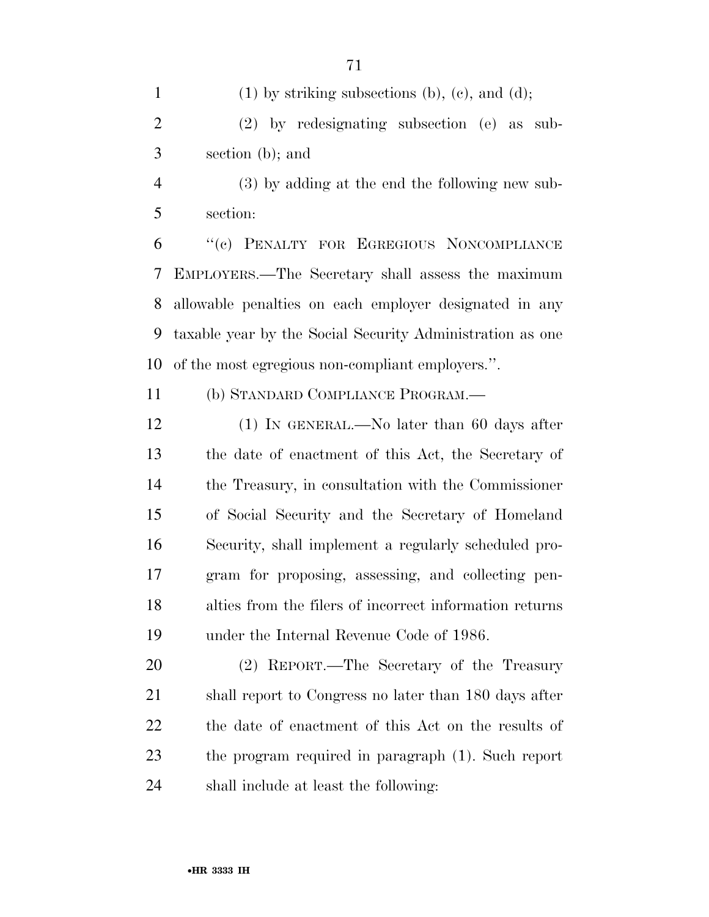(1) by striking subsections (b), (c), and (d);

(2) by redesignating subsection (e) as subsection (b); and

(3) by adding at the end the following new subsection:

"(c) PENALTY FOR EGREGIOUS NONCOMPLIANCE EMPLOYERS.—The Secretary shall assess the maximum allowable penalties on each employer designated in any taxable year by the Social Security Administration as one of the most egregious non-compliant employers.".

(b) STANDARD COMPLIANCE PROGRAM.—

(1) IN GENERAL.—No later than 60 days after the date of enactment of this Act, the Secretary of the Treasury, in consultation with the Commissioner of Social Security and the Secretary of Homeland Security, shall implement a regularly scheduled program for proposing, assessing, and collecting penalties from the filers of incorrect information returns under the Internal Revenue Code of 1986.

(2) REPORT.—The Secretary of the Treasury shall report to Congress no later than 180 days after the date of enactment of this Act on the results of the program required in paragraph (1). Such report shall include at least the following: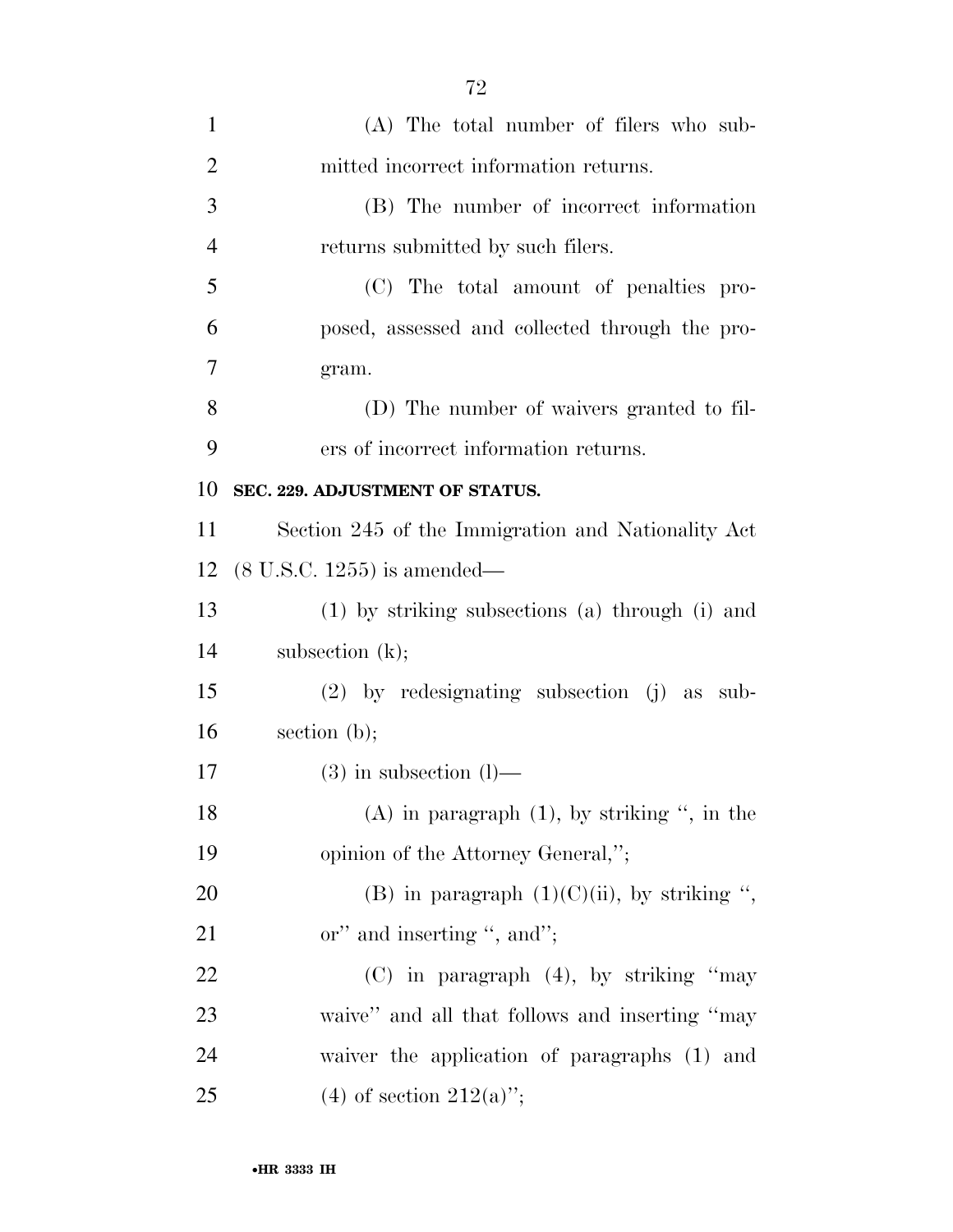(A) The total number of filers who submitted incorrect information returns.

(B) The number of incorrect information returns submitted by such filers.

(C) The total amount of penalties proposed, assessed and collected through the program.

(D) The number of waivers granted to filers of incorrect information returns.

**SEC. 229. ADJUSTMENT OF STATUS.**

Section 245 of the Immigration and Nationality Act (8 U.S.C. 1255) is amended—

(1) by striking subsections (a) through (i) and subsection (k);

(2) by redesignating subsection (j) as subsection (b);

(3) in subsection (l)—

(A) in paragraph (1), by striking ", in the opinion of the Attorney General,";

(B) in paragraph (1)(C)(ii), by striking ", or" and inserting ", and";

(C) in paragraph (4), by striking "may waive" and all that follows and inserting "may waiver the application of paragraphs (1) and (4) of section 212(a)";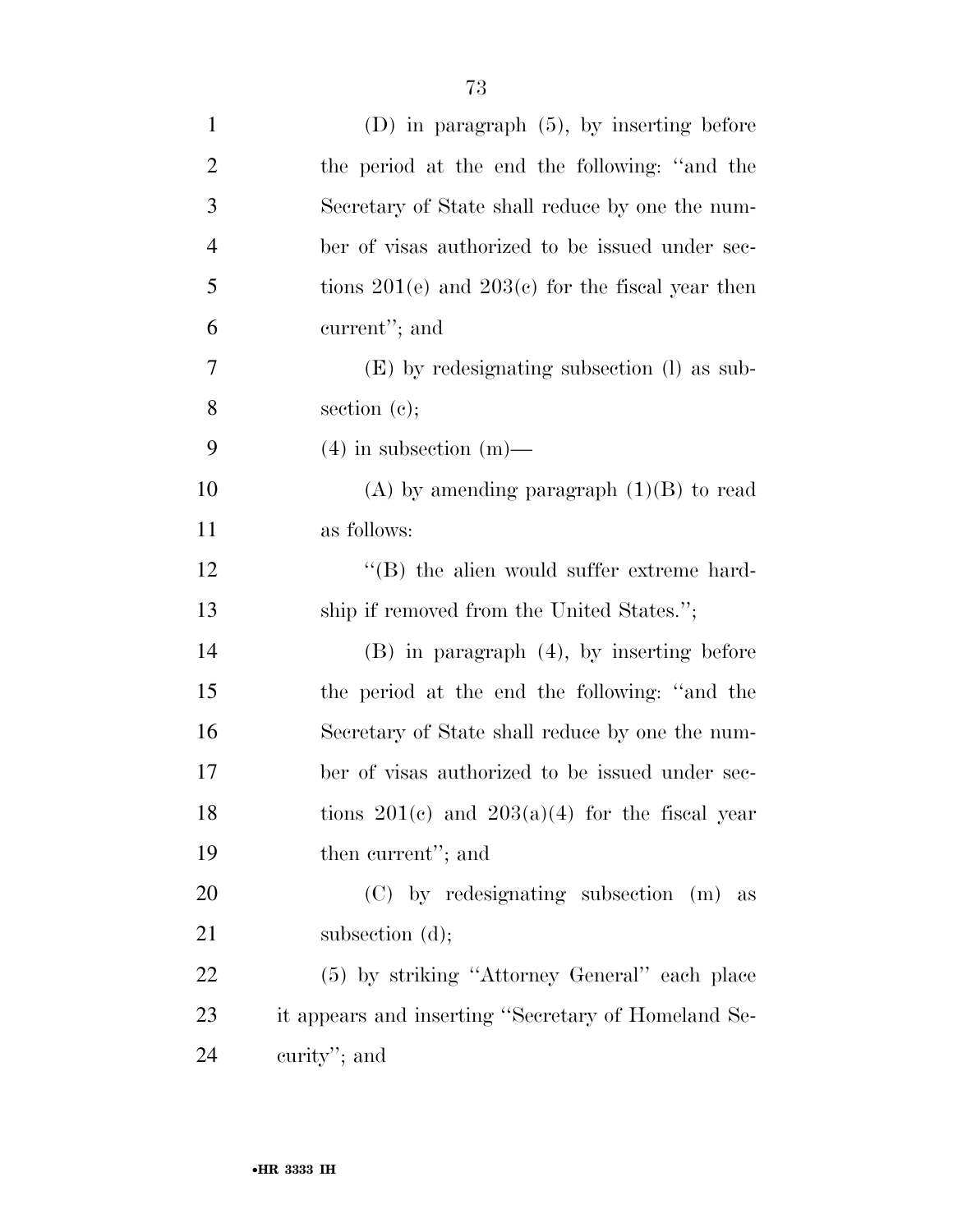(D) in paragraph (5), by inserting before the period at the end the following: ''and the Secretary of State shall reduce by one the number of visas authorized to be issued under sections 201(e) and 203(c) for the fiscal year then current''; and

(E) by redesignating subsection (l) as subsection (c);

(4) in subsection (m)—

(A) by amending paragraph (1)(B) to read as follows:

''(B) the alien would suffer extreme hardship if removed from the United States.'';

(B) in paragraph (4), by inserting before the period at the end the following: ''and the Secretary of State shall reduce by one the number of visas authorized to be issued under sections 201(c) and 203(a)(4) for the fiscal year then current''; and

(C) by redesignating subsection (m) as subsection (d);

(5) by striking ''Attorney General'' each place it appears and inserting ''Secretary of Homeland Security''; and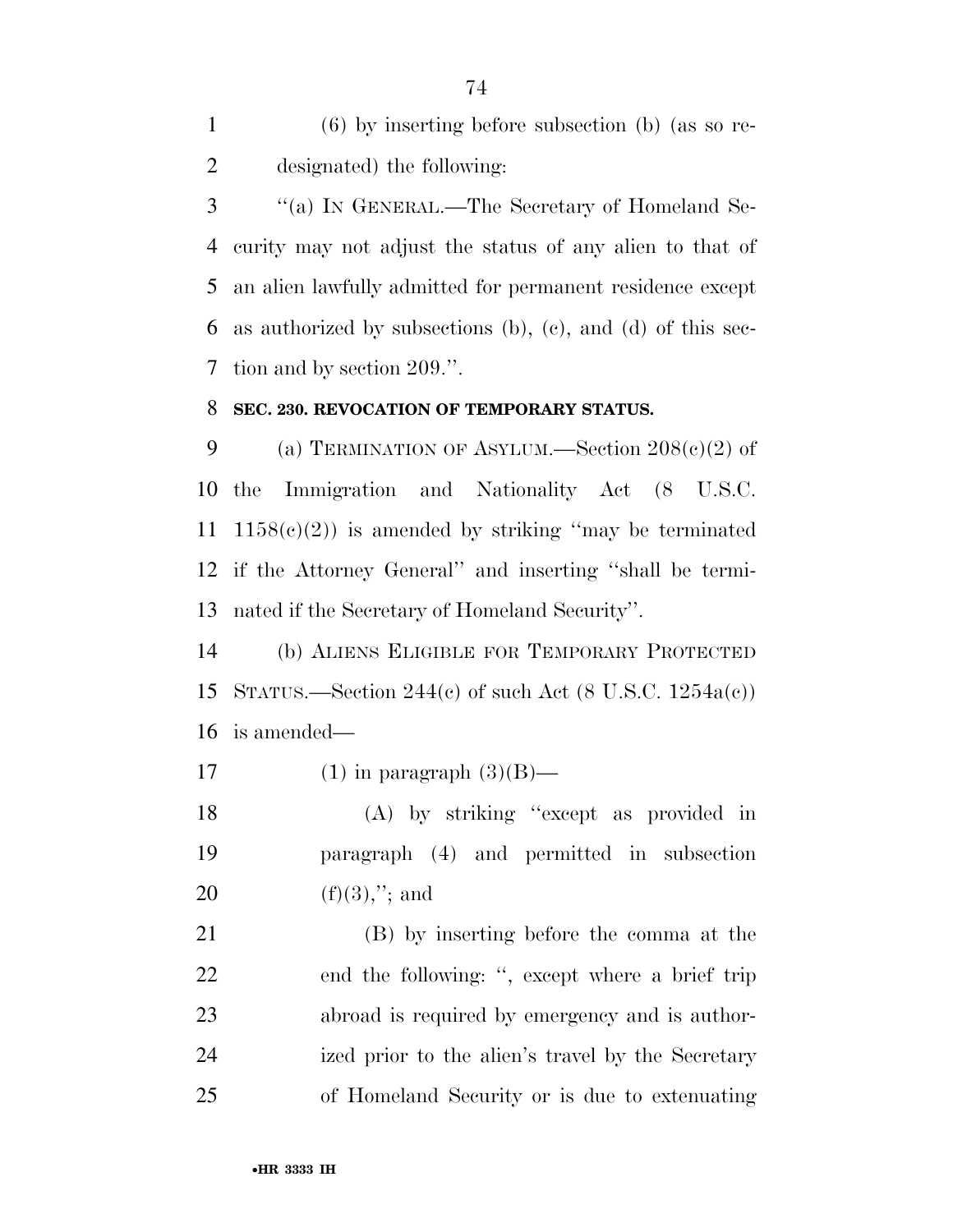(6) by inserting before subsection (b) (as so redesignated) the following:

''(a) IN GENERAL.—The Secretary of Homeland Security may not adjust the status of any alien to that of an alien lawfully admitted for permanent residence except as authorized by subsections (b), (c), and (d) of this section and by section 209.''.

**SEC. 230. REVOCATION OF TEMPORARY STATUS.**

(a) TERMINATION OF ASYLUM.—Section 208(c)(2) of the Immigration and Nationality Act (8 U.S.C. 1158(c)(2)) is amended by striking ''may be terminated if the Attorney General'' and inserting ''shall be terminated if the Secretary of Homeland Security''.

(b) ALIENS ELIGIBLE FOR TEMPORARY PROTECTED STATUS.—Section 244(c) of such Act (8 U.S.C. 1254a(c)) is amended—

(1) in paragraph (3)(B)—

(A) by striking ''except as provided in paragraph (4) and permitted in subsection (f)(3),''; and

(B) by inserting before the comma at the end the following: '', except where a brief trip abroad is required by emergency and is authorized prior to the alien's travel by the Secretary of Homeland Security or is due to extenuating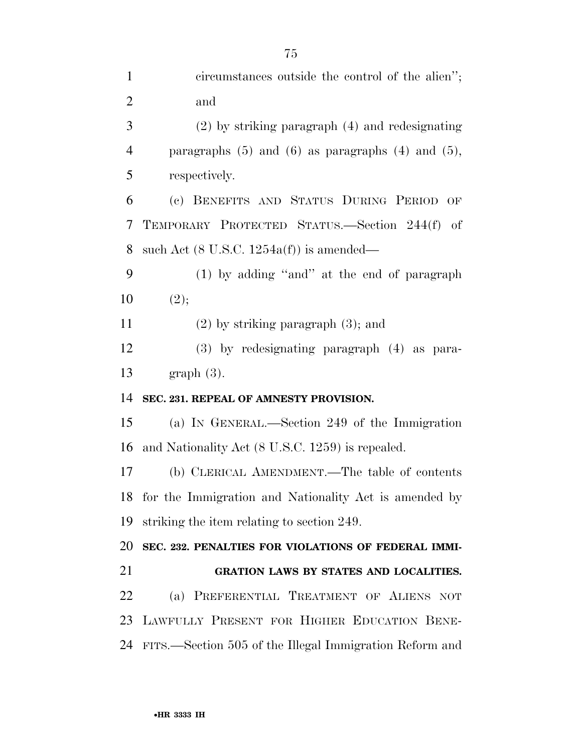circumstances outside the control of the alien''; and

(2) by striking paragraph (4) and redesignating paragraphs (5) and (6) as paragraphs (4) and (5), respectively.

(c) BENEFITS AND STATUS DURING PERIOD OF TEMPORARY PROTECTED STATUS.—Section 244(f) of such Act (8 U.S.C. 1254a(f)) is amended—

(1) by adding ''and'' at the end of paragraph (2);

(2) by striking paragraph (3); and

(3) by redesignating paragraph (4) as paragraph (3).

**SEC. 231. REPEAL OF AMNESTY PROVISION.**

(a) IN GENERAL.—Section 249 of the Immigration and Nationality Act (8 U.S.C. 1259) is repealed.

(b) CLERICAL AMENDMENT.—The table of contents for the Immigration and Nationality Act is amended by striking the item relating to section 249.

**SEC. 232. PENALTIES FOR VIOLATIONS OF FEDERAL IMMIGRATION LAWS BY STATES AND LOCALITIES.**

(a) PREFERENTIAL TREATMENT OF ALIENS NOT LAWFULLY PRESENT FOR HIGHER EDUCATION BENEFITS.—Section 505 of the Illegal Immigration Reform and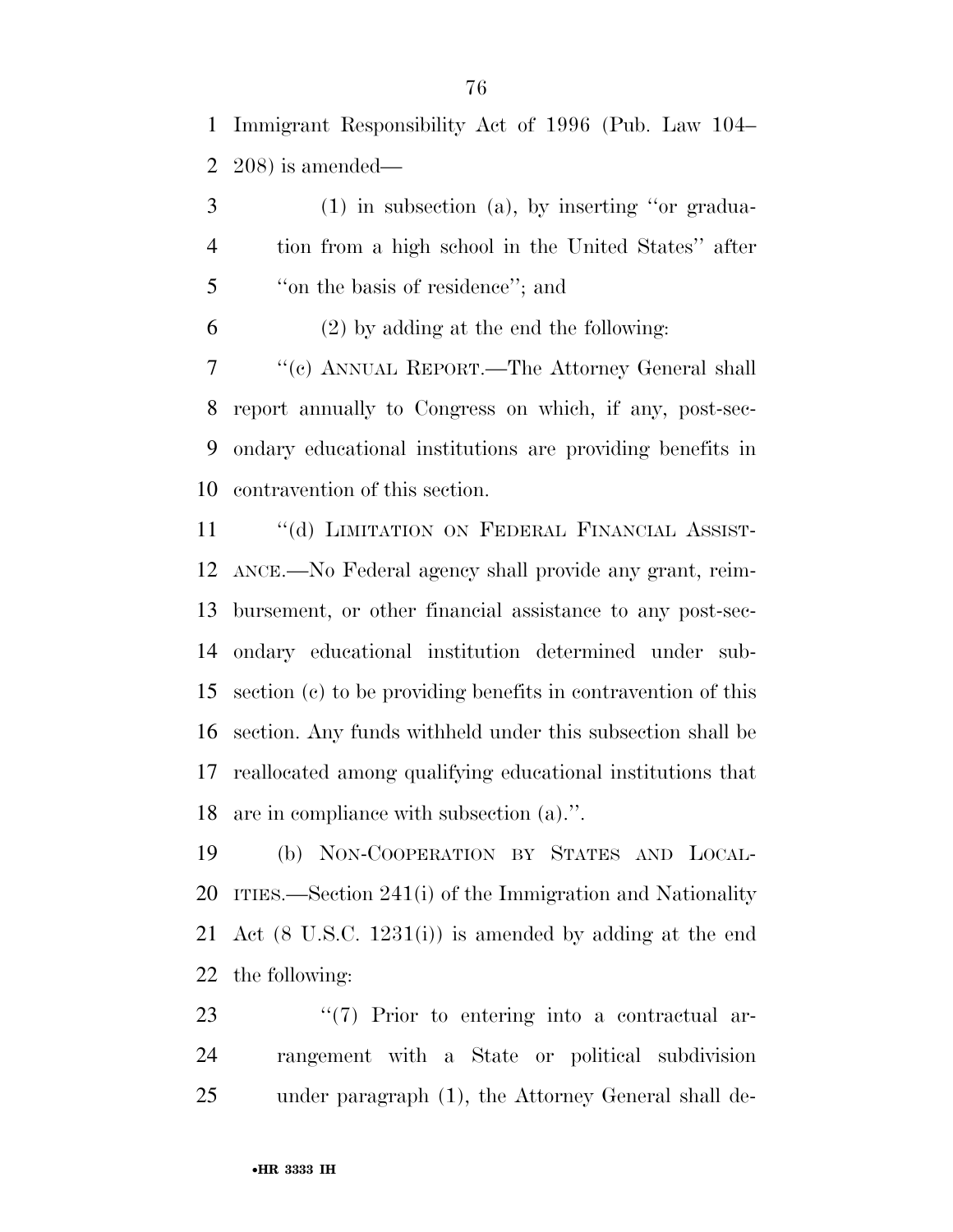Immigrant Responsibility Act of 1996 (Pub. Law 104–208) is amended—

(1) in subsection (a), by inserting ''or graduation from a high school in the United States'' after ''on the basis of residence''; and

(2) by adding at the end the following:

''(c) ANNUAL REPORT.—The Attorney General shall report annually to Congress on which, if any, post-secondary educational institutions are providing benefits in contravention of this section.

''(d) LIMITATION ON FEDERAL FINANCIAL ASSISTANCE.—No Federal agency shall provide any grant, reimbursement, or other financial assistance to any post-secondary educational institution determined under subsection (c) to be providing benefits in contravention of this section. Any funds withheld under this subsection shall be reallocated among qualifying educational institutions that are in compliance with subsection (a).''.

(b) NON-COOPERATION BY STATES AND LOCALITIES.—Section 241(i) of the Immigration and Nationality Act (8 U.S.C. 1231(i)) is amended by adding at the end the following:

''(7) Prior to entering into a contractual arrangement with a State or political subdivision under paragraph (1), the Attorney General shall de-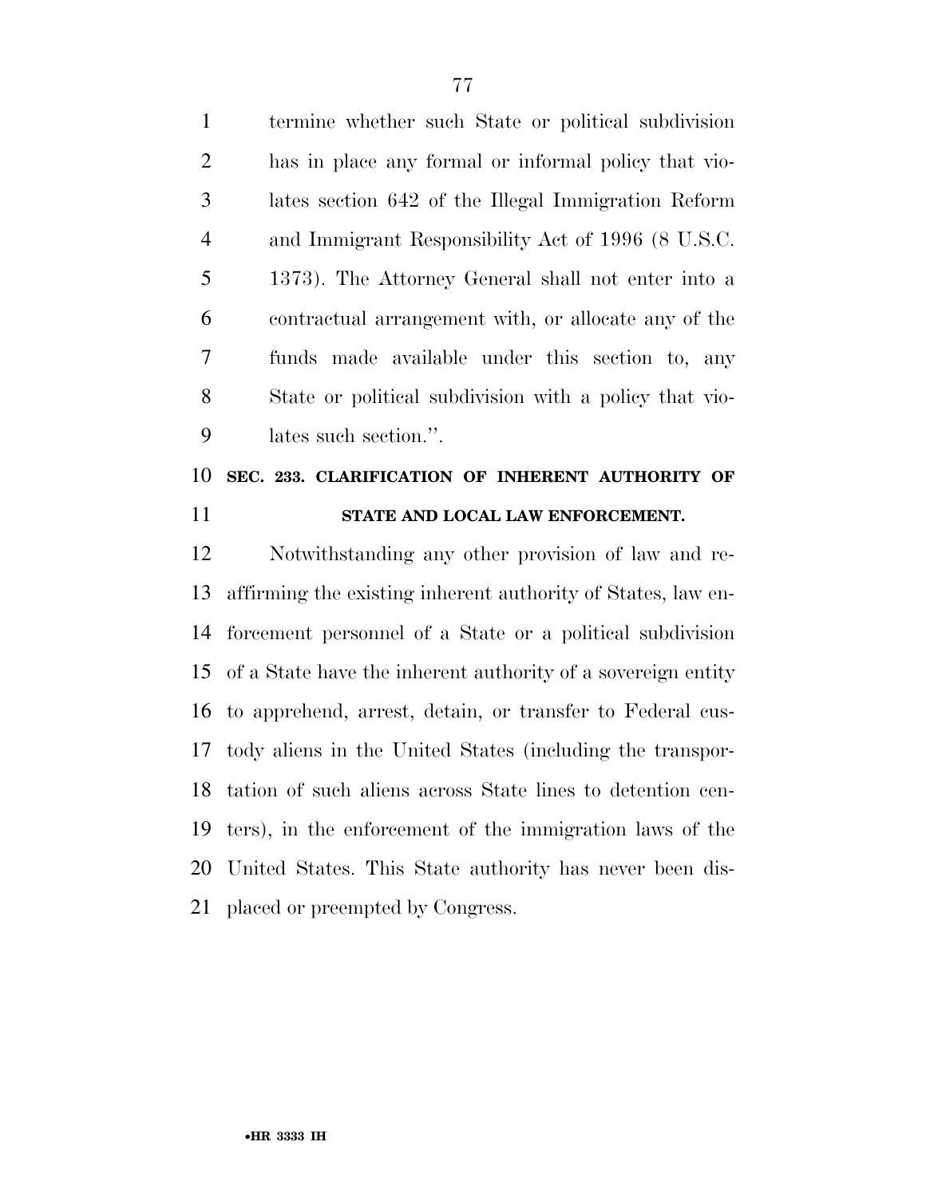termine whether such State or political subdivision has in place any formal or informal policy that violates section 642 of the Illegal Immigration Reform and Immigrant Responsibility Act of 1996 (8 U.S.C. 1373). The Attorney General shall not enter into a contractual arrangement with, or allocate any of the funds made available under this section to, any State or political subdivision with a policy that violates such section.''.

**SEC. 233. CLARIFICATION OF INHERENT AUTHORITY OF STATE AND LOCAL LAW ENFORCEMENT.**

Notwithstanding any other provision of law and reaffirming the existing inherent authority of States, law enforcement personnel of a State or a political subdivision of a State have the inherent authority of a sovereign entity to apprehend, arrest, detain, or transfer to Federal custody aliens in the United States (including the transportation of such aliens across State lines to detention centers), in the enforcement of the immigration laws of the United States. This State authority has never been displaced or preempted by Congress.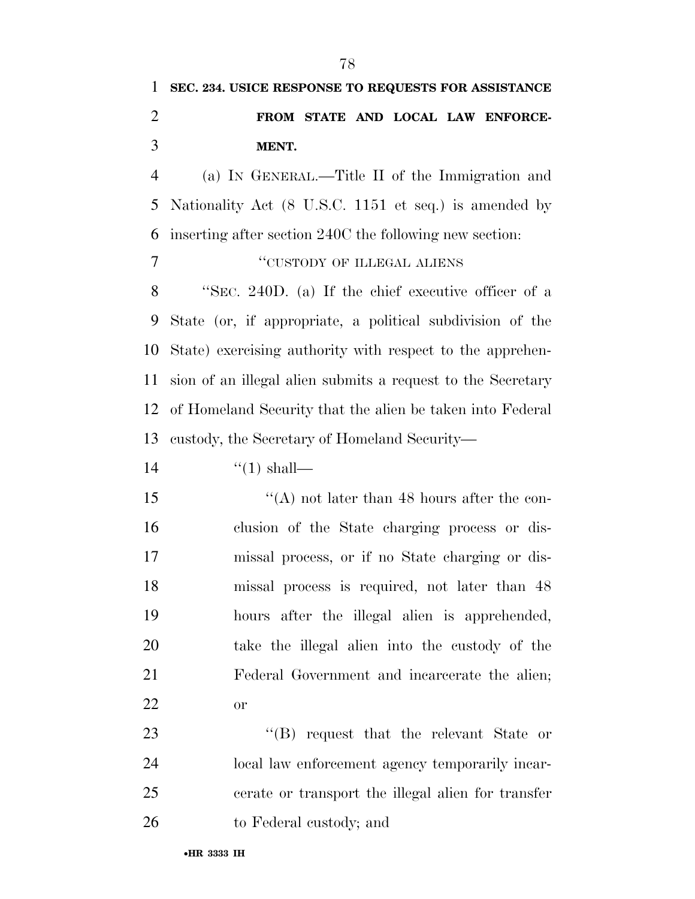**SEC. 234. USICE RESPONSE TO REQUESTS FOR ASSISTANCE FROM STATE AND LOCAL LAW ENFORCEMENT.**

(a) IN GENERAL.—Title II of the Immigration and Nationality Act (8 U.S.C. 1151 et seq.) is amended by inserting after section 240C the following new section:

"CUSTODY OF ILLEGAL ALIENS

"SEC. 240D. (a) If the chief executive officer of a State (or, if appropriate, a political subdivision of the State) exercising authority with respect to the apprehension of an illegal alien submits a request to the Secretary of Homeland Security that the alien be taken into Federal custody, the Secretary of Homeland Security—

"(1) shall—

"(A) not later than 48 hours after the conclusion of the State charging process or dismissal process, or if no State charging or dismissal process is required, not later than 48 hours after the illegal alien is apprehended, take the illegal alien into the custody of the Federal Government and incarcerate the alien; or

"(B) request that the relevant State or local law enforcement agency temporarily incarcerate or transport the illegal alien for transfer to Federal custody; and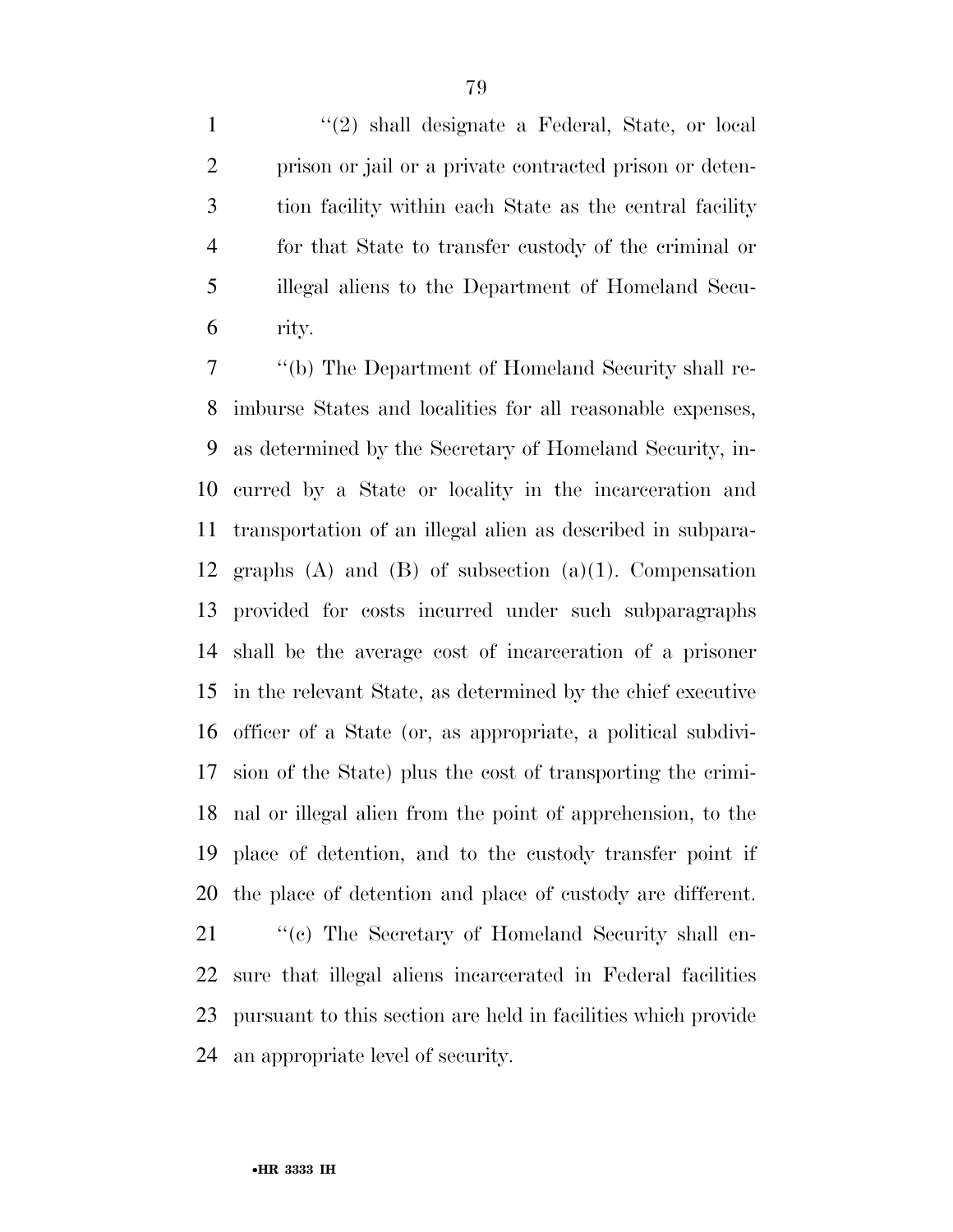''(2) shall designate a Federal, State, or local prison or jail or a private contracted prison or detention facility within each State as the central facility for that State to transfer custody of the criminal or illegal aliens to the Department of Homeland Security.

''(b) The Department of Homeland Security shall reimburse States and localities for all reasonable expenses, as determined by the Secretary of Homeland Security, incurred by a State or locality in the incarceration and transportation of an illegal alien as described in subparagraphs (A) and (B) of subsection (a)(1). Compensation provided for costs incurred under such subparagraphs shall be the average cost of incarceration of a prisoner in the relevant State, as determined by the chief executive officer of a State (or, as appropriate, a political subdivision of the State) plus the cost of transporting the criminal or illegal alien from the point of apprehension, to the place of detention, and to the custody transfer point if the place of detention and place of custody are different.

''(c) The Secretary of Homeland Security shall ensure that illegal aliens incarcerated in Federal facilities pursuant to this section are held in facilities which provide an appropriate level of security.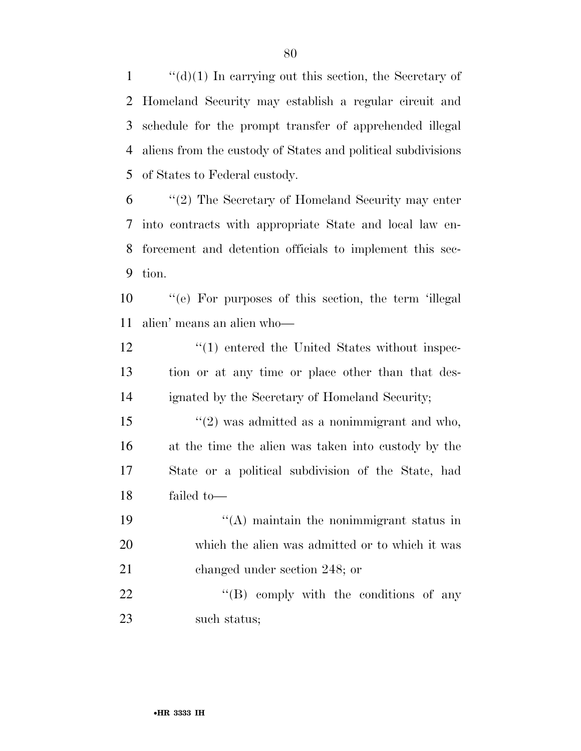''(d)(1) In carrying out this section, the Secretary of Homeland Security may establish a regular circuit and schedule for the prompt transfer of apprehended illegal aliens from the custody of States and political subdivisions of States to Federal custody.

''(2) The Secretary of Homeland Security may enter into contracts with appropriate State and local law enforcement and detention officials to implement this section.

''(e) For purposes of this section, the term 'illegal alien' means an alien who—

''(1) entered the United States without inspection or at any time or place other than that designated by the Secretary of Homeland Security;

''(2) was admitted as a nonimmigrant and who, at the time the alien was taken into custody by the State or a political subdivision of the State, had failed to—

''(A) maintain the nonimmigrant status in which the alien was admitted or to which it was changed under section 248; or

''(B) comply with the conditions of any such status;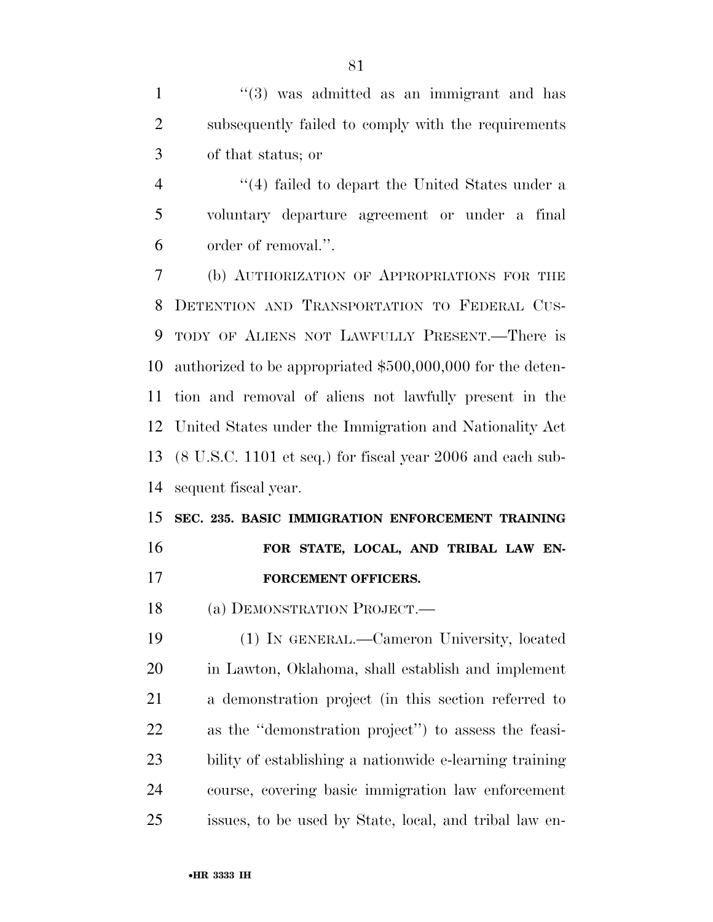"(3) was admitted as an immigrant and has subsequently failed to comply with the requirements of that status; or

"(4) failed to depart the United States under a voluntary departure agreement or under a final order of removal.".

(b) AUTHORIZATION OF APPROPRIATIONS FOR THE DETENTION AND TRANSPORTATION TO FEDERAL CUSTODY OF ALIENS NOT LAWFULLY PRESENT.—There is authorized to be appropriated $500,000,000 for the detention and removal of aliens not lawfully present in the United States under the Immigration and Nationality Act (8 U.S.C. 1101 et seq.) for fiscal year 2006 and each subsequent fiscal year.

**SEC. 235. BASIC IMMIGRATION ENFORCEMENT TRAINING FOR STATE, LOCAL, AND TRIBAL LAW ENFORCEMENT OFFICERS.**

(a) DEMONSTRATION PROJECT.—

(1) IN GENERAL.—Cameron University, located in Lawton, Oklahoma, shall establish and implement a demonstration project (in this section referred to as the "demonstration project") to assess the feasibility of establishing a nationwide e-learning training course, covering basic immigration law enforcement issues, to be used by State, local, and tribal law en-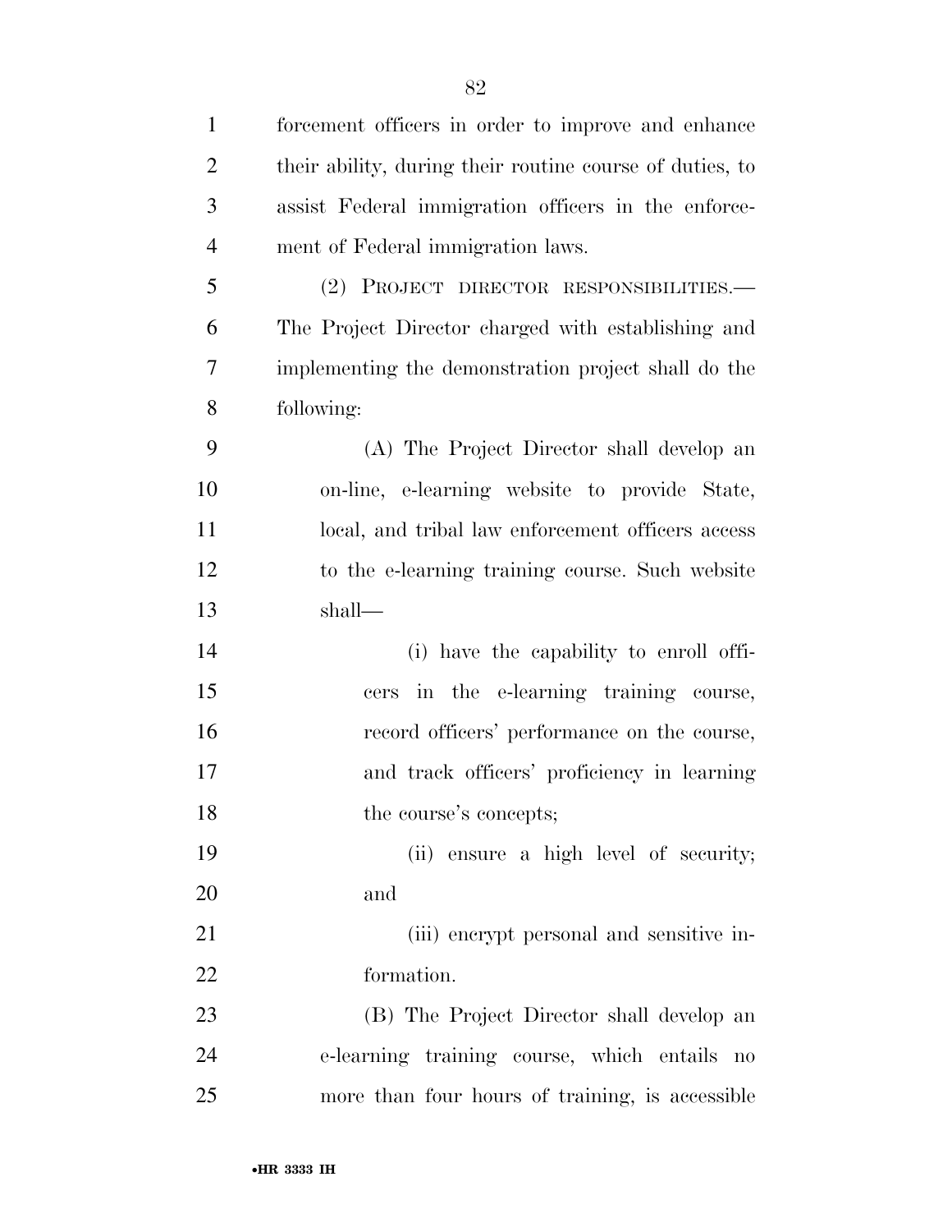forcement officers in order to improve and enhance their ability, during their routine course of duties, to assist Federal immigration officers in the enforcement of Federal immigration laws.

(2) PROJECT DIRECTOR RESPONSIBILITIES.—The Project Director charged with establishing and implementing the demonstration project shall do the following:

(A) The Project Director shall develop an on-line, e-learning website to provide State, local, and tribal law enforcement officers access to the e-learning training course. Such website shall—

(i) have the capability to enroll officers in the e-learning training course, record officers' performance on the course, and track officers' proficiency in learning the course's concepts;

(ii) ensure a high level of security; and

(iii) encrypt personal and sensitive information.

(B) The Project Director shall develop an e-learning training course, which entails no more than four hours of training, is accessible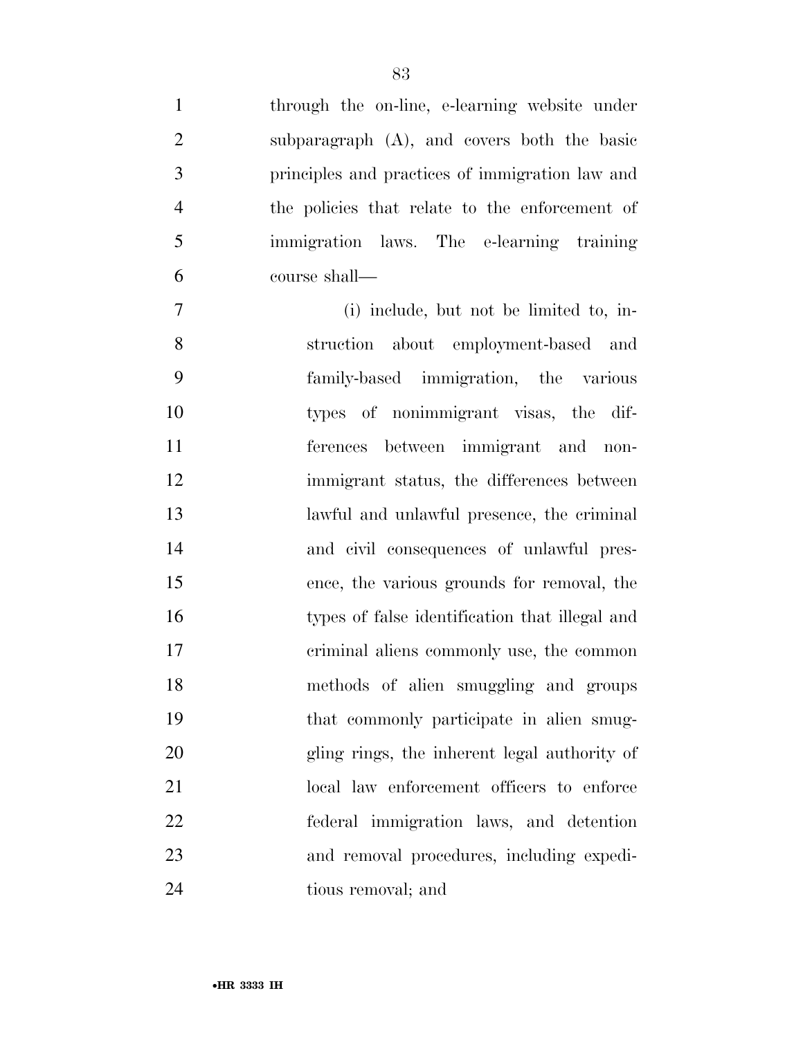through the on-line, e-learning website under subparagraph (A), and covers both the basic principles and practices of immigration law and the policies that relate to the enforcement of immigration laws. The e-learning training course shall—

(i) include, but not be limited to, instruction about employment-based and family-based immigration, the various types of nonimmigrant visas, the differences between immigrant and nonimmigrant status, the differences between lawful and unlawful presence, the criminal and civil consequences of unlawful presence, the various grounds for removal, the types of false identification that illegal and criminal aliens commonly use, the common methods of alien smuggling and groups that commonly participate in alien smuggling rings, the inherent legal authority of local law enforcement officers to enforce federal immigration laws, and detention and removal procedures, including expeditious removal; and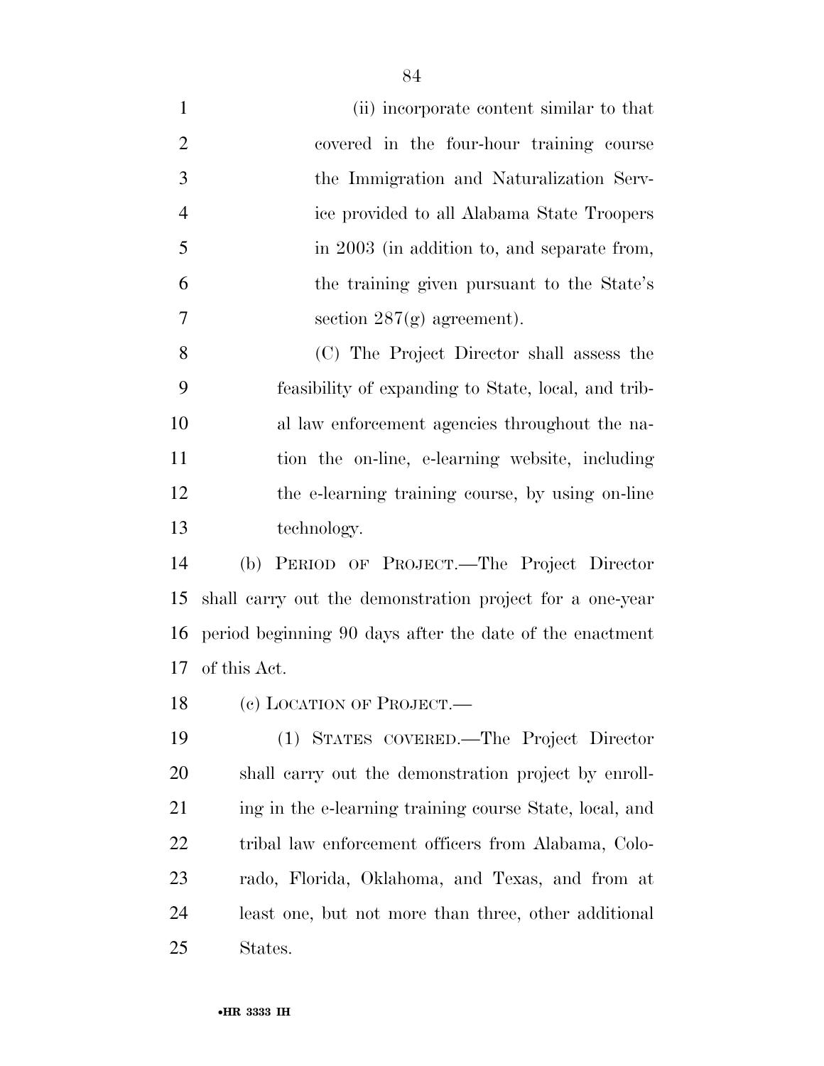(ii) incorporate content similar to that covered in the four-hour training course the Immigration and Naturalization Service provided to all Alabama State Troopers in 2003 (in addition to, and separate from, the training given pursuant to the State's section 287(g) agreement).

(C) The Project Director shall assess the feasibility of expanding to State, local, and tribal law enforcement agencies throughout the nation the on-line, e-learning website, including the e-learning training course, by using on-line technology.

(b) PERIOD OF PROJECT.—The Project Director shall carry out the demonstration project for a one-year period beginning 90 days after the date of the enactment of this Act.

(c) LOCATION OF PROJECT.—

(1) STATES COVERED.—The Project Director shall carry out the demonstration project by enrolling in the e-learning training course State, local, and tribal law enforcement officers from Alabama, Colorado, Florida, Oklahoma, and Texas, and from at least one, but not more than three, other additional States.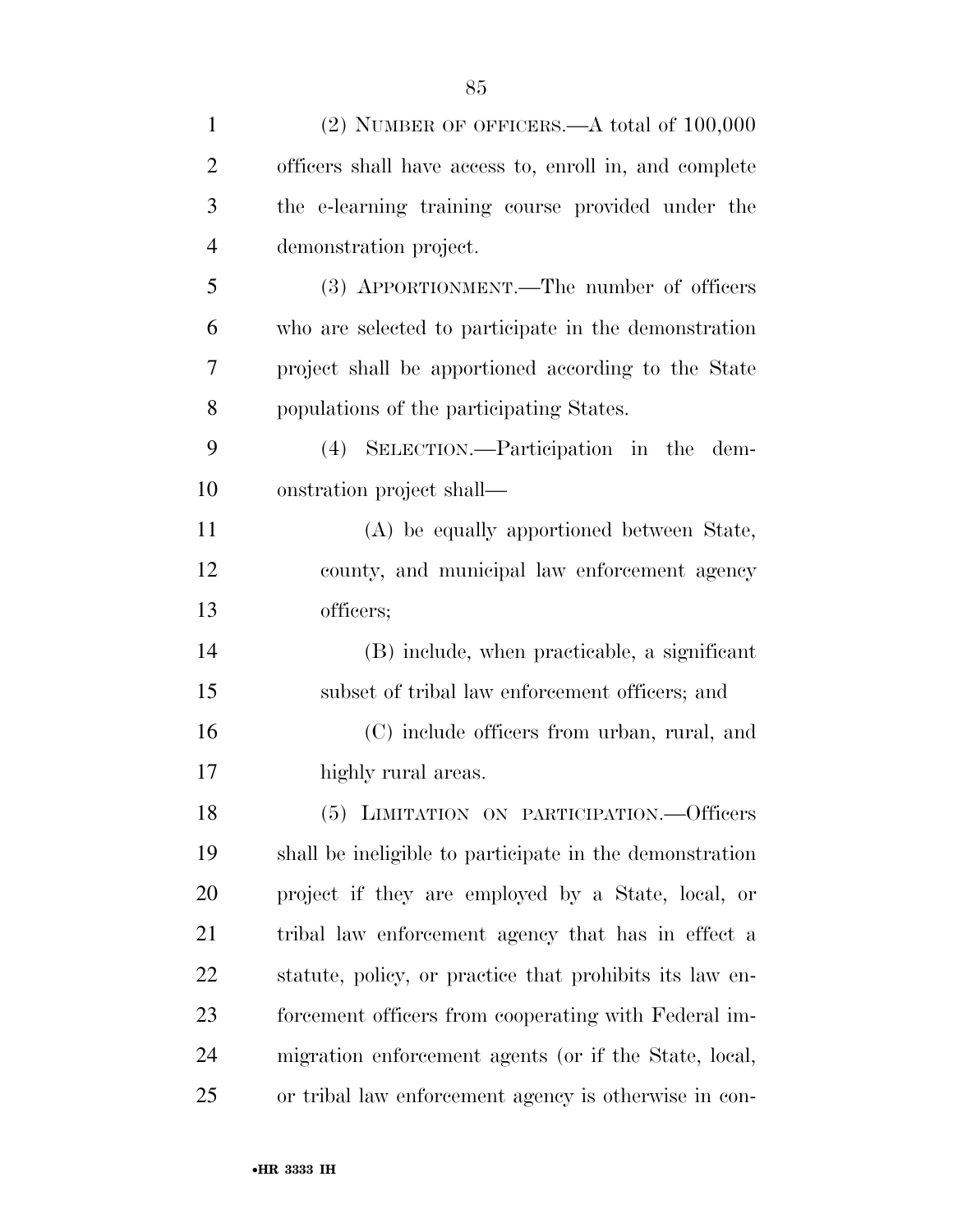(2) NUMBER OF OFFICERS.—A total of 100,000 officers shall have access to, enroll in, and complete the e-learning training course provided under the demonstration project.

(3) APPORTIONMENT.—The number of officers who are selected to participate in the demonstration project shall be apportioned according to the State populations of the participating States.

(4) SELECTION.—Participation in the demonstration project shall—

(A) be equally apportioned between State, county, and municipal law enforcement agency officers;

(B) include, when practicable, a significant subset of tribal law enforcement officers; and

(C) include officers from urban, rural, and highly rural areas.

(5) LIMITATION ON PARTICIPATION.—Officers shall be ineligible to participate in the demonstration project if they are employed by a State, local, or tribal law enforcement agency that has in effect a statute, policy, or practice that prohibits its law enforcement officers from cooperating with Federal immigration enforcement agents (or if the State, local, or tribal law enforcement agency is otherwise in con-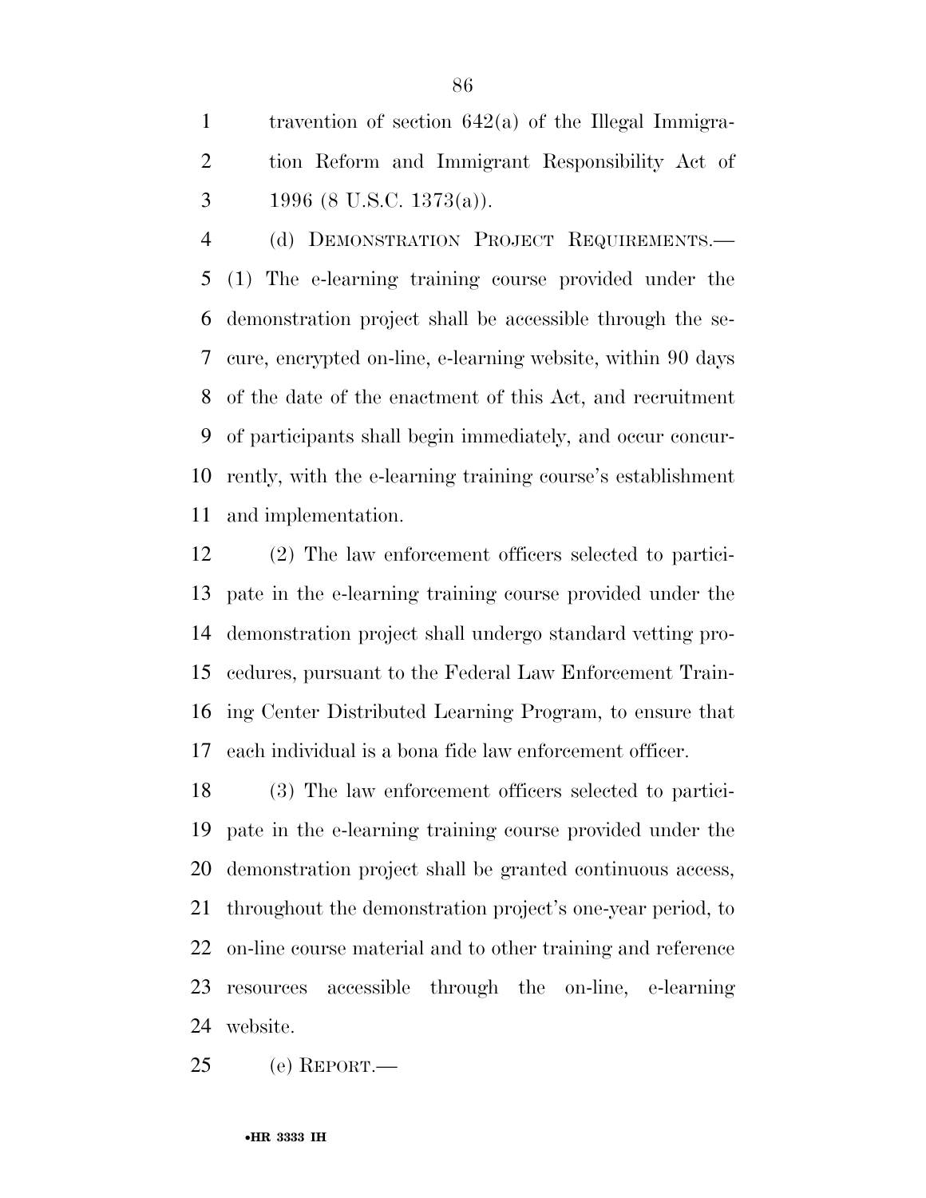travention of section 642(a) of the Illegal Immigration Reform and Immigrant Responsibility Act of 1996 (8 U.S.C. 1373(a)).

(d) DEMONSTRATION PROJECT REQUIREMENTS.—(1) The e-learning training course provided under the demonstration project shall be accessible through the secure, encrypted on-line, e-learning website, within 90 days of the date of the enactment of this Act, and recruitment of participants shall begin immediately, and occur concurrently, with the e-learning training course's establishment and implementation.

(2) The law enforcement officers selected to participate in the e-learning training course provided under the demonstration project shall undergo standard vetting procedures, pursuant to the Federal Law Enforcement Training Center Distributed Learning Program, to ensure that each individual is a bona fide law enforcement officer.

(3) The law enforcement officers selected to participate in the e-learning training course provided under the demonstration project shall be granted continuous access, throughout the demonstration project's one-year period, to on-line course material and to other training and reference resources accessible through the on-line, e-learning website.

(e) REPORT.—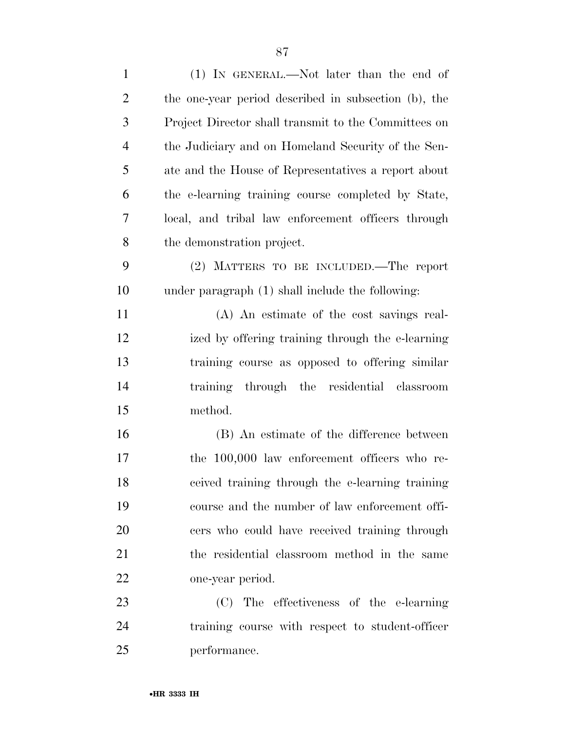(1) IN GENERAL.—Not later than the end of the one-year period described in subsection (b), the Project Director shall transmit to the Committees on the Judiciary and on Homeland Security of the Senate and the House of Representatives a report about the e-learning training course completed by State, local, and tribal law enforcement officers through the demonstration project.

(2) MATTERS TO BE INCLUDED.—The report under paragraph (1) shall include the following:

(A) An estimate of the cost savings realized by offering training through the e-learning training course as opposed to offering similar training through the residential classroom method.

(B) An estimate of the difference between the 100,000 law enforcement officers who received training through the e-learning training course and the number of law enforcement officers who could have received training through the residential classroom method in the same one-year period.

(C) The effectiveness of the e-learning training course with respect to student-officer performance.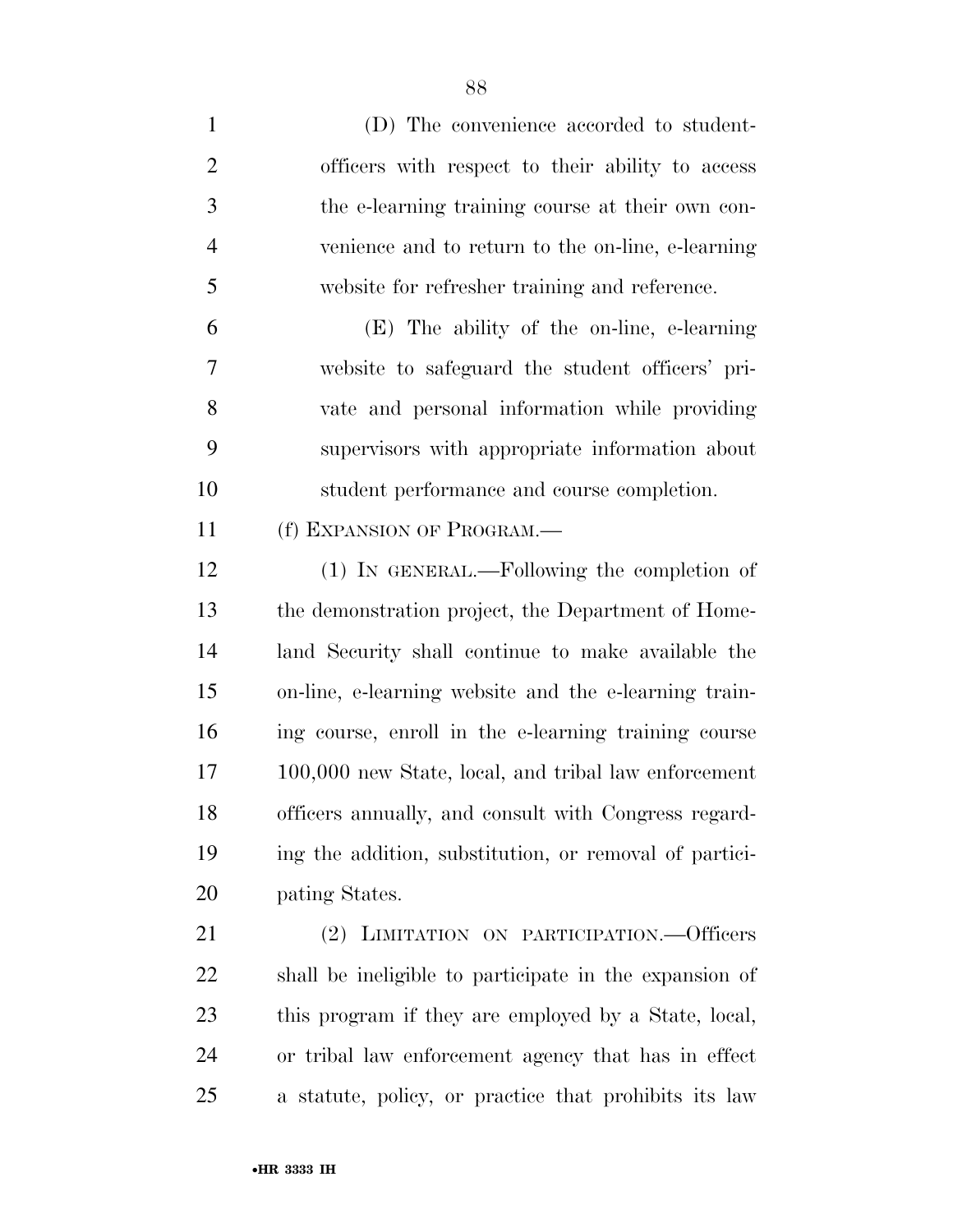(D) The convenience accorded to student-officers with respect to their ability to access the e-learning training course at their own convenience and to return to the on-line, e-learning website for refresher training and reference.

(E) The ability of the on-line, e-learning website to safeguard the student officers' private and personal information while providing supervisors with appropriate information about student performance and course completion.

(f) EXPANSION OF PROGRAM.—

(1) IN GENERAL.—Following the completion of the demonstration project, the Department of Homeland Security shall continue to make available the on-line, e-learning website and the e-learning training course, enroll in the e-learning training course 100,000 new State, local, and tribal law enforcement officers annually, and consult with Congress regarding the addition, substitution, or removal of participating States.

(2) LIMITATION ON PARTICIPATION.—Officers shall be ineligible to participate in the expansion of this program if they are employed by a State, local, or tribal law enforcement agency that has in effect a statute, policy, or practice that prohibits its law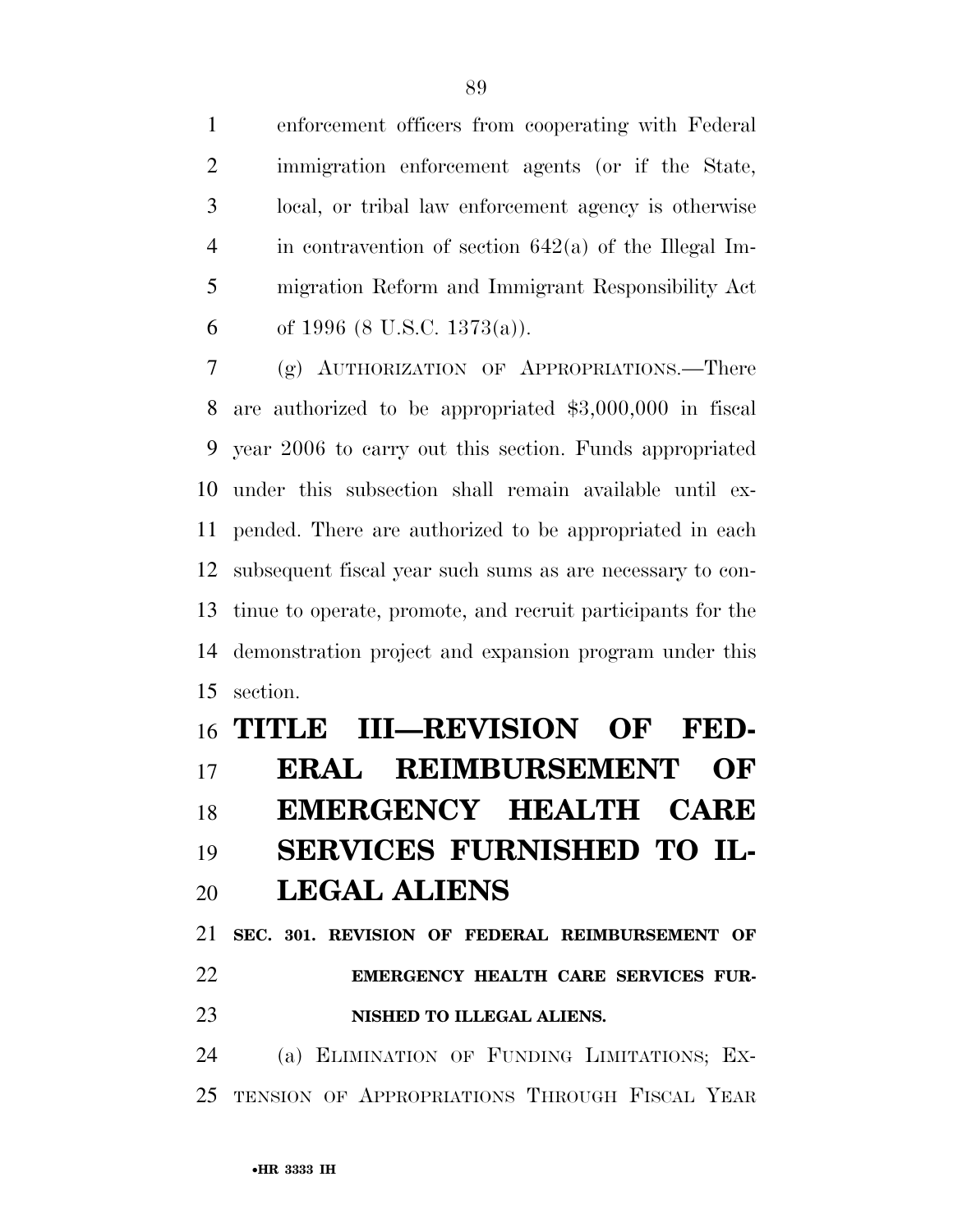enforcement officers from cooperating with Federal immigration enforcement agents (or if the State, local, or tribal law enforcement agency is otherwise in contravention of section 642(a) of the Illegal Immigration Reform and Immigrant Responsibility Act of 1996 (8 U.S.C. 1373(a)).

(g) AUTHORIZATION OF APPROPRIATIONS.—There are authorized to be appropriated $3,000,000 in fiscal year 2006 to carry out this section. Funds appropriated under this subsection shall remain available until expended. There are authorized to be appropriated in each subsequent fiscal year such sums as are necessary to continue to operate, promote, and recruit participants for the demonstration project and expansion program under this section.

# TITLE III—REVISION OF FEDERAL REIMBURSEMENT OF EMERGENCY HEALTH CARE SERVICES FURNISHED TO ILLEGAL ALIENS

### SEC. 301. REVISION OF FEDERAL REIMBURSEMENT OF EMERGENCY HEALTH CARE SERVICES FURNISHED TO ILLEGAL ALIENS.

(a) ELIMINATION OF FUNDING LIMITATIONS; EXTENSION OF APPROPRIATIONS THROUGH FISCAL YEAR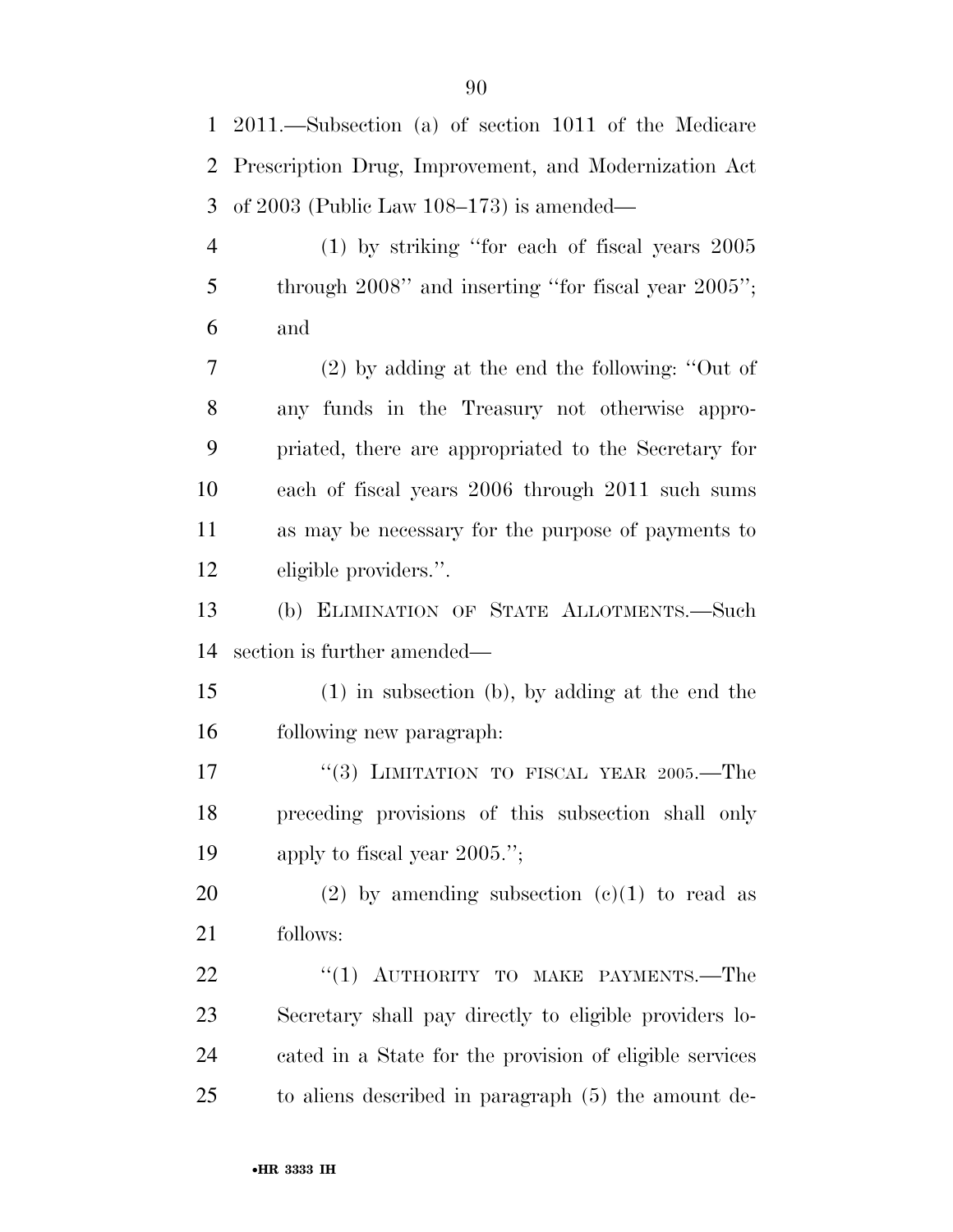2011.—Subsection (a) of section 1011 of the Medicare Prescription Drug, Improvement, and Modernization Act of 2003 (Public Law 108–173) is amended—

(1) by striking ''for each of fiscal years 2005 through 2008'' and inserting ''for fiscal year 2005''; and

(2) by adding at the end the following: ''Out of any funds in the Treasury not otherwise appropriated, there are appropriated to the Secretary for each of fiscal years 2006 through 2011 such sums as may be necessary for the purpose of payments to eligible providers.''.

(b) ELIMINATION OF STATE ALLOTMENTS.—Such section is further amended—

(1) in subsection (b), by adding at the end the following new paragraph:

''(3) LIMITATION TO FISCAL YEAR 2005.—The preceding provisions of this subsection shall only apply to fiscal year 2005.'';

(2) by amending subsection (c)(1) to read as follows:

''(1) AUTHORITY TO MAKE PAYMENTS.—The Secretary shall pay directly to eligible providers located in a State for the provision of eligible services to aliens described in paragraph (5) the amount de-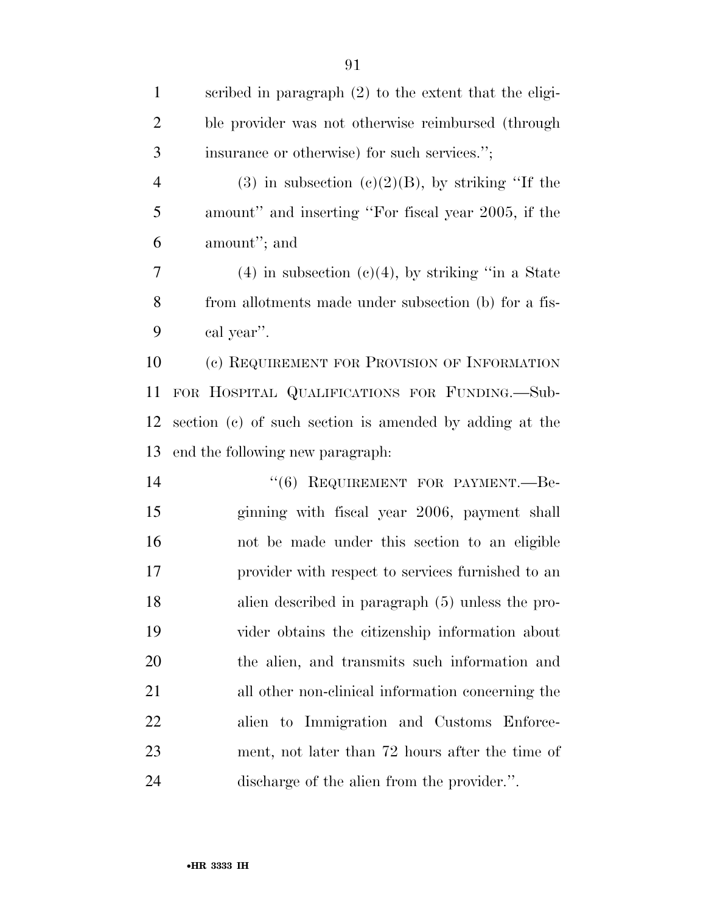scribed in paragraph (2) to the extent that the eligible provider was not otherwise reimbursed (through insurance or otherwise) for such services.'';

(3) in subsection (c)(2)(B), by striking ''If the amount'' and inserting ''For fiscal year 2005, if the amount''; and

(4) in subsection (c)(4), by striking ''in a State from allotments made under subsection (b) for a fiscal year''.

(c) REQUIREMENT FOR PROVISION OF INFORMATION FOR HOSPITAL QUALIFICATIONS FOR FUNDING.—Subsection (c) of such section is amended by adding at the end the following new paragraph:

''(6) REQUIREMENT FOR PAYMENT.—Beginning with fiscal year 2006, payment shall not be made under this section to an eligible provider with respect to services furnished to an alien described in paragraph (5) unless the provider obtains the citizenship information about the alien, and transmits such information and all other non-clinical information concerning the alien to Immigration and Customs Enforcement, not later than 72 hours after the time of discharge of the alien from the provider.''.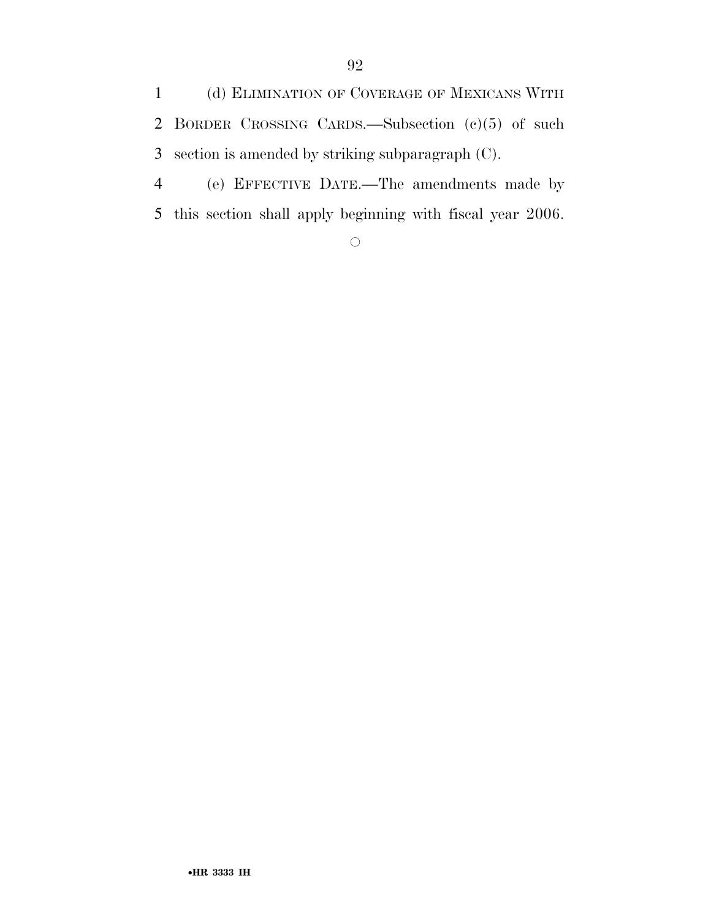(d) ELIMINATION OF COVERAGE OF MEXICANS WITH BORDER CROSSING CARDS.—Subsection (c)(5) of such section is amended by striking subparagraph (C).

(e) EFFECTIVE DATE.—The amendments made by this section shall apply beginning with fiscal year 2006.

○